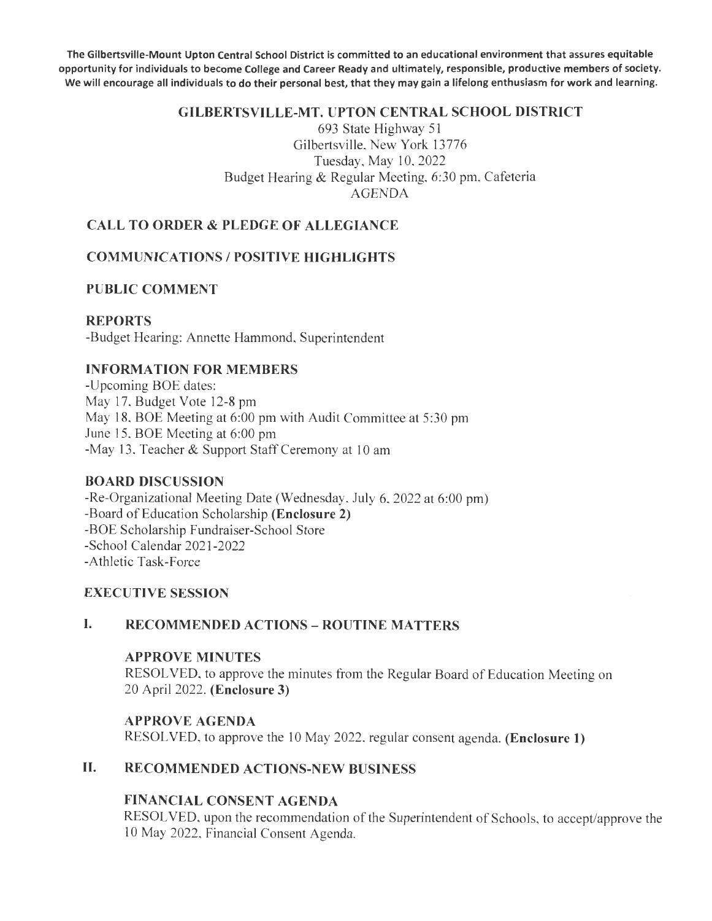**The Gilbertsville-Mount Upton Central School District is committed to an educational environment that assures equitable opportunity for individuals to become College and Career Ready and ultimately, responsible, productive members of society. We will encourage all individuals to do their personal best, that they may gain a lifelong enthusiasm for work and learning.**

# GILBERTSVILLE-MT. UPTON CENTRAL SCHOOL DISTRICT

693 State Highway 51
Gilbertsville, New York 13776
Tuesday, May 10, 2022
Budget Hearing & Regular Meeting, 6:30 pm, Cafeteria
AGENDA

## CALL TO ORDER & PLEDGE OF ALLEGIANCE

## COMMUNICATIONS / POSITIVE HIGHLIGHTS

## PUBLIC COMMENT

## REPORTS

-Budget Hearing: Annette Hammond, Superintendent

## INFORMATION FOR MEMBERS

-Upcoming BOE dates:
May 17, Budget Vote 12-8 pm
May 18, BOE Meeting at 6:00 pm with Audit Committee at 5:30 pm
June 15, BOE Meeting at 6:00 pm
-May 13, Teacher & Support Staff Ceremony at 10 am

## BOARD DISCUSSION

-Re-Organizational Meeting Date (Wednesday, July 6, 2022 at 6:00 pm)
-Board of Education Scholarship **(Enclosure 2)**
-BOE Scholarship Fundraiser-School Store
-School Calendar 2021-2022
-Athletic Task-Force

## EXECUTIVE SESSION

## I. RECOMMENDED ACTIONS – ROUTINE MATTERS

### APPROVE MINUTES

RESOLVED, to approve the minutes from the Regular Board of Education Meeting on 20 April 2022. **(Enclosure 3)**

### APPROVE AGENDA

RESOLVED, to approve the 10 May 2022, regular consent agenda. **(Enclosure 1)**

## II. RECOMMENDED ACTIONS-NEW BUSINESS

### FINANCIAL CONSENT AGENDA

RESOLVED, upon the recommendation of the Superintendent of Schools, to accept/approve the 10 May 2022, Financial Consent Agenda.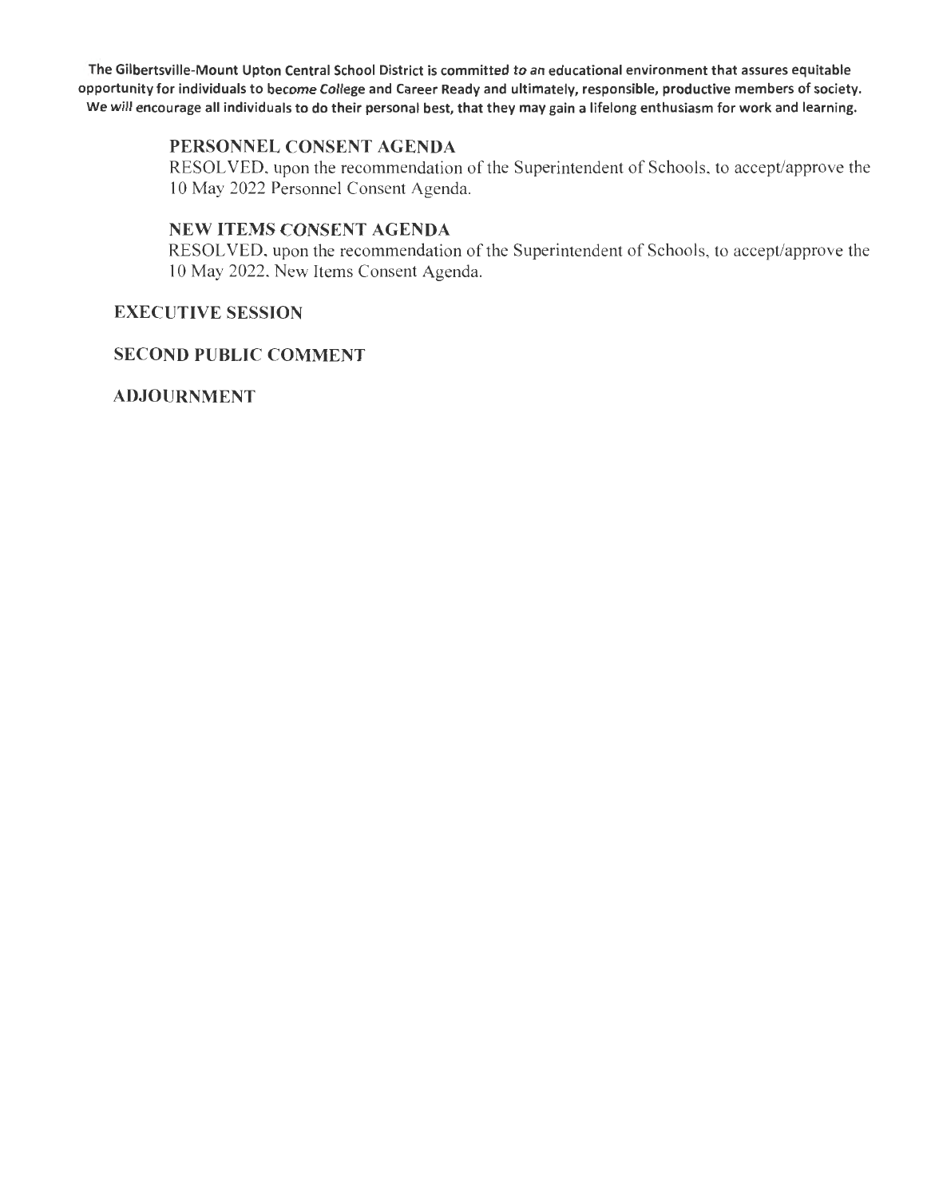**The Gilbertsville-Mount Upton Central School District is committed to an educational environment that assures equitable opportunity for individuals to become College and Career Ready and ultimately, responsible, productive members of society. We will encourage all individuals to do their personal best, that they may gain a lifelong enthusiasm for work and learning.**

### PERSONNEL CONSENT AGENDA

RESOLVED, upon the recommendation of the Superintendent of Schools, to accept/approve the 10 May 2022 Personnel Consent Agenda.

### NEW ITEMS CONSENT AGENDA

RESOLVED, upon the recommendation of the Superintendent of Schools, to accept/approve the 10 May 2022. New Items Consent Agenda.

## EXECUTIVE SESSION

## SECOND PUBLIC COMMENT

## ADJOURNMENT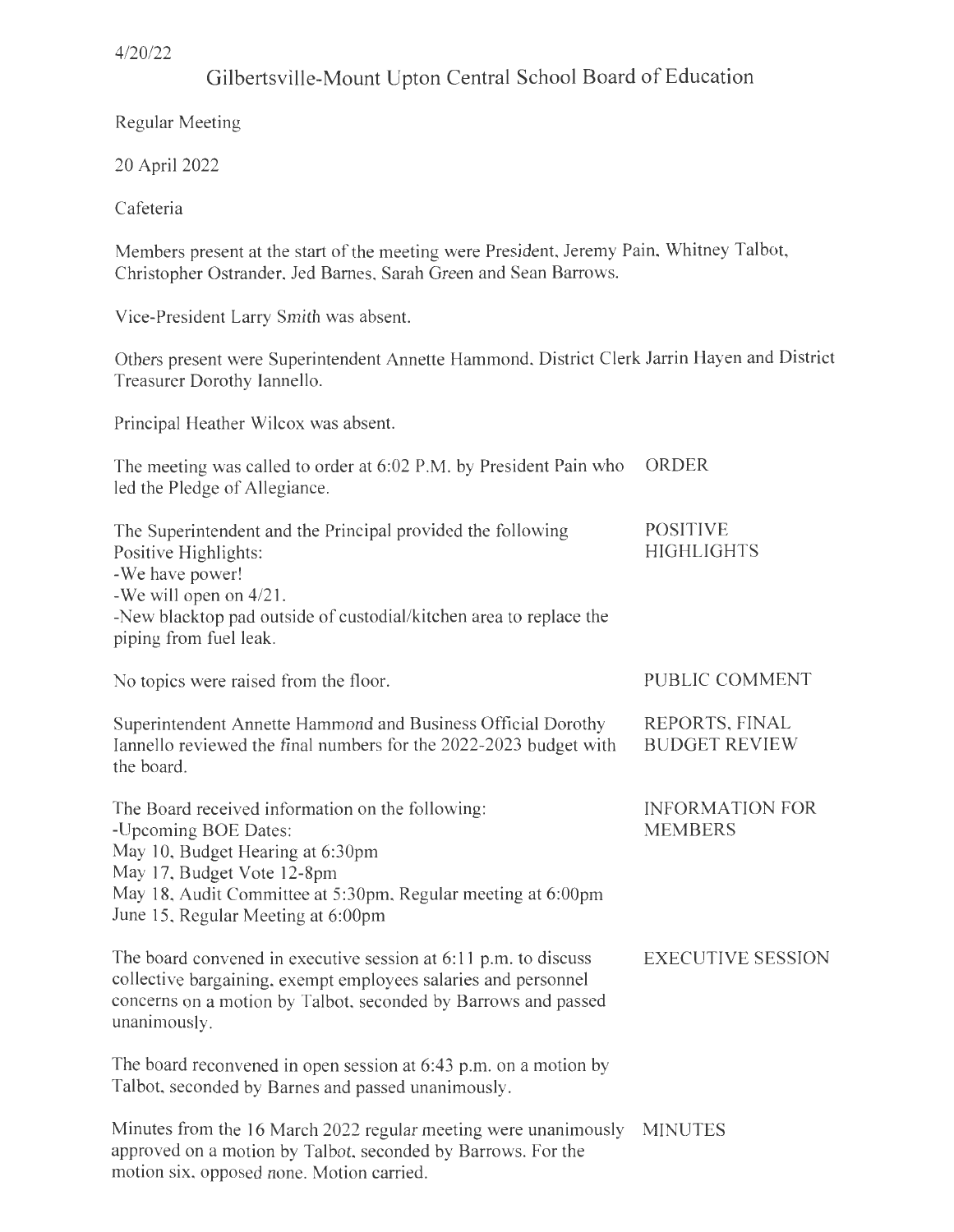4/20/22

# Gilbertsville-Mount Upton Central School Board of Education

Regular Meeting

20 April 2022

Cafeteria

Members present at the start of the meeting were President, Jeremy Pain, Whitney Talbot, Christopher Ostrander, Jed Barnes, Sarah Green and Sean Barrows.

Vice-President Larry Smith was absent.

Others present were Superintendent Annette Hammond, District Clerk Jarrin Hayen and District Treasurer Dorothy Iannello.

Principal Heather Wilcox was absent.

| | |
|---|---|
| The meeting was called to order at 6:02 P.M. by President Pain who led the Pledge of Allegiance. | ORDER |
| The Superintendent and the Principal provided the following Positive Highlights:<br>-We have power!<br>-We will open on 4/21.<br>-New blacktop pad outside of custodial/kitchen area to replace the piping from fuel leak. | POSITIVE HIGHLIGHTS |
| No topics were raised from the floor. | PUBLIC COMMENT |
| Superintendent Annette Hammond and Business Official Dorothy Iannello reviewed the final numbers for the 2022-2023 budget with the board. | REPORTS, FINAL BUDGET REVIEW |
| The Board received information on the following:<br>-Upcoming BOE Dates:<br>May 10, Budget Hearing at 6:30pm<br>May 17, Budget Vote 12-8pm<br>May 18, Audit Committee at 5:30pm, Regular meeting at 6:00pm<br>June 15, Regular Meeting at 6:00pm | INFORMATION FOR MEMBERS |
| The board convened in executive session at 6:11 p.m. to discuss collective bargaining, exempt employees salaries and personnel concerns on a motion by Talbot, seconded by Barrows and passed unanimously. | EXECUTIVE SESSION |
| The board reconvened in open session at 6:43 p.m. on a motion by Talbot, seconded by Barnes and passed unanimously. | |
| Minutes from the 16 March 2022 regular meeting were unanimously approved on a motion by Talbot, seconded by Barrows. For the motion six, opposed none. Motion carried. | MINUTES |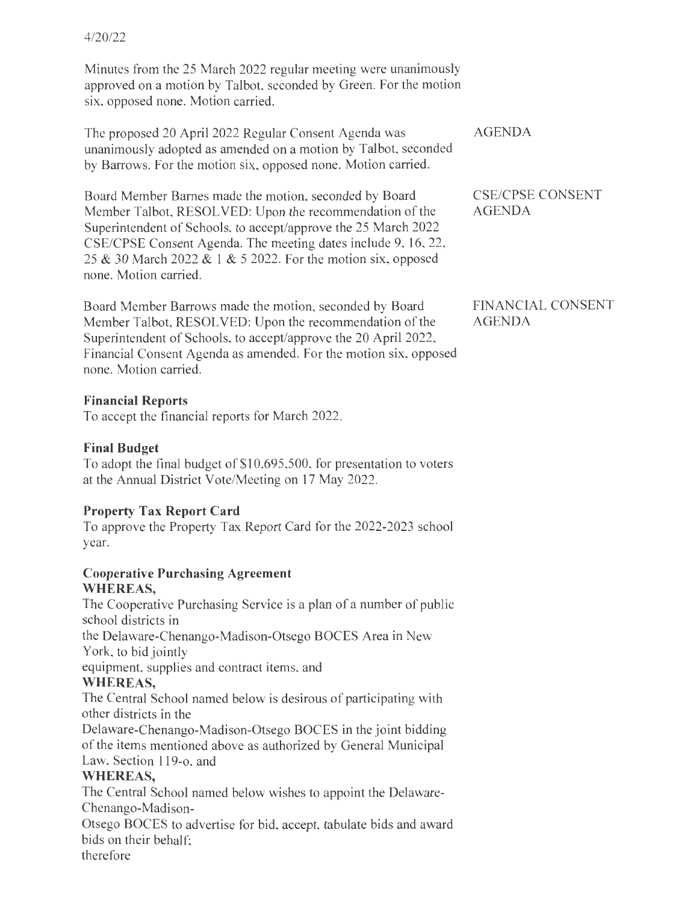4/20/22

Minutes from the 25 March 2022 regular meeting were unanimously approved on a motion by Talbot, seconded by Green. For the motion six, opposed none. Motion carried.

**AGENDA**

The proposed 20 April 2022 Regular Consent Agenda was unanimously adopted as amended on a motion by Talbot, seconded by Barrows. For the motion six, opposed none. Motion carried.

**CSE/CPSE CONSENT AGENDA**

Board Member Barnes made the motion, seconded by Board Member Talbot, RESOLVED: Upon the recommendation of the Superintendent of Schools, to accept/approve the 25 March 2022 CSE/CPSE Consent Agenda. The meeting dates include 9, 16, 22, 25 & 30 March 2022 & 1 & 5 2022. For the motion six, opposed none. Motion carried.

**FINANCIAL CONSENT AGENDA**

Board Member Barrows made the motion, seconded by Board Member Talbot, RESOLVED: Upon the recommendation of the Superintendent of Schools, to accept/approve the 20 April 2022, Financial Consent Agenda as amended. For the motion six, opposed none. Motion carried.

**Financial Reports**
To accept the financial reports for March 2022.

**Final Budget**
To adopt the final budget of $10,695,500, for presentation to voters at the Annual District Vote/Meeting on 17 May 2022.

**Property Tax Report Card**
To approve the Property Tax Report Card for the 2022-2023 school year.

**Cooperative Purchasing Agreement**
**WHEREAS,**
The Cooperative Purchasing Service is a plan of a number of public school districts in
the Delaware-Chenango-Madison-Otsego BOCES Area in New York, to bid jointly
equipment, supplies and contract items, and
**WHEREAS,**
The Central School named below is desirous of participating with other districts in the
Delaware-Chenango-Madison-Otsego BOCES in the joint bidding of the items mentioned above as authorized by General Municipal Law, Section 119-o, and
**WHEREAS,**
The Central School named below wishes to appoint the Delaware-Chenango-Madison-
Otsego BOCES to advertise for bid, accept, tabulate bids and award bids on their behalf;
therefore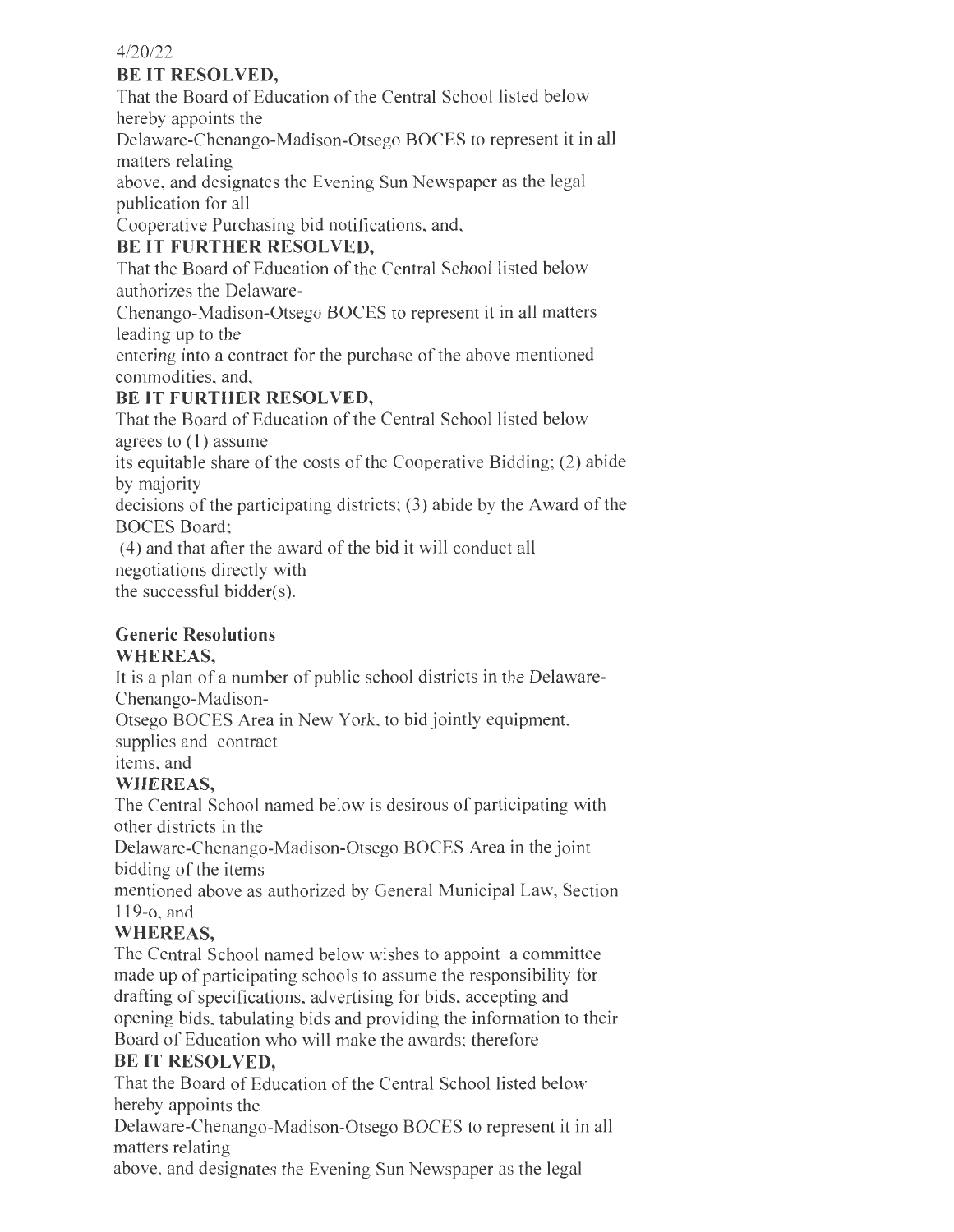4/20/22

**BE IT RESOLVED,**

That the Board of Education of the Central School listed below hereby appoints the Delaware-Chenango-Madison-Otsego BOCES to represent it in all matters relating above, and designates the Evening Sun Newspaper as the legal publication for all Cooperative Purchasing bid notifications, and,

**BE IT FURTHER RESOLVED,**

That the Board of Education of the Central School listed below authorizes the Delaware-Chenango-Madison-Otsego BOCES to represent it in all matters leading up to the entering into a contract for the purchase of the above mentioned commodities, and,

**BE IT FURTHER RESOLVED,**

That the Board of Education of the Central School listed below agrees to (1) assume its equitable share of the costs of the Cooperative Bidding; (2) abide by majority decisions of the participating districts; (3) abide by the Award of the BOCES Board;
(4) and that after the award of the bid it will conduct all negotiations directly with the successful bidder(s).

**Generic Resolutions**

**WHEREAS,**

It is a plan of a number of public school districts in the Delaware-Chenango-Madison-Otsego BOCES Area in New York, to bid jointly equipment, supplies and contract items, and

**WHEREAS,**

The Central School named below is desirous of participating with other districts in the Delaware-Chenango-Madison-Otsego BOCES Area in the joint bidding of the items mentioned above as authorized by General Municipal Law, Section 119-o, and

**WHEREAS,**

The Central School named below wishes to appoint a committee made up of participating schools to assume the responsibility for drafting of specifications, advertising for bids, accepting and opening bids, tabulating bids and providing the information to their Board of Education who will make the awards; therefore

**BE IT RESOLVED,**

That the Board of Education of the Central School listed below hereby appoints the Delaware-Chenango-Madison-Otsego BOCES to represent it in all matters relating above, and designates the Evening Sun Newspaper as the legal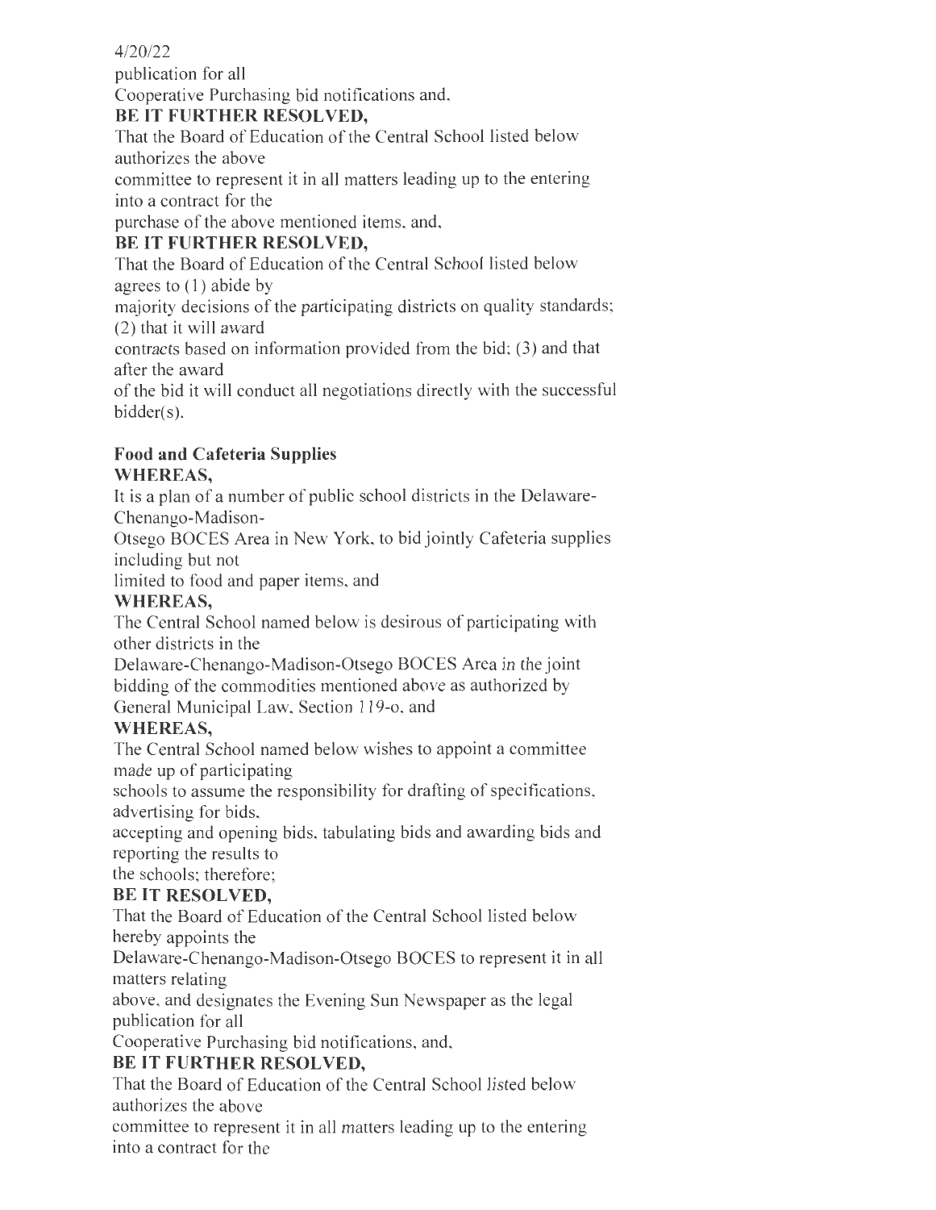4/20/22

publication for all
Cooperative Purchasing bid notifications and,

**BE IT FURTHER RESOLVED,**

That the Board of Education of the Central School listed below authorizes the above committee to represent it in all matters leading up to the entering into a contract for the purchase of the above mentioned items, and,

**BE IT FURTHER RESOLVED,**

That the Board of Education of the Central School listed below agrees to (1) abide by majority decisions of the participating districts on quality standards; (2) that it will award contracts based on information provided from the bid; (3) and that after the award of the bid it will conduct all negotiations directly with the successful bidder(s).

**Food and Cafeteria Supplies**

**WHEREAS,**

It is a plan of a number of public school districts in the Delaware-Chenango-Madison-Otsego BOCES Area in New York, to bid jointly Cafeteria supplies including but not limited to food and paper items, and

**WHEREAS,**

The Central School named below is desirous of participating with other districts in the Delaware-Chenango-Madison-Otsego BOCES Area in the joint bidding of the commodities mentioned above as authorized by General Municipal Law, Section 119-o, and

**WHEREAS,**

The Central School named below wishes to appoint a committee made up of participating schools to assume the responsibility for drafting of specifications, advertising for bids, accepting and opening bids, tabulating bids and awarding bids and reporting the results to the schools; therefore;

**BE IT RESOLVED,**

That the Board of Education of the Central School listed below hereby appoints the Delaware-Chenango-Madison-Otsego BOCES to represent it in all matters relating above, and designates the Evening Sun Newspaper as the legal publication for all Cooperative Purchasing bid notifications, and,

**BE IT FURTHER RESOLVED,**

That the Board of Education of the Central School listed below authorizes the above committee to represent it in all matters leading up to the entering into a contract for the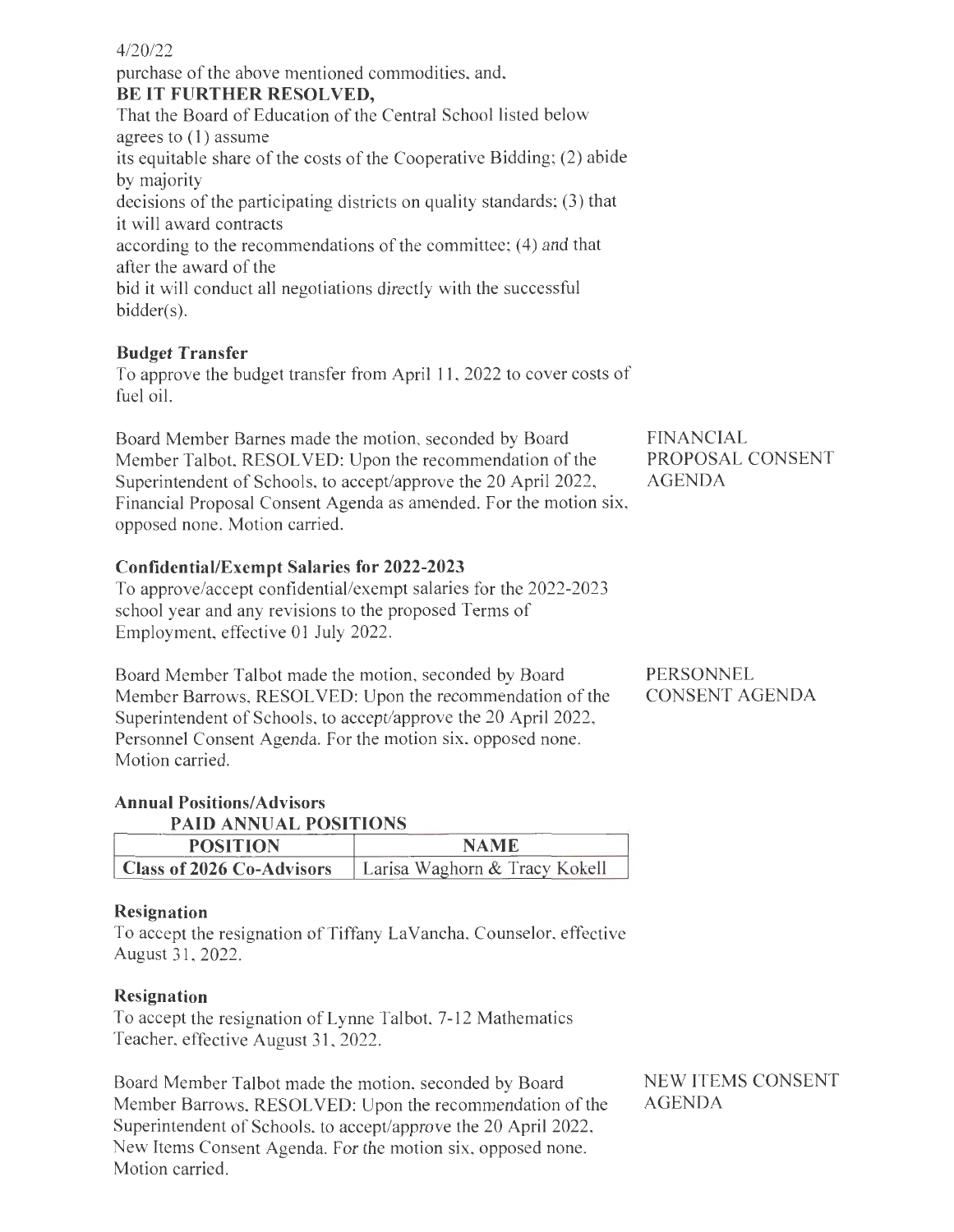4/20/22

purchase of the above mentioned commodities, and,

**BE IT FURTHER RESOLVED,**

That the Board of Education of the Central School listed below agrees to (1) assume its equitable share of the costs of the Cooperative Bidding; (2) abide by majority decisions of the participating districts on quality standards; (3) that it will award contracts according to the recommendations of the committee; (4) and that after the award of the bid it will conduct all negotiations directly with the successful bidder(s).

**Budget Transfer**

To approve the budget transfer from April 11, 2022 to cover costs of fuel oil.

FINANCIAL PROPOSAL CONSENT AGENDA

Board Member Barnes made the motion, seconded by Board Member Talbot, RESOLVED: Upon the recommendation of the Superintendent of Schools, to accept/approve the 20 April 2022, Financial Proposal Consent Agenda as amended. For the motion six, opposed none. Motion carried.

**Confidential/Exempt Salaries for 2022-2023**

To approve/accept confidential/exempt salaries for the 2022-2023 school year and any revisions to the proposed Terms of Employment, effective 01 July 2022.

PERSONNEL CONSENT AGENDA

Board Member Talbot made the motion, seconded by Board Member Barrows, RESOLVED: Upon the recommendation of the Superintendent of Schools, to accept/approve the 20 April 2022, Personnel Consent Agenda. For the motion six, opposed none. Motion carried.

**Annual Positions/Advisors**

**PAID ANNUAL POSITIONS**

| POSITION | NAME |
| --- | --- |
| **Class of 2026 Co-Advisors** | Larisa Waghorn & Tracy Kokell |

**Resignation**

To accept the resignation of Tiffany LaVancha, Counselor, effective August 31, 2022.

**Resignation**

To accept the resignation of Lynne Talbot, 7-12 Mathematics Teacher, effective August 31, 2022.

NEW ITEMS CONSENT AGENDA

Board Member Talbot made the motion, seconded by Board Member Barrows, RESOLVED: Upon the recommendation of the Superintendent of Schools, to accept/approve the 20 April 2022, New Items Consent Agenda. For the motion six, opposed none. Motion carried.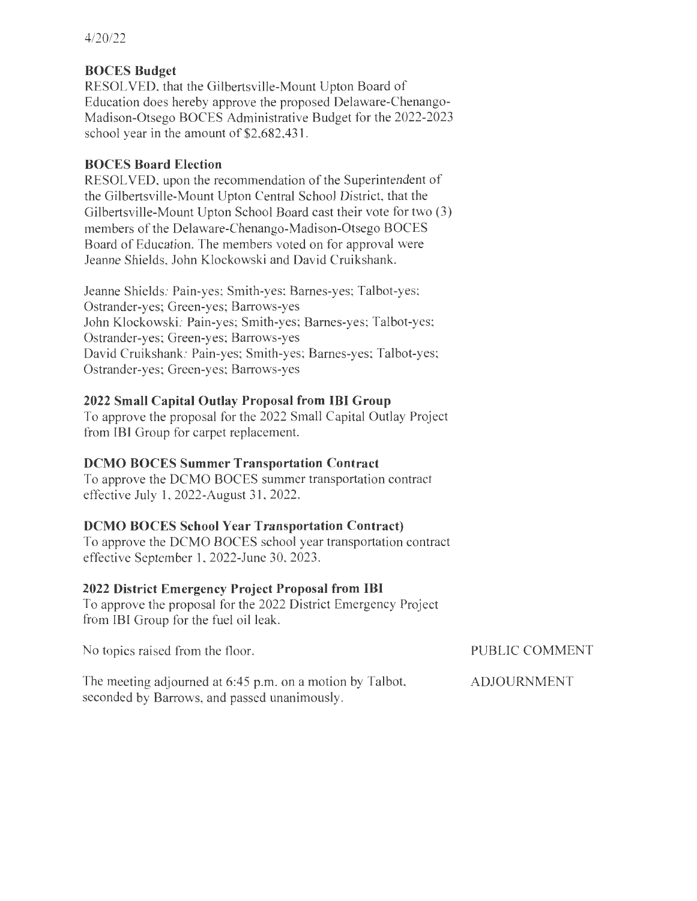4/20/22

**BOCES Budget**
RESOLVED, that the Gilbertsville-Mount Upton Board of Education does hereby approve the proposed Delaware-Chenango-Madison-Otsego BOCES Administrative Budget for the 2022-2023 school year in the amount of $2,682,431.

**BOCES Board Election**
RESOLVED, upon the recommendation of the Superintendent of the Gilbertsville-Mount Upton Central School District, that the Gilbertsville-Mount Upton School Board cast their vote for two (3) members of the Delaware-Chenango-Madison-Otsego BOCES Board of Education. The members voted on for approval were Jeanne Shields, John Klockowski and David Cruikshank.

Jeanne Shields: Pain-yes; Smith-yes; Barnes-yes; Talbot-yes; Ostrander-yes; Green-yes; Barrows-yes
John Klockowski: Pain-yes; Smith-yes; Barnes-yes; Talbot-yes; Ostrander-yes; Green-yes; Barrows-yes
David Cruikshank: Pain-yes; Smith-yes; Barnes-yes; Talbot-yes; Ostrander-yes; Green-yes; Barrows-yes

**2022 Small Capital Outlay Proposal from IBI Group**
To approve the proposal for the 2022 Small Capital Outlay Project from IBI Group for carpet replacement.

**DCMO BOCES Summer Transportation Contract**
To approve the DCMO BOCES summer transportation contract effective July 1, 2022-August 31, 2022.

**DCMO BOCES School Year Transportation Contract)**
To approve the DCMO BOCES school year transportation contract effective September 1, 2022-June 30, 2023.

**2022 District Emergency Project Proposal from IBI**
To approve the proposal for the 2022 District Emergency Project from IBI Group for the fuel oil leak.

PUBLIC COMMENT

No topics raised from the floor.

ADJOURNMENT

The meeting adjourned at 6:45 p.m. on a motion by Talbot, seconded by Barrows, and passed unanimously.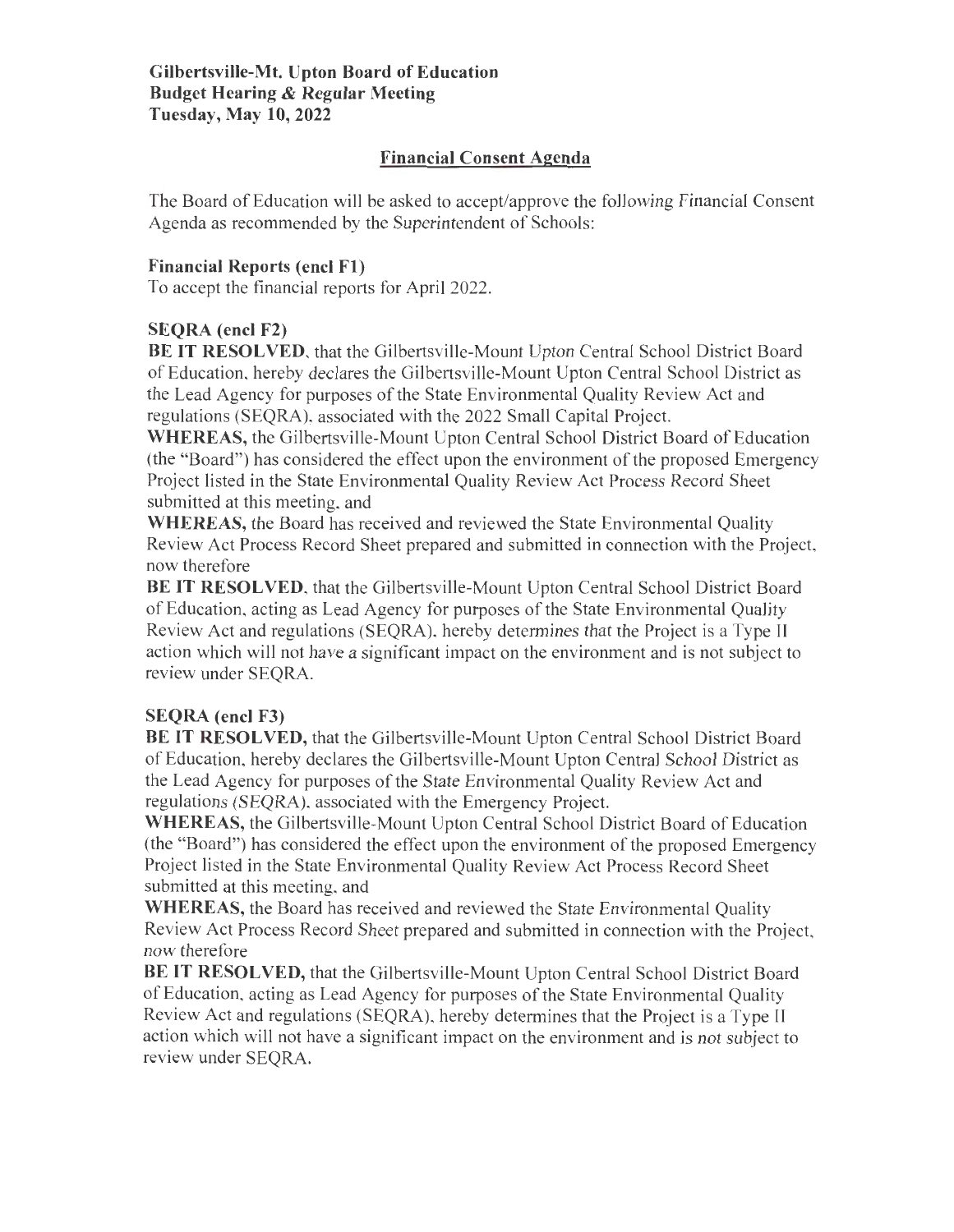**Gilbertsville-Mt. Upton Board of Education**
**Budget Hearing & Regular Meeting**
**Tuesday, May 10, 2022**

## Financial Consent Agenda

The Board of Education will be asked to accept/approve the following Financial Consent Agenda as recommended by the Superintendent of Schools:

**Financial Reports (encl F1)**
To accept the financial reports for April 2022.

**SEQRA (encl F2)**
**BE IT RESOLVED**, that the Gilbertsville-Mount Upton Central School District Board of Education, hereby declares the Gilbertsville-Mount Upton Central School District as the Lead Agency for purposes of the State Environmental Quality Review Act and regulations (SEQRA), associated with the 2022 Small Capital Project.
**WHEREAS,** the Gilbertsville-Mount Upton Central School District Board of Education (the "Board") has considered the effect upon the environment of the proposed Emergency Project listed in the State Environmental Quality Review Act Process Record Sheet submitted at this meeting, and
**WHEREAS,** the Board has received and reviewed the State Environmental Quality Review Act Process Record Sheet prepared and submitted in connection with the Project, now therefore
**BE IT RESOLVED**, that the Gilbertsville-Mount Upton Central School District Board of Education, acting as Lead Agency for purposes of the State Environmental Quality Review Act and regulations (SEQRA), hereby determines that the Project is a Type II action which will not have a significant impact on the environment and is not subject to review under SEQRA.

**SEQRA (encl F3)**
**BE IT RESOLVED,** that the Gilbertsville-Mount Upton Central School District Board of Education, hereby declares the Gilbertsville-Mount Upton Central School District as the Lead Agency for purposes of the State Environmental Quality Review Act and regulations (SEQRA), associated with the Emergency Project.
**WHEREAS,** the Gilbertsville-Mount Upton Central School District Board of Education (the "Board") has considered the effect upon the environment of the proposed Emergency Project listed in the State Environmental Quality Review Act Process Record Sheet submitted at this meeting, and
**WHEREAS,** the Board has received and reviewed the State Environmental Quality Review Act Process Record Sheet prepared and submitted in connection with the Project, now therefore
**BE IT RESOLVED,** that the Gilbertsville-Mount Upton Central School District Board of Education, acting as Lead Agency for purposes of the State Environmental Quality Review Act and regulations (SEQRA), hereby determines that the Project is a Type II action which will not have a significant impact on the environment and is not subject to review under SEQRA.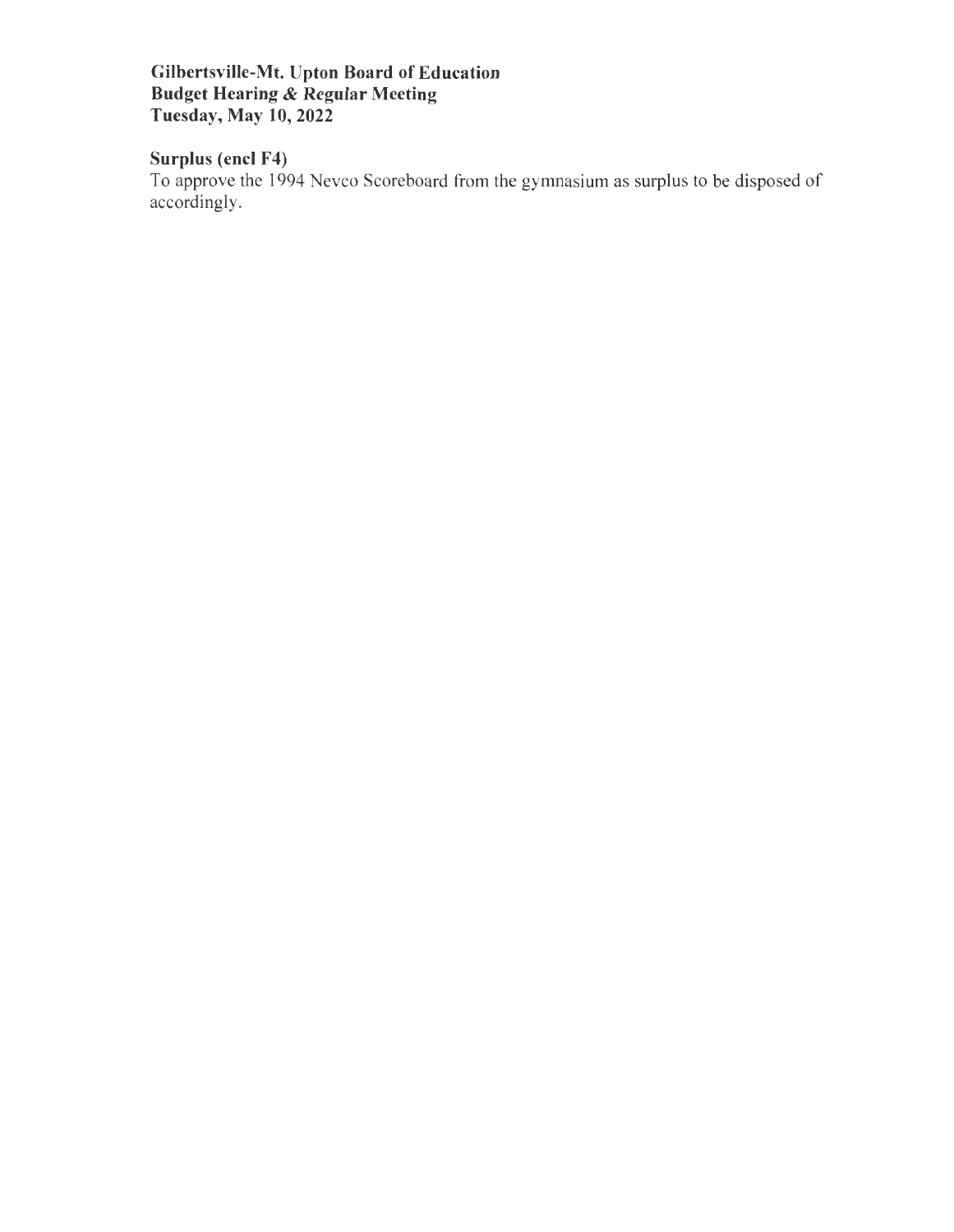**Gilbertsville-Mt. Upton Board of Education**
**Budget Hearing & Regular Meeting**
**Tuesday, May 10, 2022**

**Surplus (encl F4)**

To approve the 1994 Nevco Scoreboard from the gymnasium as surplus to be disposed of accordingly.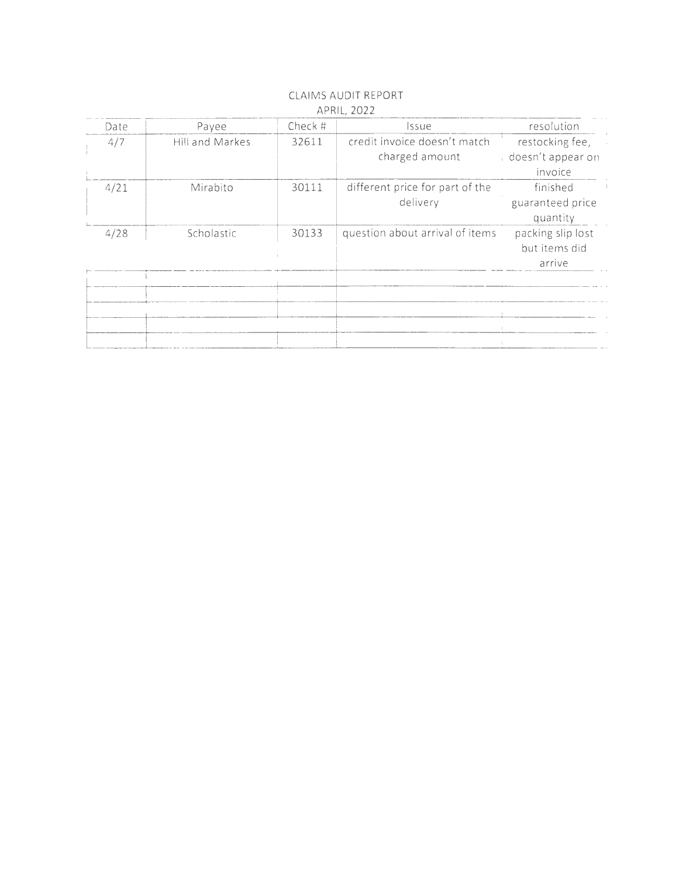# CLAIMS AUDIT REPORT

## APRIL, 2022

| Date | Payee | Check # | Issue | resolution |
|---|---|---|---|---|
| 4/7 | Hill and Markes | 32611 | credit invoice doesn't match charged amount | restocking fee, doesn't appear on invoice |
| 4/21 | Mirabito | 30111 | different price for part of the delivery | finished guaranteed price quantity |
| 4/28 | Scholastic | 30133 | question about arrival of items | packing slip lost but items did arrive |
| | | | | |
| | | | | |
| | | | | |
| | | | | |
| | | | | |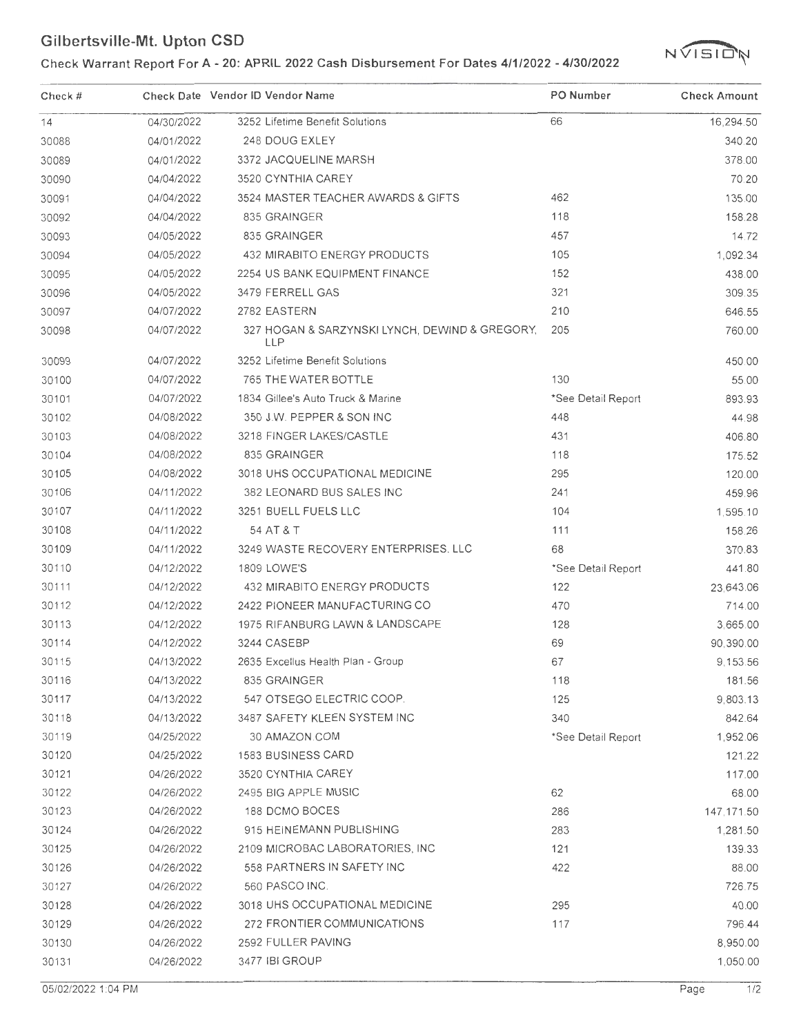# Gilbertsville-Mt. Upton CSD

## Check Warrant Report For A - 20: APRIL 2022 Cash Disbursement For Dates 4/1/2022 - 4/30/2022

| Check # | Check Date | Vendor ID Vendor Name | PO Number | Check Amount |
|---|---|---|---|---|
| 14 | 04/30/2022 | 3252 Lifetime Benefit Solutions | 66 | 16,294.50 |
| 30088 | 04/01/2022 | 248 DOUG EXLEY | | 340.20 |
| 30089 | 04/01/2022 | 3372 JACQUELINE MARSH | | 378.00 |
| 30090 | 04/04/2022 | 3520 CYNTHIA CAREY | | 70.20 |
| 30091 | 04/04/2022 | 3524 MASTER TEACHER AWARDS & GIFTS | 462 | 135.00 |
| 30092 | 04/04/2022 | 835 GRAINGER | 118 | 158.28 |
| 30093 | 04/05/2022 | 835 GRAINGER | 457 | 14.72 |
| 30094 | 04/05/2022 | 432 MIRABITO ENERGY PRODUCTS | 105 | 1,092.34 |
| 30095 | 04/05/2022 | 2254 US BANK EQUIPMENT FINANCE | 152 | 438.00 |
| 30096 | 04/05/2022 | 3479 FERRELL GAS | 321 | 309.35 |
| 30097 | 04/07/2022 | 2782 EASTERN | 210 | 646.55 |
| 30098 | 04/07/2022 | 327 HOGAN & SARZYNSKI LYNCH, DEWIND & GREGORY, LLP | 205 | 760.00 |
| 30099 | 04/07/2022 | 3252 Lifetime Benefit Solutions | | 450.00 |
| 30100 | 04/07/2022 | 765 THE WATER BOTTLE | 130 | 55.00 |
| 30101 | 04/07/2022 | 1834 Gillee's Auto Truck & Marine | *See Detail Report | 893.93 |
| 30102 | 04/08/2022 | 350 J.W. PEPPER & SON INC | 448 | 44.98 |
| 30103 | 04/08/2022 | 3218 FINGER LAKES/CASTLE | 431 | 406.80 |
| 30104 | 04/08/2022 | 835 GRAINGER | 118 | 175.52 |
| 30105 | 04/08/2022 | 3018 UHS OCCUPATIONAL MEDICINE | 295 | 120.00 |
| 30106 | 04/11/2022 | 382 LEONARD BUS SALES INC | 241 | 459.96 |
| 30107 | 04/11/2022 | 3251 BUELL FUELS LLC | 104 | 1,595.10 |
| 30108 | 04/11/2022 | 54 AT & T | 111 | 158.26 |
| 30109 | 04/11/2022 | 3249 WASTE RECOVERY ENTERPRISES. LLC | 68 | 370.83 |
| 30110 | 04/12/2022 | 1809 LOWE'S | *See Detail Report | 441.80 |
| 30111 | 04/12/2022 | 432 MIRABITO ENERGY PRODUCTS | 122 | 23,643.06 |
| 30112 | 04/12/2022 | 2422 PIONEER MANUFACTURING CO | 470 | 714.00 |
| 30113 | 04/12/2022 | 1975 RIFANBURG LAWN & LANDSCAPE | 128 | 3,665.00 |
| 30114 | 04/12/2022 | 3244 CASEBP | 69 | 90,390.00 |
| 30115 | 04/13/2022 | 2635 Excellus Health Plan - Group | 67 | 9,153.56 |
| 30116 | 04/13/2022 | 835 GRAINGER | 118 | 181.56 |
| 30117 | 04/13/2022 | 547 OTSEGO ELECTRIC COOP. | 125 | 9,803.13 |
| 30118 | 04/13/2022 | 3487 SAFETY KLEEN SYSTEM INC | 340 | 842.64 |
| 30119 | 04/25/2022 | 30 AMAZON.COM | *See Detail Report | 1,952.06 |
| 30120 | 04/25/2022 | 1583 BUSINESS CARD | | 121.22 |
| 30121 | 04/26/2022 | 3520 CYNTHIA CAREY | | 117.00 |
| 30122 | 04/26/2022 | 2495 BIG APPLE MUSIC | 62 | 68.00 |
| 30123 | 04/26/2022 | 188 DCMO BOCES | 286 | 147,171.50 |
| 30124 | 04/26/2022 | 915 HEINEMANN PUBLISHING | 283 | 1,281.50 |
| 30125 | 04/26/2022 | 2109 MICROBAC LABORATORIES, INC | 121 | 139.33 |
| 30126 | 04/26/2022 | 558 PARTNERS IN SAFETY INC | 422 | 88.00 |
| 30127 | 04/26/2022 | 560 PASCO INC. | | 726.75 |
| 30128 | 04/26/2022 | 3018 UHS OCCUPATIONAL MEDICINE | 295 | 40.00 |
| 30129 | 04/26/2022 | 272 FRONTIER COMMUNICATIONS | 117 | 796.44 |
| 30130 | 04/26/2022 | 2592 FULLER PAVING | | 8,950.00 |
| 30131 | 04/26/2022 | 3477 IBI GROUP | | 1,050.00 |

05/02/2022 1:04 PM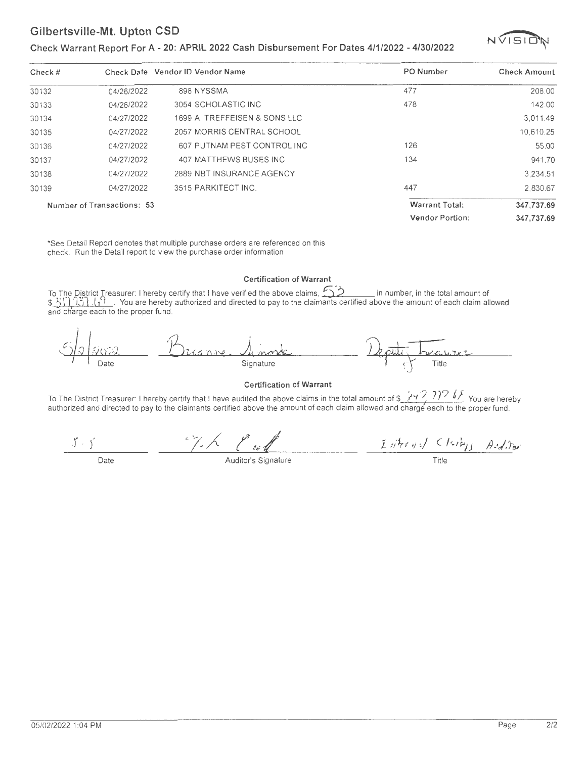## Gilbertsville-Mt. Upton CSD

### Check Warrant Report For A - 20: APRIL 2022 Cash Disbursement For Dates 4/1/2022 - 4/30/2022

| Check # | Check Date | Vendor ID Vendor Name | PO Number | Check Amount |
|---|---|---|---|---|
| 30132 | 04/26/2022 | 898 NYSSMA | 477 | 208.00 |
| 30133 | 04/26/2022 | 3054 SCHOLASTIC INC | 478 | 142.00 |
| 30134 | 04/27/2022 | 1699 A. TREFFEISEN & SONS LLC | | 3,011.49 |
| 30135 | 04/27/2022 | 2057 MORRIS CENTRAL SCHOOL | | 10,610.25 |
| 30136 | 04/27/2022 | 607 PUTNAM PEST CONTROL INC | 126 | 55.00 |
| 30137 | 04/27/2022 | 407 MATTHEWS BUSES INC | 134 | 941.70 |
| 30138 | 04/27/2022 | 2889 NBT INSURANCE AGENCY | | 3,234.51 |
| 30139 | 04/27/2022 | 3515 PARKITECT INC. | 447 | 2,830.67 |
| Number of Transactions: 53 | | | Warrant Total: | 347,737.69 |
| | | | Vendor Portion: | 347,737.69 |

*See Detail Report denotes that multiple purchase orders are referenced on this check. Run the Detail report to view the purchase order information

**Certification of Warrant**

To The District Treasurer: I hereby certify that I have verified the above claims, 53 in number, in the total amount of $347,737.69. You are hereby authorized and directed to pay to the claimants certified above the amount of each claim allowed and charge each to the proper fund.

| 5/2/2022 | Brianne Simonds | Deputy Treasurer |
|---|---|---|
| Date | Signature | Title |

**Certification of Warrant**

To The District Treasurer: I hereby certify that I have audited the above claims in the total amount of $347,737.69. You are hereby authorized and directed to pay to the claimants certified above the amount of each claim allowed and charge each to the proper fund.

| 5-5 | [signature] | Internal Claims Auditor |
|---|---|---|
| Date | Auditor's Signature | Title |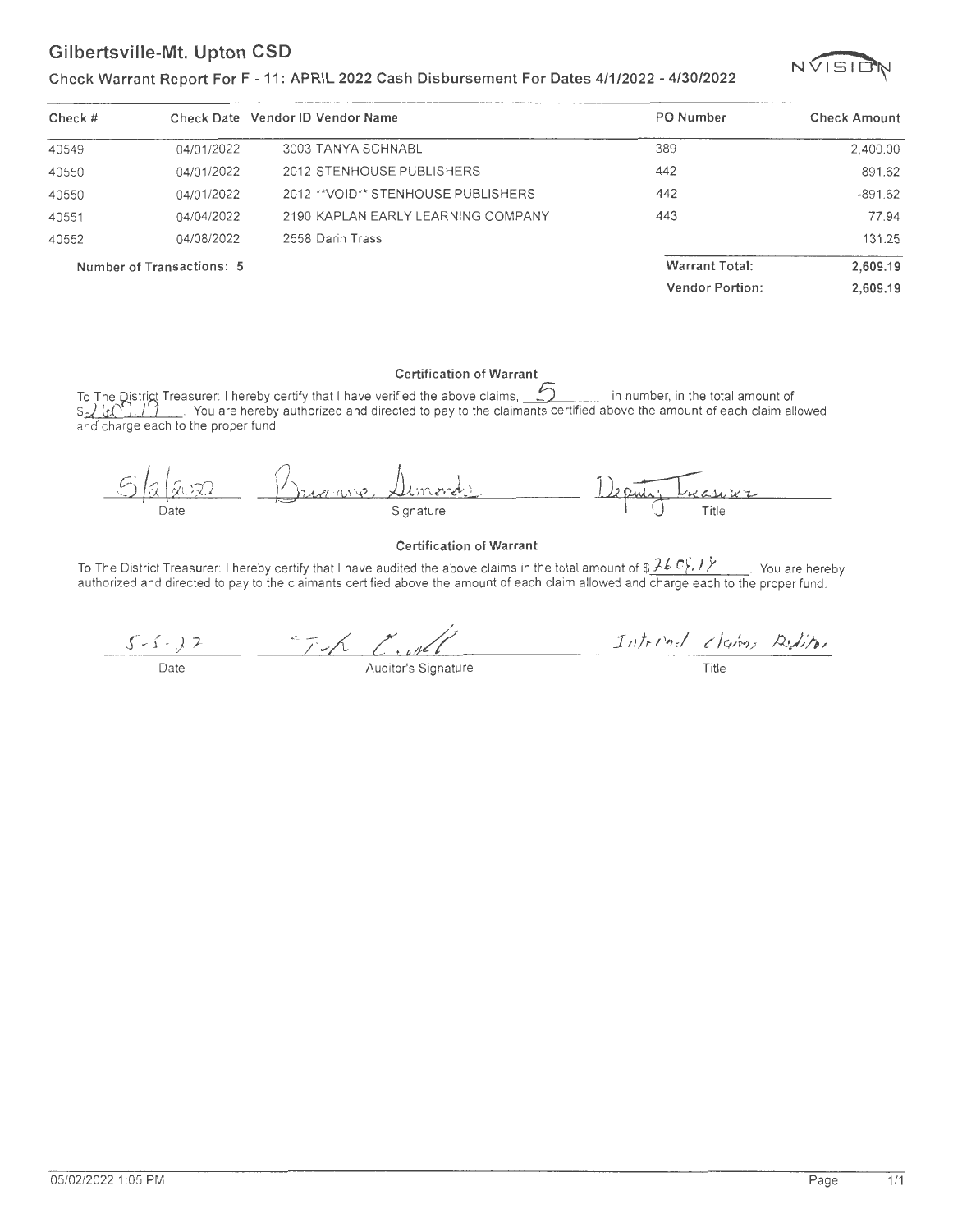# Gilbertsville-Mt. Upton CSD

## Check Warrant Report For F - 11: APRIL 2022 Cash Disbursement For Dates 4/1/2022 - 4/30/2022

NVISION

| Check # | Check Date | Vendor ID Vendor Name | PO Number | Check Amount |
|---|---|---|---|---|
| 40549 | 04/01/2022 | 3003 TANYA SCHNABL | 389 | 2,400.00 |
| 40550 | 04/01/2022 | 2012 STENHOUSE PUBLISHERS | 442 | 891.62 |
| 40550 | 04/01/2022 | 2012 **VOID** STENHOUSE PUBLISHERS | 442 | -891.62 |
| 40551 | 04/04/2022 | 2190 KAPLAN EARLY LEARNING COMPANY | 443 | 77.94 |
| 40552 | 04/08/2022 | 2558 Darin Trass | | 131.25 |
| Number of Transactions: 5 | | | Warrant Total: | 2,609.19 |
| | | | Vendor Portion: | 2,609.19 |

**Certification of Warrant**

To The District Treasurer: I hereby certify that I have verified the above claims, 5 in number, in the total amount of $2,609.19. You are hereby authorized and directed to pay to the claimants certified above the amount of each claim allowed and charge each to the proper fund

5/2/2022 — Brianne Simonds — Deputy Treasurer

Date — Signature — Title

**Certification of Warrant**

To The District Treasurer: I hereby certify that I have audited the above claims in the total amount of $2609.19. You are hereby authorized and directed to pay to the claimants certified above the amount of each claim allowed and charge each to the proper fund.

5-5-22 — [signature] — Internal Claims Auditor

Date — Auditor's Signature — Title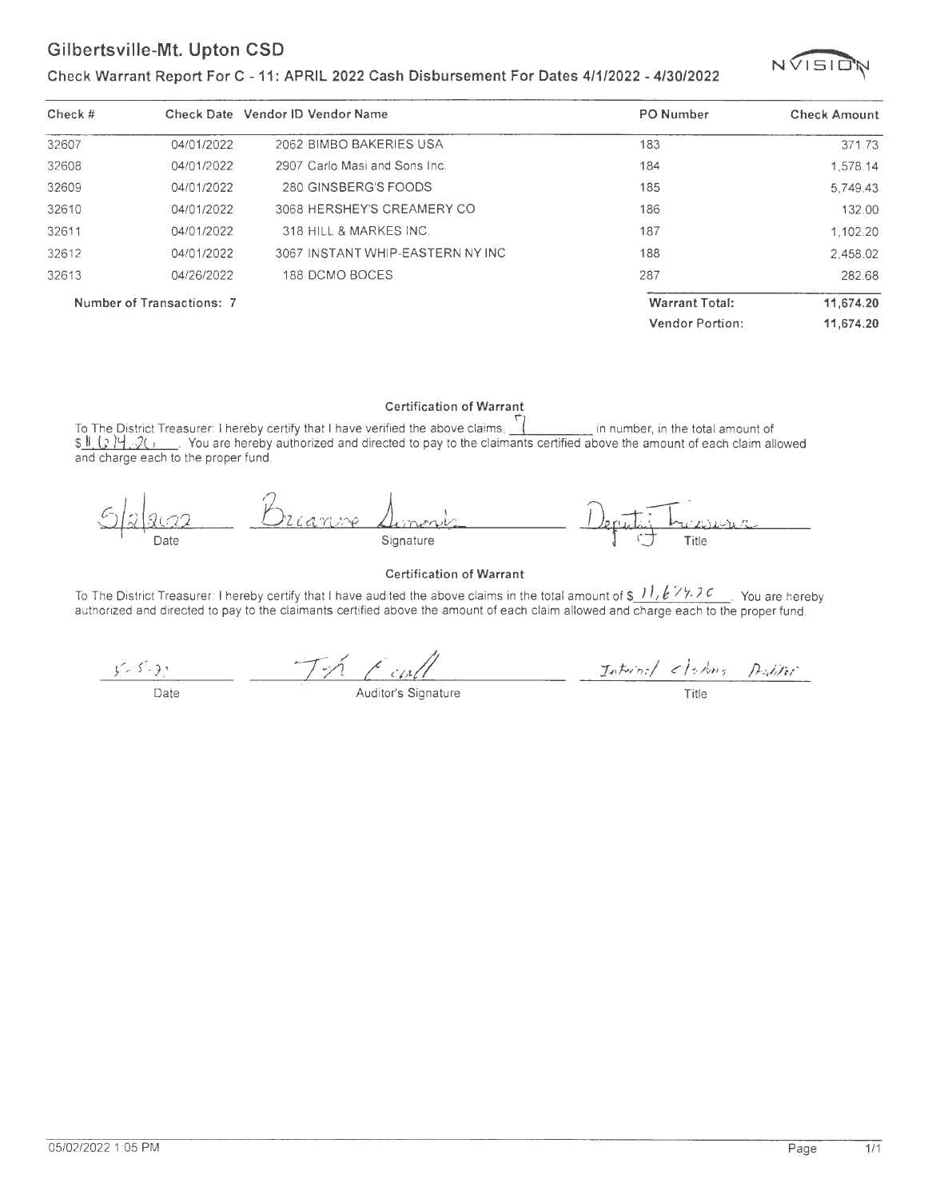# Gilbertsville-Mt. Upton CSD

## Check Warrant Report For C - 11: APRIL 2022 Cash Disbursement For Dates 4/1/2022 - 4/30/2022

NVISION

| Check # | Check Date | Vendor ID | Vendor Name | PO Number | Check Amount |
|---|---|---|---|---|---|
| 32607 | 04/01/2022 | 2062 | BIMBO BAKERIES USA | 183 | 371.73 |
| 32608 | 04/01/2022 | 2907 | Carlo Masi and Sons Inc. | 184 | 1,578.14 |
| 32609 | 04/01/2022 | 280 | GINSBERG'S FOODS | 185 | 5,749.43 |
| 32610 | 04/01/2022 | 3068 | HERSHEY'S CREAMERY CO | 186 | 132.00 |
| 32611 | 04/01/2022 | 318 | HILL & MARKES INC. | 187 | 1,102.20 |
| 32612 | 04/01/2022 | 3067 | INSTANT WHIP-EASTERN NY INC | 188 | 2,458.02 |
| 32613 | 04/26/2022 | 188 | DCMO BOCES | 287 | 282.68 |

**Number of Transactions: 7**

| | |
|---|---|
| **Warrant Total:** | **11,674.20** |
| **Vendor Portion:** | **11,674.20** |

**Certification of Warrant**

To The District Treasurer: I hereby certify that I have verified the above claims, 7 in number, in the total amount of $11,674.20. You are hereby authorized and directed to pay to the claimants certified above the amount of each claim allowed and charge each to the proper fund.

| 5/2/2022 | Brianne Simonds | Deputy Treasurer |
|---|---|---|
| Date | Signature | Title |

**Certification of Warrant**

To The District Treasurer: I hereby certify that I have audited the above claims in the total amount of $ 11,674.20. You are hereby authorized and directed to pay to the claimants certified above the amount of each claim allowed and charge each to the proper fund.

| 5-5-22 | T. Cull | Internal Claims Auditor |
|---|---|---|
| Date | Auditor's Signature | Title |

05/02/2022 1:05 PM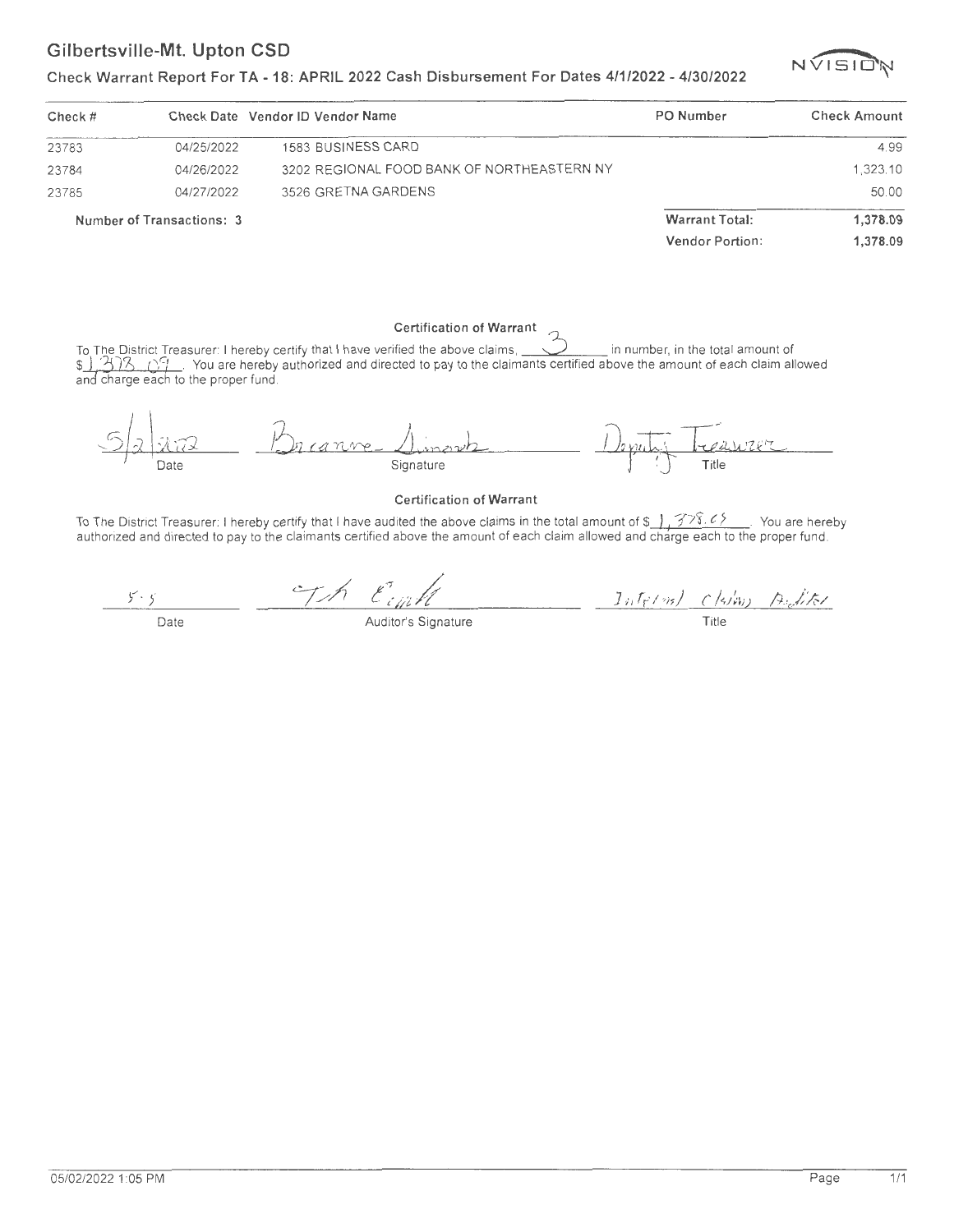## Gilbertsville-Mt. Upton CSD

### Check Warrant Report For TA - 18: APRIL 2022 Cash Disbursement For Dates 4/1/2022 - 4/30/2022

NVISION

| Check # | Check Date | Vendor ID Vendor Name | PO Number | Check Amount |
|---|---|---|---|---|
| 23783 | 04/25/2022 | 1583 BUSINESS CARD | | 4.99 |
| 23784 | 04/26/2022 | 3202 REGIONAL FOOD BANK OF NORTHEASTERN NY | | 1,323.10 |
| 23785 | 04/27/2022 | 3526 GRETNA GARDENS | | 50.00 |
| Number of Transactions: 3 | | | Warrant Total: | 1,378.09 |
| | | | Vendor Portion: | 1,378.09 |

**Certification of Warrant**

To The District Treasurer: I hereby certify that I have verified the above claims, 3 in number, in the total amount of $ 1,378.09. You are hereby authorized and directed to pay to the claimants certified above the amount of each claim allowed and charge each to the proper fund.

5/2/2022 — Breanne Dimorb — Deputy Treasurer

Date — Signature — Title

**Certification of Warrant**

To The District Treasurer: I hereby certify that I have audited the above claims in the total amount of $ 1,378.09. You are hereby authorized and directed to pay to the claimants certified above the amount of each claim allowed and charge each to the proper fund.

5-5 — T. Smith — Internal Claims Auditor

Date — Auditor's Signature — Title

05/02/2022 1:05 PM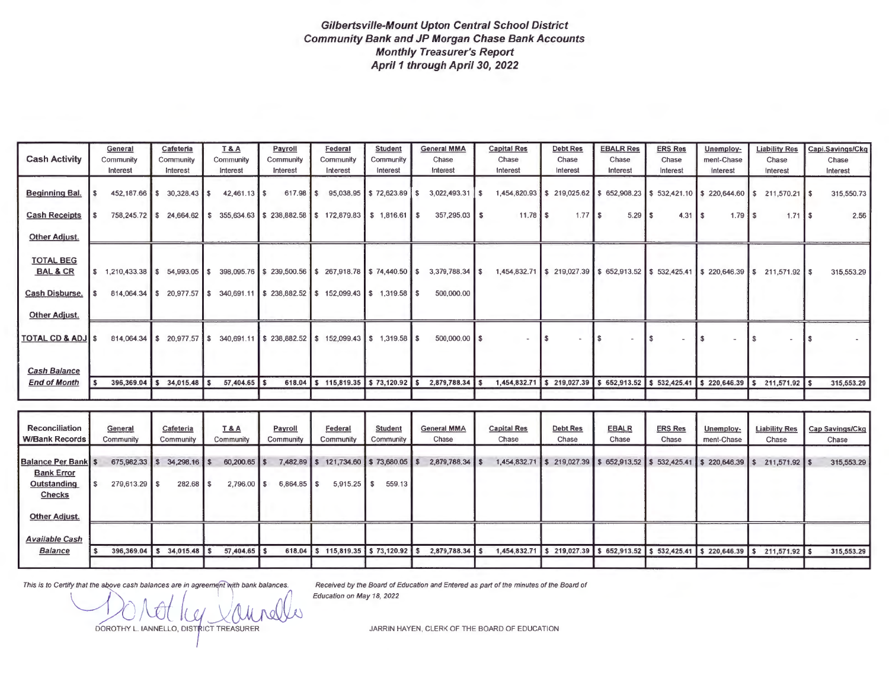## *Gilbertsville-Mount Upton Central School District*
## *Community Bank and JP Morgan Chase Bank Accounts*
## *Monthly Treasurer's Report*
## *April 1 through April 30, 2022*

| Cash Activity | General Community Interest | Cafeteria Community Interest | T & A Community Interest | Payroll Community Interest | Federal Community Interest | Student Community Interest | General MMA Chase Interest | Capital Res Chase Interest | Debt Res Chase Interest | EBALR Res Chase Interest | ERS Res Chase Interest | Unemploy-ment-Chase Interest | Liability Res Chase Interest | Capi.Savings/Ckg Chase Interest |
|---|---|---|---|---|---|---|---|---|---|---|---|---|---|---|
| Beginning Bal. | $ 452,187.66 | $ 30,328.43 | $ 42,461.13 | $ 617.98 | $ 95,038.95 | $ 72,623.89 | $ 3,022,493.31 | $ 1,454,820.93 | $ 219,025.62 | $ 652,908.23 | $ 532,421.10 | $ 220,644.60 | $ 211,570.21 | $ 315,550.73 |
| Cash Receipts | $ 758,245.72 | $ 24,664.62 | $ 355,634.63 | $ 238,882.58 | $ 172,879.83 | $ 1,816.61 | $ 357,295.03 | $ 11.78 | $ 1.77 | $ 5.29 | $ 4.31 | $ 1.79 | $ 1.71 | $ 2.56 |
| Other Adjust. | | | | | | | | | | | | | | |
| TOTAL BEG BAL & CR | $ 1,210,433.38 | $ 54,993.05 | $ 398,095.76 | $ 239,500.56 | $ 267,918.78 | $ 74,440.50 | $ 3,379,788.34 | $ 1,454,832.71 | $ 219,027.39 | $ 652,913.52 | $ 532,425.41 | $ 220,646.39 | $ 211,571.92 | $ 315,553.29 |
| Cash Disburse. | $ 814,064.34 | $ 20,977.57 | $ 340,691.11 | $ 238,882.52 | $ 152,099.43 | $ 1,319.58 | $ 500,000.00 | | | | | | | |
| Other Adjust. | | | | | | | | | | | | | | |
| TOTAL CD & ADJ | $ 814,064.34 | $ 20,977.57 | $ 340,691.11 | $ 238,882.52 | $ 152,099.43 | $ 1,319.58 | $ 500,000.00 | $ - | $ - | $ - | $ - | $ - | $ - | $ - |
| *Cash Balance End of Month* | $ 396,369.04 | $ 34,015.48 | $ 57,404.65 | $ 618.04 | $ 115,819.35 | $ 73,120.92 | $ 2,879,788.34 | $ 1,454,832.71 | $ 219,027.39 | $ 652,913.52 | $ 532,425.41 | $ 220,646.39 | $ 211,571.92 | $ 315,553.29 |

| Reconciliation W/Bank Records | General Community | Cafeteria Community | T & A Community | Payroll Community | Federal Community | Student Community | General MMA Chase | Capital Res Chase | Debt Res Chase | EBALR Chase | ERS Res Chase | Unemploy-ment-Chase | Liability Res Chase | Cap Savings/Ckg Chase |
|---|---|---|---|---|---|---|---|---|---|---|---|---|---|---|
| Balance Per Bank | $ 675,982.33 | $ 34,298.16 | $ 60,200.65 | $ 7,482.89 | $ 121,734.60 | $ 73,680.05 | $ 2,879,788.34 | $ 1,454,832.71 | $ 219,027.39 | $ 652,913.52 | $ 532,425.41 | $ 220,646.39 | $ 211,571.92 | $ 315,553.29 |
| Bank Error | | | | | | | | | | | | | | |
| Outstanding Checks | $ 279,613.29 | $ 282.68 | $ 2,796.00 | $ 6,864.85 | $ 5,915.25 | $ 559.13 | | | | | | | | |
| Other Adjust. | | | | | | | | | | | | | | |
| *Available Cash Balance* | $ 396,369.04 | $ 34,015.48 | $ 57,404.65 | $ 618.04 | $ 115,819.35 | $ 73,120.92 | $ 2,879,788.34 | $ 1,454,832.71 | $ 219,027.39 | $ 652,913.52 | $ 532,425.41 | $ 220,646.39 | $ 211,571.92 | $ 315,553.29 |

*This is to Certify that the above cash balances are in agreement with bank balances.*

Dorothy Iannello

DOROTHY L. IANNELLO, DISTRICT TREASURER

*Received by the Board of Education and Entered as part of the minutes of the Board of Education on May 18, 2022*

JARRIN HAYEN, CLERK OF THE BOARD OF EDUCATION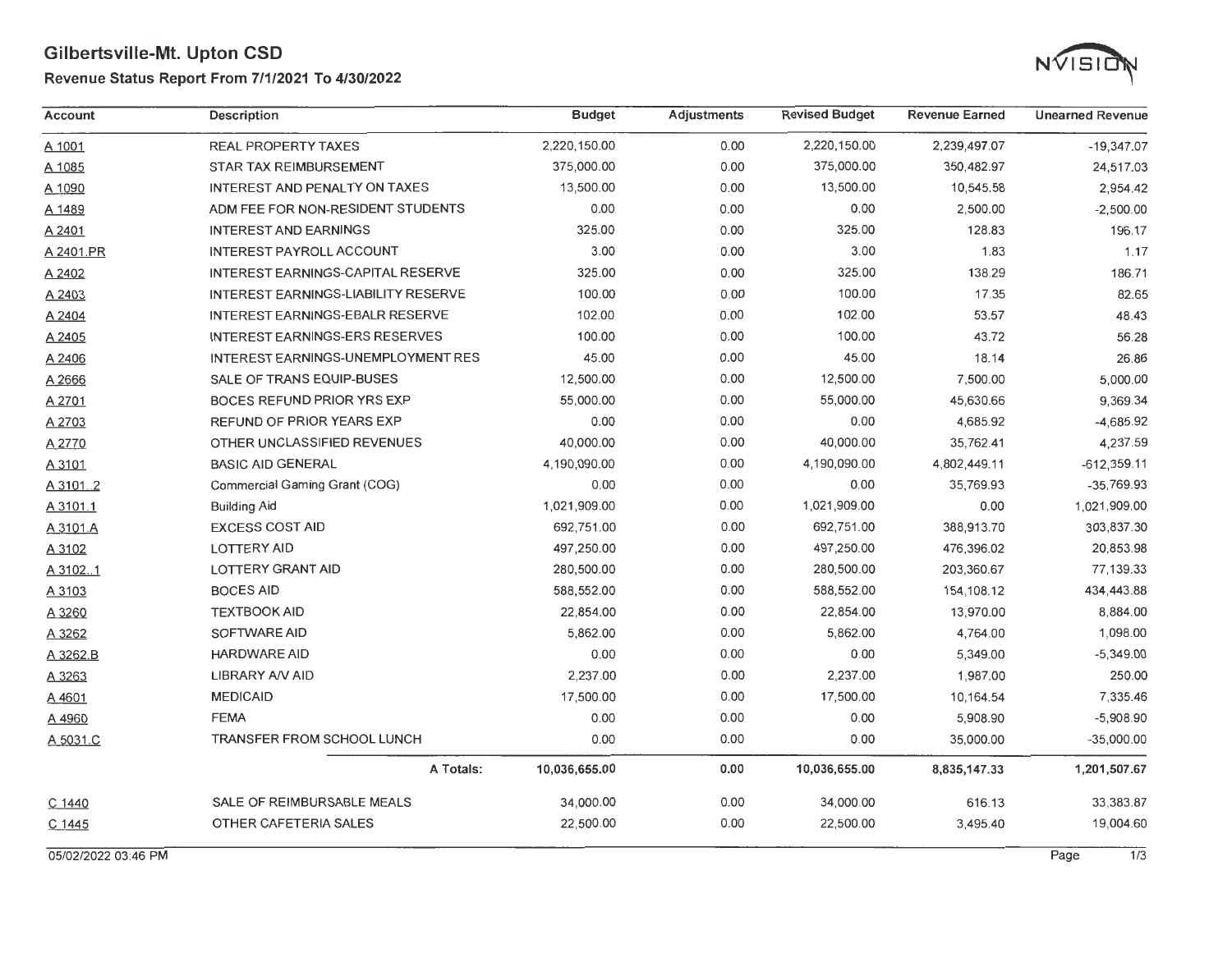# Gilbertsville-Mt. Upton CSD

## Revenue Status Report From 7/1/2021 To 4/30/2022

| Account | Description | Budget | Adjustments | Revised Budget | Revenue Earned | Unearned Revenue |
|---|---|---|---|---|---|---|
| A 1001 | REAL PROPERTY TAXES | 2,220,150.00 | 0.00 | 2,220,150.00 | 2,239,497.07 | -19,347.07 |
| A 1085 | STAR TAX REIMBURSEMENT | 375,000.00 | 0.00 | 375,000.00 | 350,482.97 | 24,517.03 |
| A 1090 | INTEREST AND PENALTY ON TAXES | 13,500.00 | 0.00 | 13,500.00 | 10,545.58 | 2,954.42 |
| A 1489 | ADM FEE FOR NON-RESIDENT STUDENTS | 0.00 | 0.00 | 0.00 | 2,500.00 | -2,500.00 |
| A 2401 | INTEREST AND EARNINGS | 325.00 | 0.00 | 325.00 | 128.83 | 196.17 |
| A 2401.PR | INTEREST PAYROLL ACCOUNT | 3.00 | 0.00 | 3.00 | 1.83 | 1.17 |
| A 2402 | INTEREST EARNINGS-CAPITAL RESERVE | 325.00 | 0.00 | 325.00 | 138.29 | 186.71 |
| A 2403 | INTEREST EARNINGS-LIABILITY RESERVE | 100.00 | 0.00 | 100.00 | 17.35 | 82.65 |
| A 2404 | INTEREST EARNINGS-EBALR RESERVE | 102.00 | 0.00 | 102.00 | 53.57 | 48.43 |
| A 2405 | INTEREST EARNINGS-ERS RESERVES | 100.00 | 0.00 | 100.00 | 43.72 | 56.28 |
| A 2406 | INTEREST EARNINGS-UNEMPLOYMENT RES | 45.00 | 0.00 | 45.00 | 18.14 | 26.86 |
| A 2666 | SALE OF TRANS EQUIP-BUSES | 12,500.00 | 0.00 | 12,500.00 | 7,500.00 | 5,000.00 |
| A 2701 | BOCES REFUND PRIOR YRS EXP | 55,000.00 | 0.00 | 55,000.00 | 45,630.66 | 9,369.34 |
| A 2703 | REFUND OF PRIOR YEARS EXP | 0.00 | 0.00 | 0.00 | 4,685.92 | -4,685.92 |
| A 2770 | OTHER UNCLASSIFIED REVENUES | 40,000.00 | 0.00 | 40,000.00 | 35,762.41 | 4,237.59 |
| A 3101 | BASIC AID GENERAL | 4,190,090.00 | 0.00 | 4,190,090.00 | 4,802,449.11 | -612,359.11 |
| A 3101..2 | Commercial Gaming Grant (COG) | 0.00 | 0.00 | 0.00 | 35,769.93 | -35,769.93 |
| A 3101.1 | Building Aid | 1,021,909.00 | 0.00 | 1,021,909.00 | 0.00 | 1,021,909.00 |
| A 3101.A | EXCESS COST AID | 692,751.00 | 0.00 | 692,751.00 | 388,913.70 | 303,837.30 |
| A 3102 | LOTTERY AID | 497,250.00 | 0.00 | 497,250.00 | 476,396.02 | 20,853.98 |
| A 3102..1 | LOTTERY GRANT AID | 280,500.00 | 0.00 | 280,500.00 | 203,360.67 | 77,139.33 |
| A 3103 | BOCES AID | 588,552.00 | 0.00 | 588,552.00 | 154,108.12 | 434,443.88 |
| A 3260 | TEXTBOOK AID | 22,854.00 | 0.00 | 22,854.00 | 13,970.00 | 8,884.00 |
| A 3262 | SOFTWARE AID | 5,862.00 | 0.00 | 5,862.00 | 4,764.00 | 1,098.00 |
| A 3262.B | HARDWARE AID | 0.00 | 0.00 | 0.00 | 5,349.00 | -5,349.00 |
| A 3263 | LIBRARY A/V AID | 2,237.00 | 0.00 | 2,237.00 | 1,987.00 | 250.00 |
| A 4601 | MEDICAID | 17,500.00 | 0.00 | 17,500.00 | 10,164.54 | 7,335.46 |
| A 4960 | FEMA | 0.00 | 0.00 | 0.00 | 5,908.90 | -5,908.90 |
| A 5031.C | TRANSFER FROM SCHOOL LUNCH | 0.00 | 0.00 | 0.00 | 35,000.00 | -35,000.00 |
| | **A Totals:** | **10,036,655.00** | **0.00** | **10,036,655.00** | **8,835,147.33** | **1,201,507.67** |
| C 1440 | SALE OF REIMBURSABLE MEALS | 34,000.00 | 0.00 | 34,000.00 | 616.13 | 33,383.87 |
| C 1445 | OTHER CAFETERIA SALES | 22,500.00 | 0.00 | 22,500.00 | 3,495.40 | 19,004.60 |

05/02/2022 03:46 PM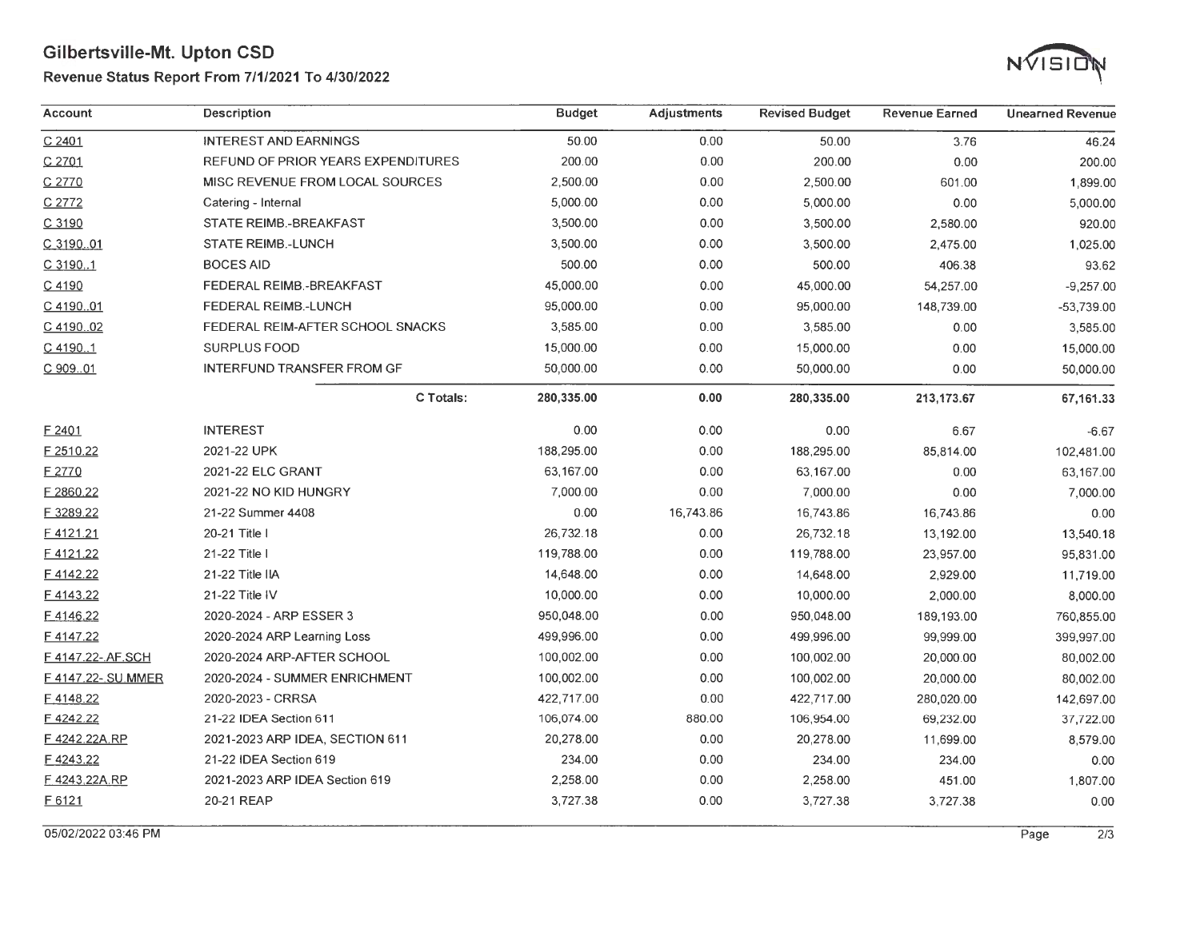# Gilbertsville-Mt. Upton CSD

## Revenue Status Report From 7/1/2021 To 4/30/2022

| Account | Description | Budget | Adjustments | Revised Budget | Revenue Earned | Unearned Revenue |
|---|---|---|---|---|---|---|
| C 2401 | INTEREST AND EARNINGS | 50.00 | 0.00 | 50.00 | 3.76 | 46.24 |
| C 2701 | REFUND OF PRIOR YEARS EXPENDITURES | 200.00 | 0.00 | 200.00 | 0.00 | 200.00 |
| C 2770 | MISC REVENUE FROM LOCAL SOURCES | 2,500.00 | 0.00 | 2,500.00 | 601.00 | 1,899.00 |
| C 2772 | Catering - Internal | 5,000.00 | 0.00 | 5,000.00 | 0.00 | 5,000.00 |
| C 3190 | STATE REIMB.-BREAKFAST | 3,500.00 | 0.00 | 3,500.00 | 2,580.00 | 920.00 |
| C 3190..01 | STATE REIMB.-LUNCH | 3,500.00 | 0.00 | 3,500.00 | 2,475.00 | 1,025.00 |
| C 3190..1 | BOCES AID | 500.00 | 0.00 | 500.00 | 406.38 | 93.62 |
| C 4190 | FEDERAL REIMB.-BREAKFAST | 45,000.00 | 0.00 | 45,000.00 | 54,257.00 | -9,257.00 |
| C 4190..01 | FEDERAL REIMB.-LUNCH | 95,000.00 | 0.00 | 95,000.00 | 148,739.00 | -53,739.00 |
| C 4190..02 | FEDERAL REIM-AFTER SCHOOL SNACKS | 3,585.00 | 0.00 | 3,585.00 | 0.00 | 3,585.00 |
| C 4190..1 | SURPLUS FOOD | 15,000.00 | 0.00 | 15,000.00 | 0.00 | 15,000.00 |
| C 909..01 | INTERFUND TRANSFER FROM GF | 50,000.00 | 0.00 | 50,000.00 | 0.00 | 50,000.00 |
| | **C Totals:** | **280,335.00** | **0.00** | **280,335.00** | **213,173.67** | **67,161.33** |
| F 2401 | INTEREST | 0.00 | 0.00 | 0.00 | 6.67 | -6.67 |
| F 2510.22 | 2021-22 UPK | 188,295.00 | 0.00 | 188,295.00 | 85,814.00 | 102,481.00 |
| F 2770 | 2021-22 ELC GRANT | 63,167.00 | 0.00 | 63,167.00 | 0.00 | 63,167.00 |
| F 2860.22 | 2021-22 NO KID HUNGRY | 7,000.00 | 0.00 | 7,000.00 | 0.00 | 7,000.00 |
| F 3289.22 | 21-22 Summer 4408 | 0.00 | 16,743.86 | 16,743.86 | 16,743.86 | 0.00 |
| F 4121.21 | 20-21 Title I | 26,732.18 | 0.00 | 26,732.18 | 13,192.00 | 13,540.18 |
| F 4121.22 | 21-22 Title I | 119,788.00 | 0.00 | 119,788.00 | 23,957.00 | 95,831.00 |
| F 4142.22 | 21-22 Title IIA | 14,648.00 | 0.00 | 14,648.00 | 2,929.00 | 11,719.00 |
| F 4143.22 | 21-22 Title IV | 10,000.00 | 0.00 | 10,000.00 | 2,000.00 | 8,000.00 |
| F 4146.22 | 2020-2024 - ARP ESSER 3 | 950,048.00 | 0.00 | 950,048.00 | 189,193.00 | 760,855.00 |
| F 4147.22 | 2020-2024 ARP Learning Loss | 499,996.00 | 0.00 | 499,996.00 | 99,999.00 | 399,997.00 |
| F 4147.22-.AF.SCH | 2020-2024 ARP-AFTER SCHOOL | 100,002.00 | 0.00 | 100,002.00 | 20,000.00 | 80,002.00 |
| F 4147.22-.SU.MMER | 2020-2024 - SUMMER ENRICHMENT | 100,002.00 | 0.00 | 100,002.00 | 20,000.00 | 80,002.00 |
| F 4148.22 | 2020-2023 - CRRSA | 422,717.00 | 0.00 | 422,717.00 | 280,020.00 | 142,697.00 |
| F 4242.22 | 21-22 IDEA Section 611 | 106,074.00 | 880.00 | 106,954.00 | 69,232.00 | 37,722.00 |
| F 4242.22A.RP | 2021-2023 ARP IDEA, SECTION 611 | 20,278.00 | 0.00 | 20,278.00 | 11,699.00 | 8,579.00 |
| F 4243.22 | 21-22 IDEA Section 619 | 234.00 | 0.00 | 234.00 | 234.00 | 0.00 |
| F 4243.22A.RP | 2021-2023 ARP IDEA Section 619 | 2,258.00 | 0.00 | 2,258.00 | 451.00 | 1,807.00 |
| F 6121 | 20-21 REAP | 3,727.38 | 0.00 | 3,727.38 | 3,727.38 | 0.00 |

05/02/2022 03:46 PM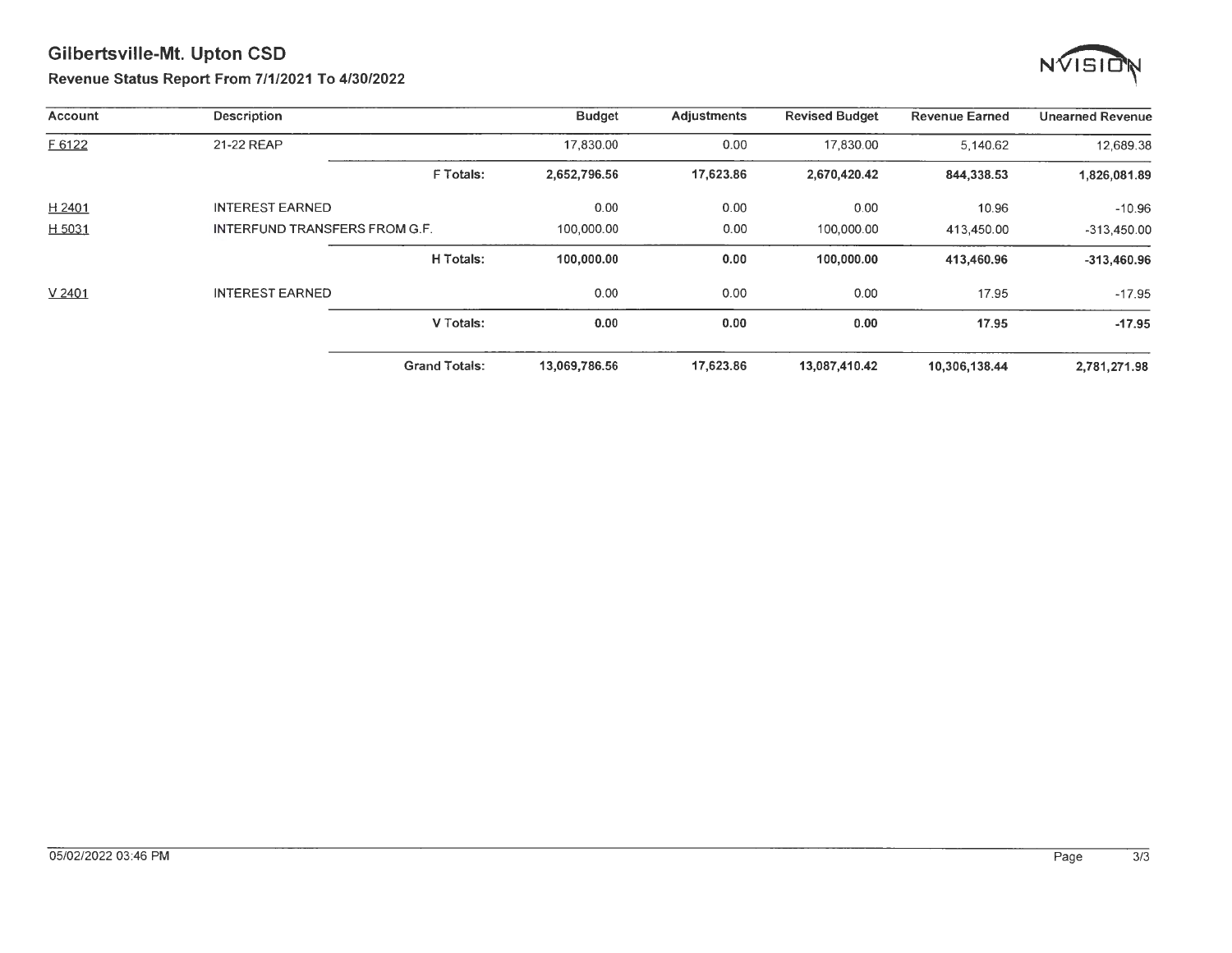# Gilbertsville-Mt. Upton CSD

## Revenue Status Report From 7/1/2021 To 4/30/2022

| Account | Description | | Budget | Adjustments | Revised Budget | Revenue Earned | Unearned Revenue |
|---|---|---|---|---|---|---|---|
| F 6122 | 21-22 REAP | | 17,830.00 | 0.00 | 17,830.00 | 5,140.62 | 12,689.38 |
| | | **F Totals:** | **2,652,796.56** | **17,623.86** | **2,670,420.42** | **844,338.53** | **1,826,081.89** |
| H 2401 | INTEREST EARNED | | 0.00 | 0.00 | 0.00 | 10.96 | -10.96 |
| H 5031 | INTERFUND TRANSFERS FROM G.F. | | 100,000.00 | 0.00 | 100,000.00 | 413,450.00 | -313,450.00 |
| | | **H Totals:** | **100,000.00** | **0.00** | **100,000.00** | **413,460.96** | **-313,460.96** |
| V 2401 | INTEREST EARNED | | 0.00 | 0.00 | 0.00 | 17.95 | -17.95 |
| | | **V Totals:** | **0.00** | **0.00** | **0.00** | **17.95** | **-17.95** |
| | | **Grand Totals:** | **13,069,786.56** | **17,623.86** | **13,087,410.42** | **10,306,138.44** | **2,781,271.98** |

05/02/2022 03:46 PM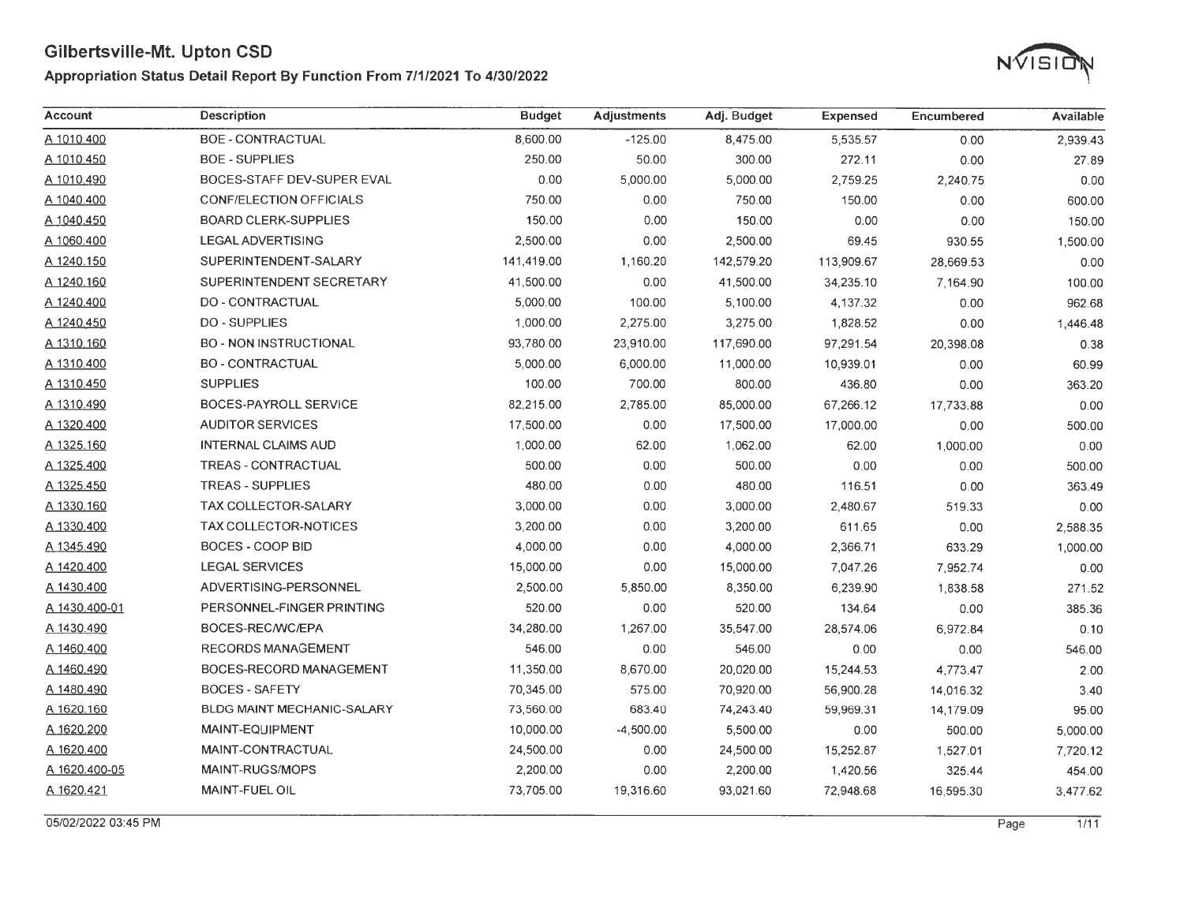# Gilbertsville-Mt. Upton CSD

## Appropriation Status Detail Report By Function From 7/1/2021 To 4/30/2022

| Account | Description | Budget | Adjustments | Adj. Budget | Expensed | Encumbered | Available |
|---|---|---|---|---|---|---|---|
| A 1010.400 | BOE - CONTRACTUAL | 8,600.00 | -125.00 | 8,475.00 | 5,535.57 | 0.00 | 2,939.43 |
| A 1010.450 | BOE - SUPPLIES | 250.00 | 50.00 | 300.00 | 272.11 | 0.00 | 27.89 |
| A 1010.490 | BOCES-STAFF DEV-SUPER EVAL | 0.00 | 5,000.00 | 5,000.00 | 2,759.25 | 2,240.75 | 0.00 |
| A 1040.400 | CONF/ELECTION OFFICIALS | 750.00 | 0.00 | 750.00 | 150.00 | 0.00 | 600.00 |
| A 1040.450 | BOARD CLERK-SUPPLIES | 150.00 | 0.00 | 150.00 | 0.00 | 0.00 | 150.00 |
| A 1060.400 | LEGAL ADVERTISING | 2,500.00 | 0.00 | 2,500.00 | 69.45 | 930.55 | 1,500.00 |
| A 1240.150 | SUPERINTENDENT-SALARY | 141,419.00 | 1,160.20 | 142,579.20 | 113,909.67 | 28,669.53 | 0.00 |
| A 1240.160 | SUPERINTENDENT SECRETARY | 41,500.00 | 0.00 | 41,500.00 | 34,235.10 | 7,164.90 | 100.00 |
| A 1240.400 | DO - CONTRACTUAL | 5,000.00 | 100.00 | 5,100.00 | 4,137.32 | 0.00 | 962.68 |
| A 1240.450 | DO - SUPPLIES | 1,000.00 | 2,275.00 | 3,275.00 | 1,828.52 | 0.00 | 1,446.48 |
| A 1310.160 | BO - NON INSTRUCTIONAL | 93,780.00 | 23,910.00 | 117,690.00 | 97,291.54 | 20,398.08 | 0.38 |
| A 1310.400 | BO - CONTRACTUAL | 5,000.00 | 6,000.00 | 11,000.00 | 10,939.01 | 0.00 | 60.99 |
| A 1310.450 | SUPPLIES | 100.00 | 700.00 | 800.00 | 436.80 | 0.00 | 363.20 |
| A 1310.490 | BOCES-PAYROLL SERVICE | 82,215.00 | 2,785.00 | 85,000.00 | 67,266.12 | 17,733.88 | 0.00 |
| A 1320.400 | AUDITOR SERVICES | 17,500.00 | 0.00 | 17,500.00 | 17,000.00 | 0.00 | 500.00 |
| A 1325.160 | INTERNAL CLAIMS AUD | 1,000.00 | 62.00 | 1,062.00 | 62.00 | 1,000.00 | 0.00 |
| A 1325.400 | TREAS - CONTRACTUAL | 500.00 | 0.00 | 500.00 | 0.00 | 0.00 | 500.00 |
| A 1325.450 | TREAS - SUPPLIES | 480.00 | 0.00 | 480.00 | 116.51 | 0.00 | 363.49 |
| A 1330.160 | TAX COLLECTOR-SALARY | 3,000.00 | 0.00 | 3,000.00 | 2,480.67 | 519.33 | 0.00 |
| A 1330.400 | TAX COLLECTOR-NOTICES | 3,200.00 | 0.00 | 3,200.00 | 611.65 | 0.00 | 2,588.35 |
| A 1345.490 | BOCES - COOP BID | 4,000.00 | 0.00 | 4,000.00 | 2,366.71 | 633.29 | 1,000.00 |
| A 1420.400 | LEGAL SERVICES | 15,000.00 | 0.00 | 15,000.00 | 7,047.26 | 7,952.74 | 0.00 |
| A 1430.400 | ADVERTISING-PERSONNEL | 2,500.00 | 5,850.00 | 8,350.00 | 6,239.90 | 1,838.58 | 271.52 |
| A 1430.400-01 | PERSONNEL-FINGER PRINTING | 520.00 | 0.00 | 520.00 | 134.64 | 0.00 | 385.36 |
| A 1430.490 | BOCES-REC/WC/EPA | 34,280.00 | 1,267.00 | 35,547.00 | 28,574.06 | 6,972.84 | 0.10 |
| A 1460.400 | RECORDS MANAGEMENT | 546.00 | 0.00 | 546.00 | 0.00 | 0.00 | 546.00 |
| A 1460.490 | BOCES-RECORD MANAGEMENT | 11,350.00 | 8,670.00 | 20,020.00 | 15,244.53 | 4,773.47 | 2.00 |
| A 1480.490 | BOCES - SAFETY | 70,345.00 | 575.00 | 70,920.00 | 56,900.28 | 14,016.32 | 3.40 |
| A 1620.160 | BLDG MAINT MECHANIC-SALARY | 73,560.00 | 683.40 | 74,243.40 | 59,969.31 | 14,179.09 | 95.00 |
| A 1620.200 | MAINT-EQUIPMENT | 10,000.00 | -4,500.00 | 5,500.00 | 0.00 | 500.00 | 5,000.00 |
| A 1620.400 | MAINT-CONTRACTUAL | 24,500.00 | 0.00 | 24,500.00 | 15,252.87 | 1,527.01 | 7,720.12 |
| A 1620.400-05 | MAINT-RUGS/MOPS | 2,200.00 | 0.00 | 2,200.00 | 1,420.56 | 325.44 | 454.00 |
| A 1620.421 | MAINT-FUEL OIL | 73,705.00 | 19,316.60 | 93,021.60 | 72,948.68 | 16,595.30 | 3,477.62 |

05/02/2022 03:45 PM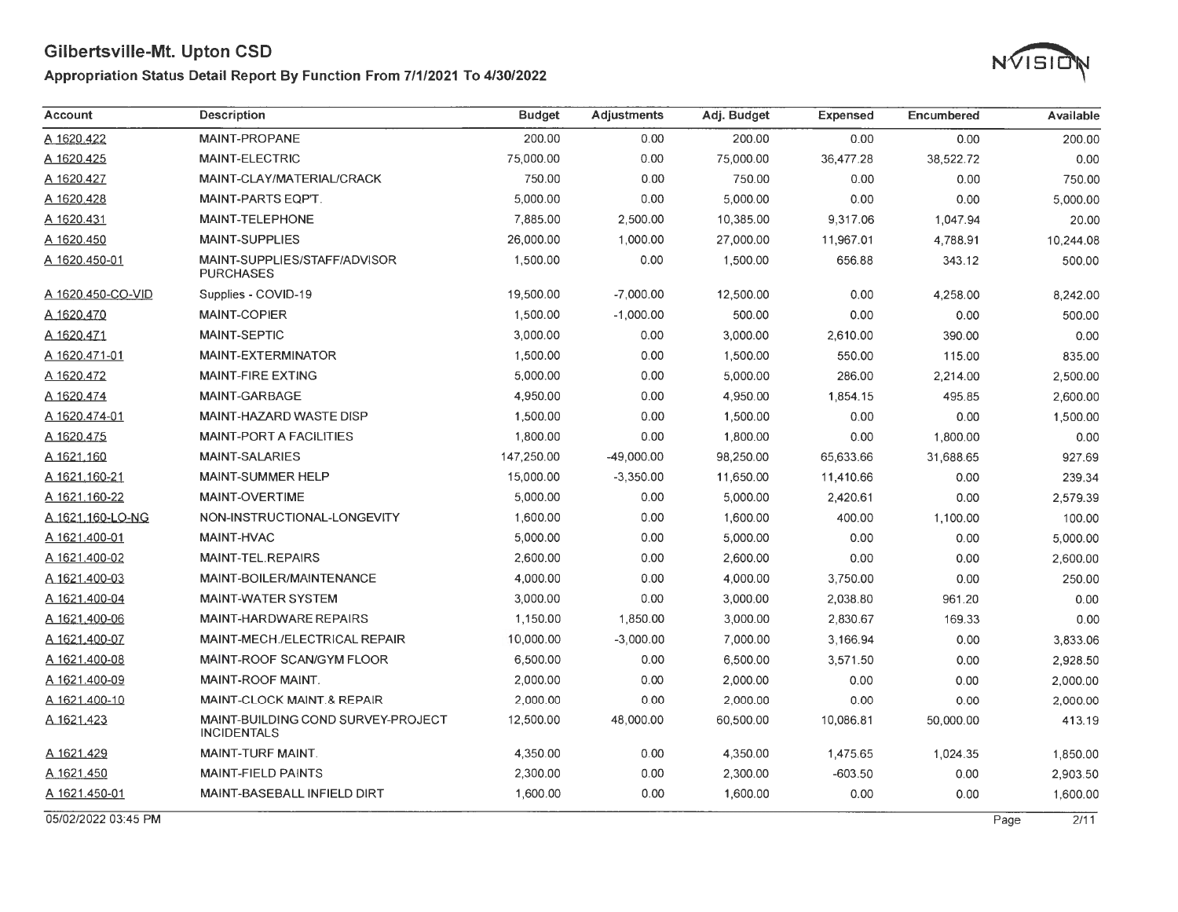# Gilbertsville-Mt. Upton CSD

## Appropriation Status Detail Report By Function From 7/1/2021 To 4/30/2022

| Account | Description | Budget | Adjustments | Adj. Budget | Expensed | Encumbered | Available |
|---|---|---|---|---|---|---|---|
| A 1620.422 | MAINT-PROPANE | 200.00 | 0.00 | 200.00 | 0.00 | 0.00 | 200.00 |
| A 1620.425 | MAINT-ELECTRIC | 75,000.00 | 0.00 | 75,000.00 | 36,477.28 | 38,522.72 | 0.00 |
| A 1620.427 | MAINT-CLAY/MATERIAL/CRACK | 750.00 | 0.00 | 750.00 | 0.00 | 0.00 | 750.00 |
| A 1620.428 | MAINT-PARTS EQPT. | 5,000.00 | 0.00 | 5,000.00 | 0.00 | 0.00 | 5,000.00 |
| A 1620.431 | MAINT-TELEPHONE | 7,885.00 | 2,500.00 | 10,385.00 | 9,317.06 | 1,047.94 | 20.00 |
| A 1620.450 | MAINT-SUPPLIES | 26,000.00 | 1,000.00 | 27,000.00 | 11,967.01 | 4,788.91 | 10,244.08 |
| A 1620.450-01 | MAINT-SUPPLIES/STAFF/ADVISOR PURCHASES | 1,500.00 | 0.00 | 1,500.00 | 656.88 | 343.12 | 500.00 |
| A 1620.450-CO-VID | Supplies - COVID-19 | 19,500.00 | -7,000.00 | 12,500.00 | 0.00 | 4,258.00 | 8,242.00 |
| A 1620.470 | MAINT-COPIER | 1,500.00 | -1,000.00 | 500.00 | 0.00 | 0.00 | 500.00 |
| A 1620.471 | MAINT-SEPTIC | 3,000.00 | 0.00 | 3,000.00 | 2,610.00 | 390.00 | 0.00 |
| A 1620.471-01 | MAINT-EXTERMINATOR | 1,500.00 | 0.00 | 1,500.00 | 550.00 | 115.00 | 835.00 |
| A 1620.472 | MAINT-FIRE EXTING | 5,000.00 | 0.00 | 5,000.00 | 286.00 | 2,214.00 | 2,500.00 |
| A 1620.474 | MAINT-GARBAGE | 4,950.00 | 0.00 | 4,950.00 | 1,854.15 | 495.85 | 2,600.00 |
| A 1620.474-01 | MAINT-HAZARD WASTE DISP | 1,500.00 | 0.00 | 1,500.00 | 0.00 | 0.00 | 1,500.00 |
| A 1620.475 | MAINT-PORT A FACILITIES | 1,800.00 | 0.00 | 1,800.00 | 0.00 | 1,800.00 | 0.00 |
| A 1621.160 | MAINT-SALARIES | 147,250.00 | -49,000.00 | 98,250.00 | 65,633.66 | 31,688.65 | 927.69 |
| A 1621.160-21 | MAINT-SUMMER HELP | 15,000.00 | -3,350.00 | 11,650.00 | 11,410.66 | 0.00 | 239.34 |
| A 1621.160-22 | MAINT-OVERTIME | 5,000.00 | 0.00 | 5,000.00 | 2,420.61 | 0.00 | 2,579.39 |
| A 1621.160-LO-NG | NON-INSTRUCTIONAL-LONGEVITY | 1,600.00 | 0.00 | 1,600.00 | 400.00 | 1,100.00 | 100.00 |
| A 1621.400-01 | MAINT-HVAC | 5,000.00 | 0.00 | 5,000.00 | 0.00 | 0.00 | 5,000.00 |
| A 1621.400-02 | MAINT-TEL.REPAIRS | 2,600.00 | 0.00 | 2,600.00 | 0.00 | 0.00 | 2,600.00 |
| A 1621.400-03 | MAINT-BOILER/MAINTENANCE | 4,000.00 | 0.00 | 4,000.00 | 3,750.00 | 0.00 | 250.00 |
| A 1621.400-04 | MAINT-WATER SYSTEM | 3,000.00 | 0.00 | 3,000.00 | 2,038.80 | 961.20 | 0.00 |
| A 1621.400-06 | MAINT-HARDWARE REPAIRS | 1,150.00 | 1,850.00 | 3,000.00 | 2,830.67 | 169.33 | 0.00 |
| A 1621.400-07 | MAINT-MECH./ELECTRICAL REPAIR | 10,000.00 | -3,000.00 | 7,000.00 | 3,166.94 | 0.00 | 3,833.06 |
| A 1621.400-08 | MAINT-ROOF SCAN/GYM FLOOR | 6,500.00 | 0.00 | 6,500.00 | 3,571.50 | 0.00 | 2,928.50 |
| A 1621.400-09 | MAINT-ROOF MAINT. | 2,000.00 | 0.00 | 2,000.00 | 0.00 | 0.00 | 2,000.00 |
| A 1621.400-10 | MAINT-CLOCK MAINT.& REPAIR | 2,000.00 | 0.00 | 2,000.00 | 0.00 | 0.00 | 2,000.00 |
| A 1621.423 | MAINT-BUILDING COND SURVEY-PROJECT INCIDENTALS | 12,500.00 | 48,000.00 | 60,500.00 | 10,086.81 | 50,000.00 | 413.19 |
| A 1621.429 | MAINT-TURF MAINT. | 4,350.00 | 0.00 | 4,350.00 | 1,475.65 | 1,024.35 | 1,850.00 |
| A 1621.450 | MAINT-FIELD PAINTS | 2,300.00 | 0.00 | 2,300.00 | -603.50 | 0.00 | 2,903.50 |
| A 1621.450-01 | MAINT-BASEBALL INFIELD DIRT | 1,600.00 | 0.00 | 1,600.00 | 0.00 | 0.00 | 1,600.00 |

05/02/2022 03:45 PM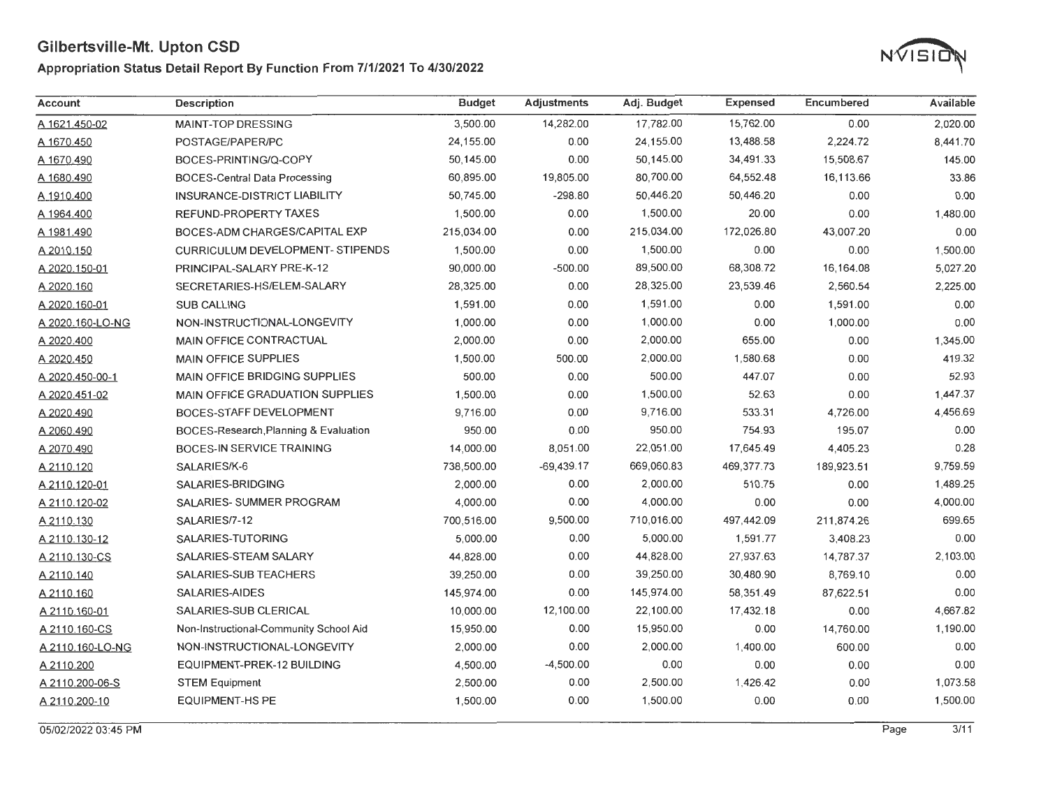# Gilbertsville-Mt. Upton CSD

## Appropriation Status Detail Report By Function From 7/1/2021 To 4/30/2022

| Account | Description | Budget | Adjustments | Adj. Budget | Expensed | Encumbered | Available |
|---|---|---|---|---|---|---|---|
| A 1621.450-02 | MAINT-TOP DRESSING | 3,500.00 | 14,282.00 | 17,782.00 | 15,762.00 | 0.00 | 2,020.00 |
| A 1670.450 | POSTAGE/PAPER/PC | 24,155.00 | 0.00 | 24,155.00 | 13,488.58 | 2,224.72 | 8,441.70 |
| A 1670.490 | BOCES-PRINTING/Q-COPY | 50,145.00 | 0.00 | 50,145.00 | 34,491.33 | 15,508.67 | 145.00 |
| A 1680.490 | BOCES-Central Data Processing | 60,895.00 | 19,805.00 | 80,700.00 | 64,552.48 | 16,113.66 | 33.86 |
| A 1910.400 | INSURANCE-DISTRICT LIABILITY | 50,745.00 | -298.80 | 50,446.20 | 50,446.20 | 0.00 | 0.00 |
| A 1964.400 | REFUND-PROPERTY TAXES | 1,500.00 | 0.00 | 1,500.00 | 20.00 | 0.00 | 1,480.00 |
| A 1981.490 | BOCES-ADM CHARGES/CAPITAL EXP | 215,034.00 | 0.00 | 215,034.00 | 172,026.80 | 43,007.20 | 0.00 |
| A 2010.150 | CURRICULUM DEVELOPMENT- STIPENDS | 1,500.00 | 0.00 | 1,500.00 | 0.00 | 0.00 | 1,500.00 |
| A 2020.150-01 | PRINCIPAL-SALARY PRE-K-12 | 90,000.00 | -500.00 | 89,500.00 | 68,308.72 | 16,164.08 | 5,027.20 |
| A 2020.160 | SECRETARIES-HS/ELEM-SALARY | 28,325.00 | 0.00 | 28,325.00 | 23,539.46 | 2,560.54 | 2,225.00 |
| A 2020.160-01 | SUB CALLING | 1,591.00 | 0.00 | 1,591.00 | 0.00 | 1,591.00 | 0.00 |
| A 2020.160-LO-NG | NON-INSTRUCTIONAL-LONGEVITY | 1,000.00 | 0.00 | 1,000.00 | 0.00 | 1,000.00 | 0.00 |
| A 2020.400 | MAIN OFFICE CONTRACTUAL | 2,000.00 | 0.00 | 2,000.00 | 655.00 | 0.00 | 1,345.00 |
| A 2020.450 | MAIN OFFICE SUPPLIES | 1,500.00 | 500.00 | 2,000.00 | 1,580.68 | 0.00 | 419.32 |
| A 2020.450-00-1 | MAIN OFFICE BRIDGING SUPPLIES | 500.00 | 0.00 | 500.00 | 447.07 | 0.00 | 52.93 |
| A 2020.451-02 | MAIN OFFICE GRADUATION SUPPLIES | 1,500.00 | 0.00 | 1,500.00 | 52.63 | 0.00 | 1,447.37 |
| A 2020.490 | BOCES-STAFF DEVELOPMENT | 9,716.00 | 0.00 | 9,716.00 | 533.31 | 4,726.00 | 4,456.69 |
| A 2060.490 | BOCES-Research,Planning & Evaluation | 950.00 | 0.00 | 950.00 | 754.93 | 195.07 | 0.00 |
| A 2070.490 | BOCES-IN SERVICE TRAINING | 14,000.00 | 8,051.00 | 22,051.00 | 17,645.49 | 4,405.23 | 0.28 |
| A 2110.120 | SALARIES/K-6 | 738,500.00 | -69,439.17 | 669,060.83 | 469,377.73 | 189,923.51 | 9,759.59 |
| A 2110.120-01 | SALARIES-BRIDGING | 2,000.00 | 0.00 | 2,000.00 | 510.75 | 0.00 | 1,489.25 |
| A 2110.120-02 | SALARIES- SUMMER PROGRAM | 4,000.00 | 0.00 | 4,000.00 | 0.00 | 0.00 | 4,000.00 |
| A 2110.130 | SALARIES/7-12 | 700,516.00 | 9,500.00 | 710,016.00 | 497,442.09 | 211,874.26 | 699.65 |
| A 2110.130-12 | SALARIES-TUTORING | 5,000.00 | 0.00 | 5,000.00 | 1,591.77 | 3,408.23 | 0.00 |
| A 2110.130-CS | SALARIES-STEAM SALARY | 44,828.00 | 0.00 | 44,828.00 | 27,937.63 | 14,787.37 | 2,103.00 |
| A 2110.140 | SALARIES-SUB TEACHERS | 39,250.00 | 0.00 | 39,250.00 | 30,480.90 | 8,769.10 | 0.00 |
| A 2110.160 | SALARIES-AIDES | 145,974.00 | 0.00 | 145,974.00 | 58,351.49 | 87,622.51 | 0.00 |
| A 2110.160-01 | SALARIES-SUB CLERICAL | 10,000.00 | 12,100.00 | 22,100.00 | 17,432.18 | 0.00 | 4,667.82 |
| A 2110.160-CS | Non-Instructional-Community School Aid | 15,950.00 | 0.00 | 15,950.00 | 0.00 | 14,760.00 | 1,190.00 |
| A 2110.160-LO-NG | NON-INSTRUCTIONAL-LONGEVITY | 2,000.00 | 0.00 | 2,000.00 | 1,400.00 | 600.00 | 0.00 |
| A 2110.200 | EQUIPMENT-PREK-12 BUILDING | 4,500.00 | -4,500.00 | 0.00 | 0.00 | 0.00 | 0.00 |
| A 2110.200-06-S | STEM Equipment | 2,500.00 | 0.00 | 2,500.00 | 1,426.42 | 0.00 | 1,073.58 |
| A 2110.200-10 | EQUIPMENT-HS PE | 1,500.00 | 0.00 | 1,500.00 | 0.00 | 0.00 | 1,500.00 |

05/02/2022 03:45 PM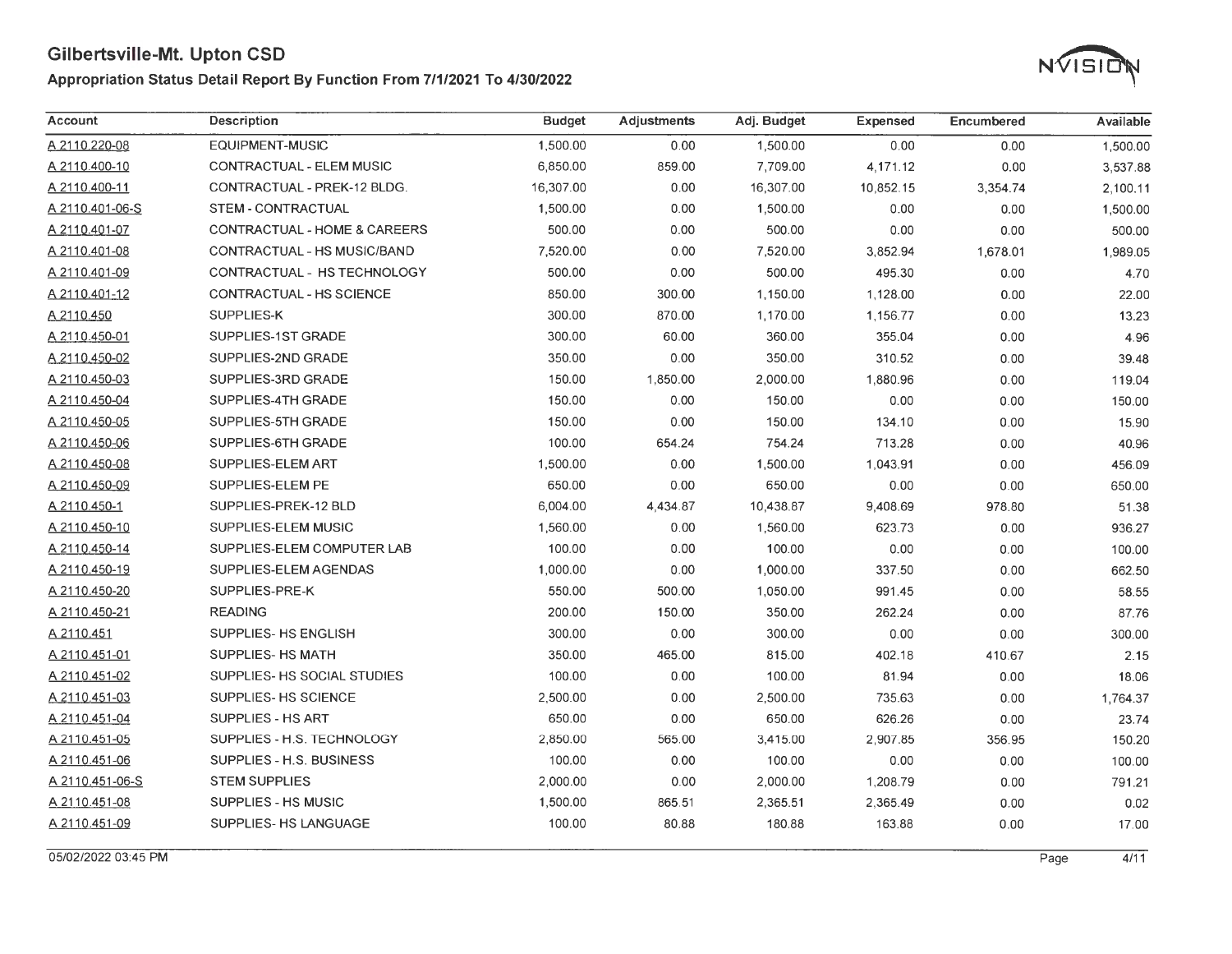# Gilbertsville-Mt. Upton CSD

## Appropriation Status Detail Report By Function From 7/1/2021 To 4/30/2022

| Account | Description | Budget | Adjustments | Adj. Budget | Expensed | Encumbered | Available |
|---|---|---|---|---|---|---|---|
| A 2110.220-08 | EQUIPMENT-MUSIC | 1,500.00 | 0.00 | 1,500.00 | 0.00 | 0.00 | 1,500.00 |
| A 2110.400-10 | CONTRACTUAL - ELEM MUSIC | 6,850.00 | 859.00 | 7,709.00 | 4,171.12 | 0.00 | 3,537.88 |
| A 2110.400-11 | CONTRACTUAL - PREK-12 BLDG. | 16,307.00 | 0.00 | 16,307.00 | 10,852.15 | 3,354.74 | 2,100.11 |
| A 2110.401-06-S | STEM - CONTRACTUAL | 1,500.00 | 0.00 | 1,500.00 | 0.00 | 0.00 | 1,500.00 |
| A 2110.401-07 | CONTRACTUAL - HOME & CAREERS | 500.00 | 0.00 | 500.00 | 0.00 | 0.00 | 500.00 |
| A 2110.401-08 | CONTRACTUAL - HS MUSIC/BAND | 7,520.00 | 0.00 | 7,520.00 | 3,852.94 | 1,678.01 | 1,989.05 |
| A 2110.401-09 | CONTRACTUAL - HS TECHNOLOGY | 500.00 | 0.00 | 500.00 | 495.30 | 0.00 | 4.70 |
| A 2110.401-12 | CONTRACTUAL - HS SCIENCE | 850.00 | 300.00 | 1,150.00 | 1,128.00 | 0.00 | 22.00 |
| A 2110.450 | SUPPLIES-K | 300.00 | 870.00 | 1,170.00 | 1,156.77 | 0.00 | 13.23 |
| A 2110.450-01 | SUPPLIES-1ST GRADE | 300.00 | 60.00 | 360.00 | 355.04 | 0.00 | 4.96 |
| A 2110.450-02 | SUPPLIES-2ND GRADE | 350.00 | 0.00 | 350.00 | 310.52 | 0.00 | 39.48 |
| A 2110.450-03 | SUPPLIES-3RD GRADE | 150.00 | 1,850.00 | 2,000.00 | 1,880.96 | 0.00 | 119.04 |
| A 2110.450-04 | SUPPLIES-4TH GRADE | 150.00 | 0.00 | 150.00 | 0.00 | 0.00 | 150.00 |
| A 2110.450-05 | SUPPLIES-5TH GRADE | 150.00 | 0.00 | 150.00 | 134.10 | 0.00 | 15.90 |
| A 2110.450-06 | SUPPLIES-6TH GRADE | 100.00 | 654.24 | 754.24 | 713.28 | 0.00 | 40.96 |
| A 2110.450-08 | SUPPLIES-ELEM ART | 1,500.00 | 0.00 | 1,500.00 | 1,043.91 | 0.00 | 456.09 |
| A 2110.450-09 | SUPPLIES-ELEM PE | 650.00 | 0.00 | 650.00 | 0.00 | 0.00 | 650.00 |
| A 2110.450-1 | SUPPLIES-PREK-12 BLD | 6,004.00 | 4,434.87 | 10,438.87 | 9,408.69 | 978.80 | 51.38 |
| A 2110.450-10 | SUPPLIES-ELEM MUSIC | 1,560.00 | 0.00 | 1,560.00 | 623.73 | 0.00 | 936.27 |
| A 2110.450-14 | SUPPLIES-ELEM COMPUTER LAB | 100.00 | 0.00 | 100.00 | 0.00 | 0.00 | 100.00 |
| A 2110.450-19 | SUPPLIES-ELEM AGENDAS | 1,000.00 | 0.00 | 1,000.00 | 337.50 | 0.00 | 662.50 |
| A 2110.450-20 | SUPPLIES-PRE-K | 550.00 | 500.00 | 1,050.00 | 991.45 | 0.00 | 58.55 |
| A 2110.450-21 | READING | 200.00 | 150.00 | 350.00 | 262.24 | 0.00 | 87.76 |
| A 2110.451 | SUPPLIES- HS ENGLISH | 300.00 | 0.00 | 300.00 | 0.00 | 0.00 | 300.00 |
| A 2110.451-01 | SUPPLIES- HS MATH | 350.00 | 465.00 | 815.00 | 402.18 | 410.67 | 2.15 |
| A 2110.451-02 | SUPPLIES- HS SOCIAL STUDIES | 100.00 | 0.00 | 100.00 | 81.94 | 0.00 | 18.06 |
| A 2110.451-03 | SUPPLIES- HS SCIENCE | 2,500.00 | 0.00 | 2,500.00 | 735.63 | 0.00 | 1,764.37 |
| A 2110.451-04 | SUPPLIES - HS ART | 650.00 | 0.00 | 650.00 | 626.26 | 0.00 | 23.74 |
| A 2110.451-05 | SUPPLIES - H.S. TECHNOLOGY | 2,850.00 | 565.00 | 3,415.00 | 2,907.85 | 356.95 | 150.20 |
| A 2110.451-06 | SUPPLIES - H.S. BUSINESS | 100.00 | 0.00 | 100.00 | 0.00 | 0.00 | 100.00 |
| A 2110.451-06-S | STEM SUPPLIES | 2,000.00 | 0.00 | 2,000.00 | 1,208.79 | 0.00 | 791.21 |
| A 2110.451-08 | SUPPLIES - HS MUSIC | 1,500.00 | 865.51 | 2,365.51 | 2,365.49 | 0.00 | 0.02 |
| A 2110.451-09 | SUPPLIES- HS LANGUAGE | 100.00 | 80.88 | 180.88 | 163.88 | 0.00 | 17.00 |

05/02/2022 03:45 PM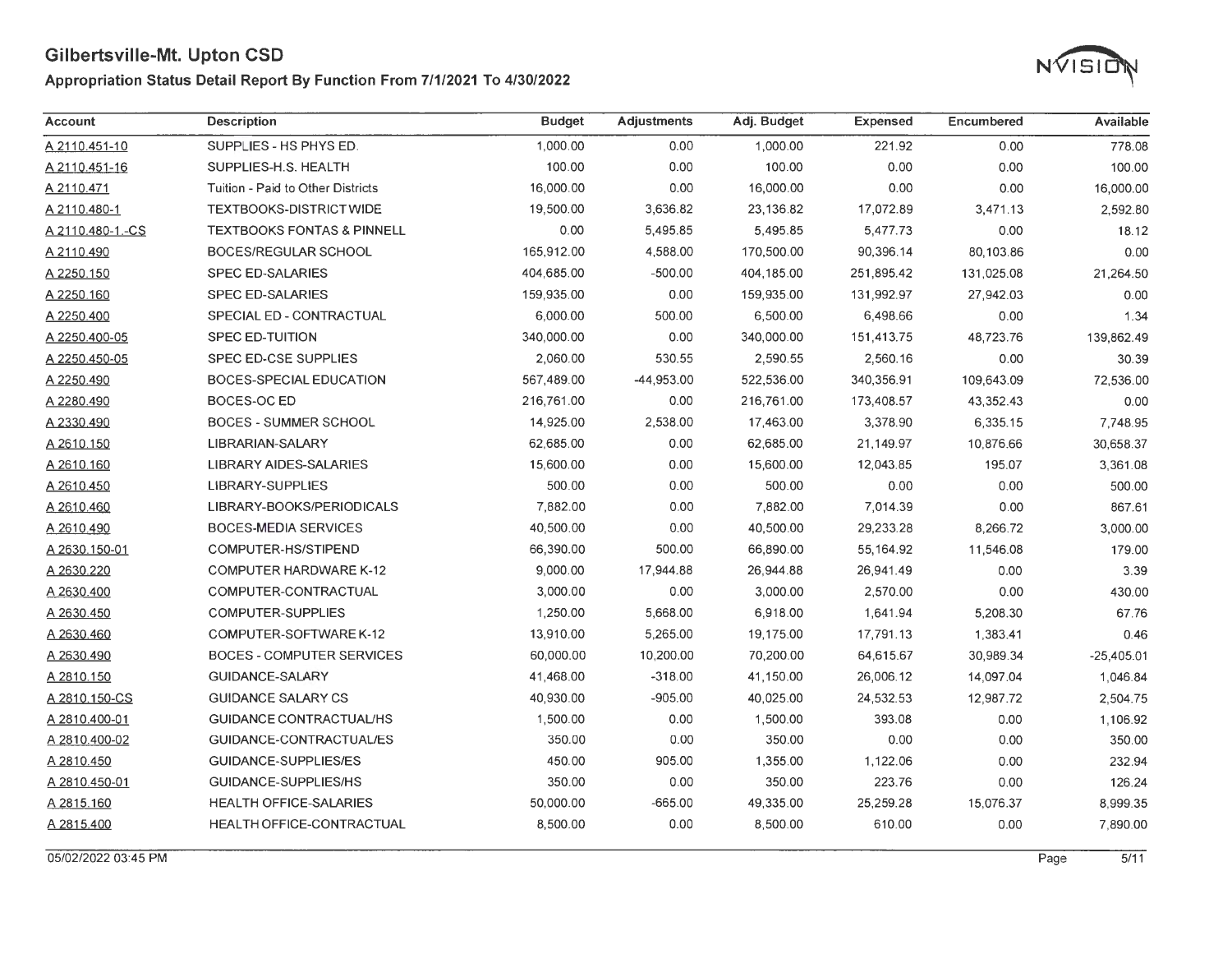# Gilbertsville-Mt. Upton CSD

## Appropriation Status Detail Report By Function From 7/1/2021 To 4/30/2022

| Account | Description | Budget | Adjustments | Adj. Budget | Expensed | Encumbered | Available |
|---|---|---|---|---|---|---|---|
| A 2110.451-10 | SUPPLIES - HS PHYS ED. | 1,000.00 | 0.00 | 1,000.00 | 221.92 | 0.00 | 778.08 |
| A 2110.451-16 | SUPPLIES-H.S. HEALTH | 100.00 | 0.00 | 100.00 | 0.00 | 0.00 | 100.00 |
| A 2110.471 | Tuition - Paid to Other Districts | 16,000.00 | 0.00 | 16,000.00 | 0.00 | 0.00 | 16,000.00 |
| A 2110.480-1 | TEXTBOOKS-DISTRICT WIDE | 19,500.00 | 3,636.82 | 23,136.82 | 17,072.89 | 3,471.13 | 2,592.80 |
| A 2110.480-1.-CS | TEXTBOOKS FONTAS & PINNELL | 0.00 | 5,495.85 | 5,495.85 | 5,477.73 | 0.00 | 18.12 |
| A 2110.490 | BOCES/REGULAR SCHOOL | 165,912.00 | 4,588.00 | 170,500.00 | 90,396.14 | 80,103.86 | 0.00 |
| A 2250.150 | SPEC ED-SALARIES | 404,685.00 | -500.00 | 404,185.00 | 251,895.42 | 131,025.08 | 21,264.50 |
| A 2250.160 | SPEC ED-SALARIES | 159,935.00 | 0.00 | 159,935.00 | 131,992.97 | 27,942.03 | 0.00 |
| A 2250.400 | SPECIAL ED - CONTRACTUAL | 6,000.00 | 500.00 | 6,500.00 | 6,498.66 | 0.00 | 1.34 |
| A 2250.400-05 | SPEC ED-TUITION | 340,000.00 | 0.00 | 340,000.00 | 151,413.75 | 48,723.76 | 139,862.49 |
| A 2250.450-05 | SPEC ED-CSE SUPPLIES | 2,060.00 | 530.55 | 2,590.55 | 2,560.16 | 0.00 | 30.39 |
| A 2250.490 | BOCES-SPECIAL EDUCATION | 567,489.00 | -44,953.00 | 522,536.00 | 340,356.91 | 109,643.09 | 72,536.00 |
| A 2280.490 | BOCES-OC ED | 216,761.00 | 0.00 | 216,761.00 | 173,408.57 | 43,352.43 | 0.00 |
| A 2330.490 | BOCES - SUMMER SCHOOL | 14,925.00 | 2,538.00 | 17,463.00 | 3,378.90 | 6,335.15 | 7,748.95 |
| A 2610.150 | LIBRARIAN-SALARY | 62,685.00 | 0.00 | 62,685.00 | 21,149.97 | 10,876.66 | 30,658.37 |
| A 2610.160 | LIBRARY AIDES-SALARIES | 15,600.00 | 0.00 | 15,600.00 | 12,043.85 | 195.07 | 3,361.08 |
| A 2610.450 | LIBRARY-SUPPLIES | 500.00 | 0.00 | 500.00 | 0.00 | 0.00 | 500.00 |
| A 2610.460 | LIBRARY-BOOKS/PERIODICALS | 7,882.00 | 0.00 | 7,882.00 | 7,014.39 | 0.00 | 867.61 |
| A 2610.490 | BOCES-MEDIA SERVICES | 40,500.00 | 0.00 | 40,500.00 | 29,233.28 | 8,266.72 | 3,000.00 |
| A 2630.150-01 | COMPUTER-HS/STIPEND | 66,390.00 | 500.00 | 66,890.00 | 55,164.92 | 11,546.08 | 179.00 |
| A 2630.220 | COMPUTER HARDWARE K-12 | 9,000.00 | 17,944.88 | 26,944.88 | 26,941.49 | 0.00 | 3.39 |
| A 2630.400 | COMPUTER-CONTRACTUAL | 3,000.00 | 0.00 | 3,000.00 | 2,570.00 | 0.00 | 430.00 |
| A 2630.450 | COMPUTER-SUPPLIES | 1,250.00 | 5,668.00 | 6,918.00 | 1,641.94 | 5,208.30 | 67.76 |
| A 2630.460 | COMPUTER-SOFTWARE K-12 | 13,910.00 | 5,265.00 | 19,175.00 | 17,791.13 | 1,383.41 | 0.46 |
| A 2630.490 | BOCES - COMPUTER SERVICES | 60,000.00 | 10,200.00 | 70,200.00 | 64,615.67 | 30,989.34 | -25,405.01 |
| A 2810.150 | GUIDANCE-SALARY | 41,468.00 | -318.00 | 41,150.00 | 26,006.12 | 14,097.04 | 1,046.84 |
| A 2810.150-CS | GUIDANCE SALARY CS | 40,930.00 | -905.00 | 40,025.00 | 24,532.53 | 12,987.72 | 2,504.75 |
| A 2810.400-01 | GUIDANCE CONTRACTUAL/HS | 1,500.00 | 0.00 | 1,500.00 | 393.08 | 0.00 | 1,106.92 |
| A 2810.400-02 | GUIDANCE-CONTRACTUAL/ES | 350.00 | 0.00 | 350.00 | 0.00 | 0.00 | 350.00 |
| A 2810.450 | GUIDANCE-SUPPLIES/ES | 450.00 | 905.00 | 1,355.00 | 1,122.06 | 0.00 | 232.94 |
| A 2810.450-01 | GUIDANCE-SUPPLIES/HS | 350.00 | 0.00 | 350.00 | 223.76 | 0.00 | 126.24 |
| A 2815.160 | HEALTH OFFICE-SALARIES | 50,000.00 | -665.00 | 49,335.00 | 25,259.28 | 15,076.37 | 8,999.35 |
| A 2815.400 | HEALTH OFFICE-CONTRACTUAL | 8,500.00 | 0.00 | 8,500.00 | 610.00 | 0.00 | 7,890.00 |

05/02/2022 03:45 PM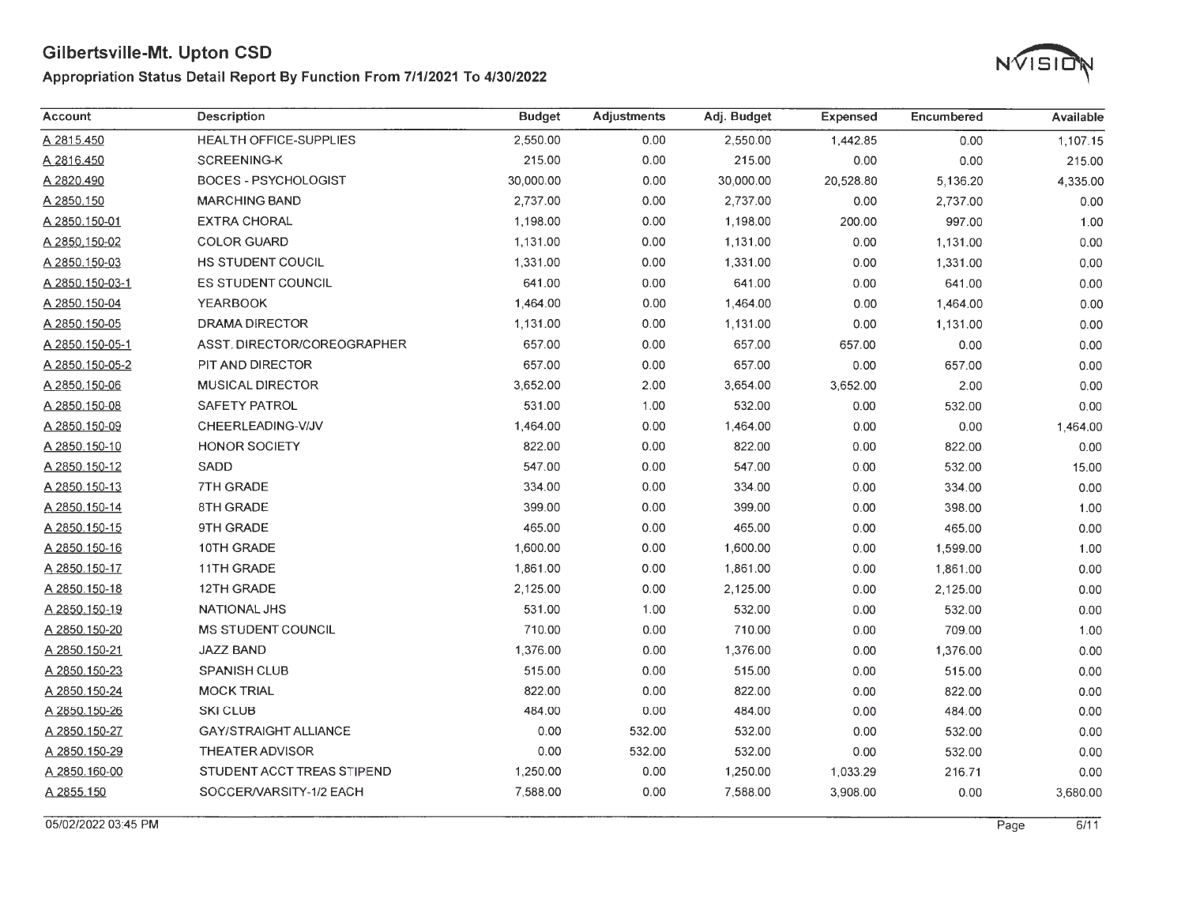# Gilbertsville-Mt. Upton CSD

## Appropriation Status Detail Report By Function From 7/1/2021 To 4/30/2022

| Account | Description | Budget | Adjustments | Adj. Budget | Expensed | Encumbered | Available |
|---|---|---|---|---|---|---|---|
| A 2815.450 | HEALTH OFFICE-SUPPLIES | 2,550.00 | 0.00 | 2,550.00 | 1,442.85 | 0.00 | 1,107.15 |
| A 2816.450 | SCREENING-K | 215.00 | 0.00 | 215.00 | 0.00 | 0.00 | 215.00 |
| A 2820.490 | BOCES - PSYCHOLOGIST | 30,000.00 | 0.00 | 30,000.00 | 20,528.80 | 5,136.20 | 4,335.00 |
| A 2850.150 | MARCHING BAND | 2,737.00 | 0.00 | 2,737.00 | 0.00 | 2,737.00 | 0.00 |
| A 2850.150-01 | EXTRA CHORAL | 1,198.00 | 0.00 | 1,198.00 | 200.00 | 997.00 | 1.00 |
| A 2850.150-02 | COLOR GUARD | 1,131.00 | 0.00 | 1,131.00 | 0.00 | 1,131.00 | 0.00 |
| A 2850.150-03 | HS STUDENT COUCIL | 1,331.00 | 0.00 | 1,331.00 | 0.00 | 1,331.00 | 0.00 |
| A 2850.150-03-1 | ES STUDENT COUNCIL | 641.00 | 0.00 | 641.00 | 0.00 | 641.00 | 0.00 |
| A 2850.150-04 | YEARBOOK | 1,464.00 | 0.00 | 1,464.00 | 0.00 | 1,464.00 | 0.00 |
| A 2850.150-05 | DRAMA DIRECTOR | 1,131.00 | 0.00 | 1,131.00 | 0.00 | 1,131.00 | 0.00 |
| A 2850.150-05-1 | ASST. DIRECTOR/COREOGRAPHER | 657.00 | 0.00 | 657.00 | 657.00 | 0.00 | 0.00 |
| A 2850.150-05-2 | PIT AND DIRECTOR | 657.00 | 0.00 | 657.00 | 0.00 | 657.00 | 0.00 |
| A 2850.150-06 | MUSICAL DIRECTOR | 3,652.00 | 2.00 | 3,654.00 | 3,652.00 | 2.00 | 0.00 |
| A 2850.150-08 | SAFETY PATROL | 531.00 | 1.00 | 532.00 | 0.00 | 532.00 | 0.00 |
| A 2850.150-09 | CHEERLEADING-V/JV | 1,464.00 | 0.00 | 1,464.00 | 0.00 | 0.00 | 1,464.00 |
| A 2850.150-10 | HONOR SOCIETY | 822.00 | 0.00 | 822.00 | 0.00 | 822.00 | 0.00 |
| A 2850.150-12 | SADD | 547.00 | 0.00 | 547.00 | 0.00 | 532.00 | 15.00 |
| A 2850.150-13 | 7TH GRADE | 334.00 | 0.00 | 334.00 | 0.00 | 334.00 | 0.00 |
| A 2850.150-14 | 8TH GRADE | 399.00 | 0.00 | 399.00 | 0.00 | 398.00 | 1.00 |
| A 2850.150-15 | 9TH GRADE | 465.00 | 0.00 | 465.00 | 0.00 | 465.00 | 0.00 |
| A 2850.150-16 | 10TH GRADE | 1,600.00 | 0.00 | 1,600.00 | 0.00 | 1,599.00 | 1.00 |
| A 2850.150-17 | 11TH GRADE | 1,861.00 | 0.00 | 1,861.00 | 0.00 | 1,861.00 | 0.00 |
| A 2850.150-18 | 12TH GRADE | 2,125.00 | 0.00 | 2,125.00 | 0.00 | 2,125.00 | 0.00 |
| A 2850.150-19 | NATIONAL JHS | 531.00 | 1.00 | 532.00 | 0.00 | 532.00 | 0.00 |
| A 2850.150-20 | MS STUDENT COUNCIL | 710.00 | 0.00 | 710.00 | 0.00 | 709.00 | 1.00 |
| A 2850.150-21 | JAZZ BAND | 1,376.00 | 0.00 | 1,376.00 | 0.00 | 1,376.00 | 0.00 |
| A 2850.150-23 | SPANISH CLUB | 515.00 | 0.00 | 515.00 | 0.00 | 515.00 | 0.00 |
| A 2850.150-24 | MOCK TRIAL | 822.00 | 0.00 | 822.00 | 0.00 | 822.00 | 0.00 |
| A 2850.150-26 | SKI CLUB | 484.00 | 0.00 | 484.00 | 0.00 | 484.00 | 0.00 |
| A 2850.150-27 | GAY/STRAIGHT ALLIANCE | 0.00 | 532.00 | 532.00 | 0.00 | 532.00 | 0.00 |
| A 2850.150-29 | THEATER ADVISOR | 0.00 | 532.00 | 532.00 | 0.00 | 532.00 | 0.00 |
| A 2850.160-00 | STUDENT ACCT TREAS STIPEND | 1,250.00 | 0.00 | 1,250.00 | 1,033.29 | 216.71 | 0.00 |
| A 2855.150 | SOCCER/VARSITY-1/2 EACH | 7,588.00 | 0.00 | 7,588.00 | 3,908.00 | 0.00 | 3,680.00 |

05/02/2022 03:45 PM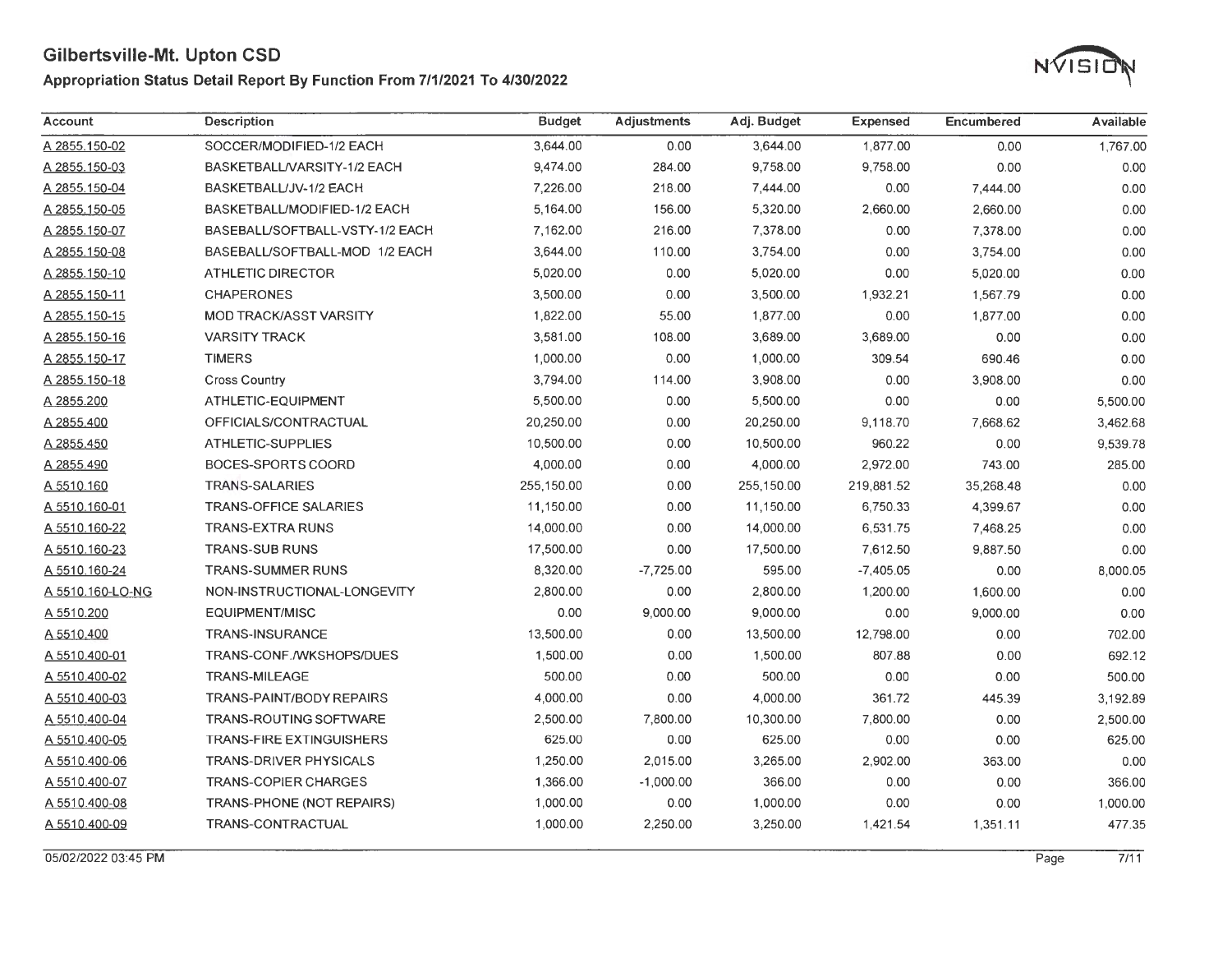# Gilbertsville-Mt. Upton CSD

## Appropriation Status Detail Report By Function From 7/1/2021 To 4/30/2022

| Account | Description | Budget | Adjustments | Adj. Budget | Expensed | Encumbered | Available |
|---|---|---|---|---|---|---|---|
| A 2855.150-02 | SOCCER/MODIFIED-1/2 EACH | 3,644.00 | 0.00 | 3,644.00 | 1,877.00 | 0.00 | 1,767.00 |
| A 2855.150-03 | BASKETBALL/VARSITY-1/2 EACH | 9,474.00 | 284.00 | 9,758.00 | 9,758.00 | 0.00 | 0.00 |
| A 2855.150-04 | BASKETBALL/JV-1/2 EACH | 7,226.00 | 218.00 | 7,444.00 | 0.00 | 7,444.00 | 0.00 |
| A 2855.150-05 | BASKETBALL/MODIFIED-1/2 EACH | 5,164.00 | 156.00 | 5,320.00 | 2,660.00 | 2,660.00 | 0.00 |
| A 2855.150-07 | BASEBALL/SOFTBALL-VSTY-1/2 EACH | 7,162.00 | 216.00 | 7,378.00 | 0.00 | 7,378.00 | 0.00 |
| A 2855.150-08 | BASEBALL/SOFTBALL-MOD 1/2 EACH | 3,644.00 | 110.00 | 3,754.00 | 0.00 | 3,754.00 | 0.00 |
| A 2855.150-10 | ATHLETIC DIRECTOR | 5,020.00 | 0.00 | 5,020.00 | 0.00 | 5,020.00 | 0.00 |
| A 2855.150-11 | CHAPERONES | 3,500.00 | 0.00 | 3,500.00 | 1,932.21 | 1,567.79 | 0.00 |
| A 2855.150-15 | MOD TRACK/ASST VARSITY | 1,822.00 | 55.00 | 1,877.00 | 0.00 | 1,877.00 | 0.00 |
| A 2855.150-16 | VARSITY TRACK | 3,581.00 | 108.00 | 3,689.00 | 3,689.00 | 0.00 | 0.00 |
| A 2855.150-17 | TIMERS | 1,000.00 | 0.00 | 1,000.00 | 309.54 | 690.46 | 0.00 |
| A 2855.150-18 | Cross Country | 3,794.00 | 114.00 | 3,908.00 | 0.00 | 3,908.00 | 0.00 |
| A 2855.200 | ATHLETIC-EQUIPMENT | 5,500.00 | 0.00 | 5,500.00 | 0.00 | 0.00 | 5,500.00 |
| A 2855.400 | OFFICIALS/CONTRACTUAL | 20,250.00 | 0.00 | 20,250.00 | 9,118.70 | 7,668.62 | 3,462.68 |
| A 2855.450 | ATHLETIC-SUPPLIES | 10,500.00 | 0.00 | 10,500.00 | 960.22 | 0.00 | 9,539.78 |
| A 2855.490 | BOCES-SPORTS COORD | 4,000.00 | 0.00 | 4,000.00 | 2,972.00 | 743.00 | 285.00 |
| A 5510.160 | TRANS-SALARIES | 255,150.00 | 0.00 | 255,150.00 | 219,881.52 | 35,268.48 | 0.00 |
| A 5510.160-01 | TRANS-OFFICE SALARIES | 11,150.00 | 0.00 | 11,150.00 | 6,750.33 | 4,399.67 | 0.00 |
| A 5510.160-22 | TRANS-EXTRA RUNS | 14,000.00 | 0.00 | 14,000.00 | 6,531.75 | 7,468.25 | 0.00 |
| A 5510.160-23 | TRANS-SUB RUNS | 17,500.00 | 0.00 | 17,500.00 | 7,612.50 | 9,887.50 | 0.00 |
| A 5510.160-24 | TRANS-SUMMER RUNS | 8,320.00 | -7,725.00 | 595.00 | -7,405.05 | 0.00 | 8,000.05 |
| A 5510.160-LO-NG | NON-INSTRUCTIONAL-LONGEVITY | 2,800.00 | 0.00 | 2,800.00 | 1,200.00 | 1,600.00 | 0.00 |
| A 5510.200 | EQUIPMENT/MISC | 0.00 | 9,000.00 | 9,000.00 | 0.00 | 9,000.00 | 0.00 |
| A 5510.400 | TRANS-INSURANCE | 13,500.00 | 0.00 | 13,500.00 | 12,798.00 | 0.00 | 702.00 |
| A 5510.400-01 | TRANS-CONF./WKSHOPS/DUES | 1,500.00 | 0.00 | 1,500.00 | 807.88 | 0.00 | 692.12 |
| A 5510.400-02 | TRANS-MILEAGE | 500.00 | 0.00 | 500.00 | 0.00 | 0.00 | 500.00 |
| A 5510.400-03 | TRANS-PAINT/BODY REPAIRS | 4,000.00 | 0.00 | 4,000.00 | 361.72 | 445.39 | 3,192.89 |
| A 5510.400-04 | TRANS-ROUTING SOFTWARE | 2,500.00 | 7,800.00 | 10,300.00 | 7,800.00 | 0.00 | 2,500.00 |
| A 5510.400-05 | TRANS-FIRE EXTINGUISHERS | 625.00 | 0.00 | 625.00 | 0.00 | 0.00 | 625.00 |
| A 5510.400-06 | TRANS-DRIVER PHYSICALS | 1,250.00 | 2,015.00 | 3,265.00 | 2,902.00 | 363.00 | 0.00 |
| A 5510.400-07 | TRANS-COPIER CHARGES | 1,366.00 | -1,000.00 | 366.00 | 0.00 | 0.00 | 366.00 |
| A 5510.400-08 | TRANS-PHONE (NOT REPAIRS) | 1,000.00 | 0.00 | 1,000.00 | 0.00 | 0.00 | 1,000.00 |
| A 5510.400-09 | TRANS-CONTRACTUAL | 1,000.00 | 2,250.00 | 3,250.00 | 1,421.54 | 1,351.11 | 477.35 |

05/02/2022 03:45 PM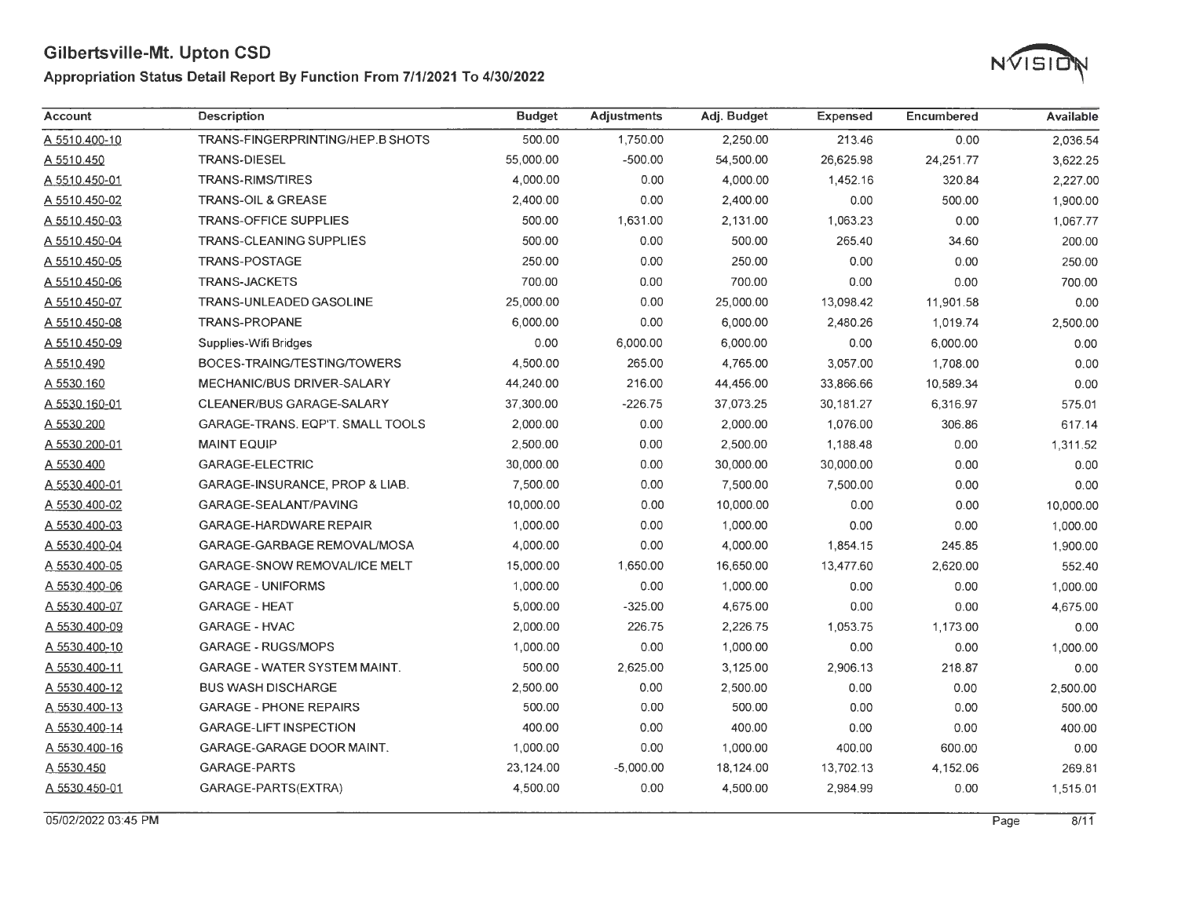# Gilbertsville-Mt. Upton CSD

## Appropriation Status Detail Report By Function From 7/1/2021 To 4/30/2022

| Account | Description | Budget | Adjustments | Adj. Budget | Expensed | Encumbered | Available |
|---|---|---|---|---|---|---|---|
| A 5510.400-10 | TRANS-FINGERPRINTING/HEP.B SHOTS | 500.00 | 1,750.00 | 2,250.00 | 213.46 | 0.00 | 2,036.54 |
| A 5510.450 | TRANS-DIESEL | 55,000.00 | -500.00 | 54,500.00 | 26,625.98 | 24,251.77 | 3,622.25 |
| A 5510.450-01 | TRANS-RIMS/TIRES | 4,000.00 | 0.00 | 4,000.00 | 1,452.16 | 320.84 | 2,227.00 |
| A 5510.450-02 | TRANS-OIL & GREASE | 2,400.00 | 0.00 | 2,400.00 | 0.00 | 500.00 | 1,900.00 |
| A 5510.450-03 | TRANS-OFFICE SUPPLIES | 500.00 | 1,631.00 | 2,131.00 | 1,063.23 | 0.00 | 1,067.77 |
| A 5510.450-04 | TRANS-CLEANING SUPPLIES | 500.00 | 0.00 | 500.00 | 265.40 | 34.60 | 200.00 |
| A 5510.450-05 | TRANS-POSTAGE | 250.00 | 0.00 | 250.00 | 0.00 | 0.00 | 250.00 |
| A 5510.450-06 | TRANS-JACKETS | 700.00 | 0.00 | 700.00 | 0.00 | 0.00 | 700.00 |
| A 5510.450-07 | TRANS-UNLEADED GASOLINE | 25,000.00 | 0.00 | 25,000.00 | 13,098.42 | 11,901.58 | 0.00 |
| A 5510.450-08 | TRANS-PROPANE | 6,000.00 | 0.00 | 6,000.00 | 2,480.26 | 1,019.74 | 2,500.00 |
| A 5510.450-09 | Supplies-Wifi Bridges | 0.00 | 6,000.00 | 6,000.00 | 0.00 | 6,000.00 | 0.00 |
| A 5510.490 | BOCES-TRAING/TESTING/TOWERS | 4,500.00 | 265.00 | 4,765.00 | 3,057.00 | 1,708.00 | 0.00 |
| A 5530.160 | MECHANIC/BUS DRIVER-SALARY | 44,240.00 | 216.00 | 44,456.00 | 33,866.66 | 10,589.34 | 0.00 |
| A 5530.160-01 | CLEANER/BUS GARAGE-SALARY | 37,300.00 | -226.75 | 37,073.25 | 30,181.27 | 6,316.97 | 575.01 |
| A 5530.200 | GARAGE-TRANS. EQP'T. SMALL TOOLS | 2,000.00 | 0.00 | 2,000.00 | 1,076.00 | 306.86 | 617.14 |
| A 5530.200-01 | MAINT EQUIP | 2,500.00 | 0.00 | 2,500.00 | 1,188.48 | 0.00 | 1,311.52 |
| A 5530.400 | GARAGE-ELECTRIC | 30,000.00 | 0.00 | 30,000.00 | 30,000.00 | 0.00 | 0.00 |
| A 5530.400-01 | GARAGE-INSURANCE, PROP & LIAB. | 7,500.00 | 0.00 | 7,500.00 | 7,500.00 | 0.00 | 0.00 |
| A 5530.400-02 | GARAGE-SEALANT/PAVING | 10,000.00 | 0.00 | 10,000.00 | 0.00 | 0.00 | 10,000.00 |
| A 5530.400-03 | GARAGE-HARDWARE REPAIR | 1,000.00 | 0.00 | 1,000.00 | 0.00 | 0.00 | 1,000.00 |
| A 5530.400-04 | GARAGE-GARBAGE REMOVAL/MOSA | 4,000.00 | 0.00 | 4,000.00 | 1,854.15 | 245.85 | 1,900.00 |
| A 5530.400-05 | GARAGE-SNOW REMOVAL/ICE MELT | 15,000.00 | 1,650.00 | 16,650.00 | 13,477.60 | 2,620.00 | 552.40 |
| A 5530.400-06 | GARAGE - UNIFORMS | 1,000.00 | 0.00 | 1,000.00 | 0.00 | 0.00 | 1,000.00 |
| A 5530.400-07 | GARAGE - HEAT | 5,000.00 | -325.00 | 4,675.00 | 0.00 | 0.00 | 4,675.00 |
| A 5530.400-09 | GARAGE - HVAC | 2,000.00 | 226.75 | 2,226.75 | 1,053.75 | 1,173.00 | 0.00 |
| A 5530.400-10 | GARAGE - RUGS/MOPS | 1,000.00 | 0.00 | 1,000.00 | 0.00 | 0.00 | 1,000.00 |
| A 5530.400-11 | GARAGE - WATER SYSTEM MAINT. | 500.00 | 2,625.00 | 3,125.00 | 2,906.13 | 218.87 | 0.00 |
| A 5530.400-12 | BUS WASH DISCHARGE | 2,500.00 | 0.00 | 2,500.00 | 0.00 | 0.00 | 2,500.00 |
| A 5530.400-13 | GARAGE - PHONE REPAIRS | 500.00 | 0.00 | 500.00 | 0.00 | 0.00 | 500.00 |
| A 5530.400-14 | GARAGE-LIFT INSPECTION | 400.00 | 0.00 | 400.00 | 0.00 | 0.00 | 400.00 |
| A 5530.400-16 | GARAGE-GARAGE DOOR MAINT. | 1,000.00 | 0.00 | 1,000.00 | 400.00 | 600.00 | 0.00 |
| A 5530.450 | GARAGE-PARTS | 23,124.00 | -5,000.00 | 18,124.00 | 13,702.13 | 4,152.06 | 269.81 |
| A 5530.450-01 | GARAGE-PARTS(EXTRA) | 4,500.00 | 0.00 | 4,500.00 | 2,984.99 | 0.00 | 1,515.01 |

05/02/2022 03:45 PM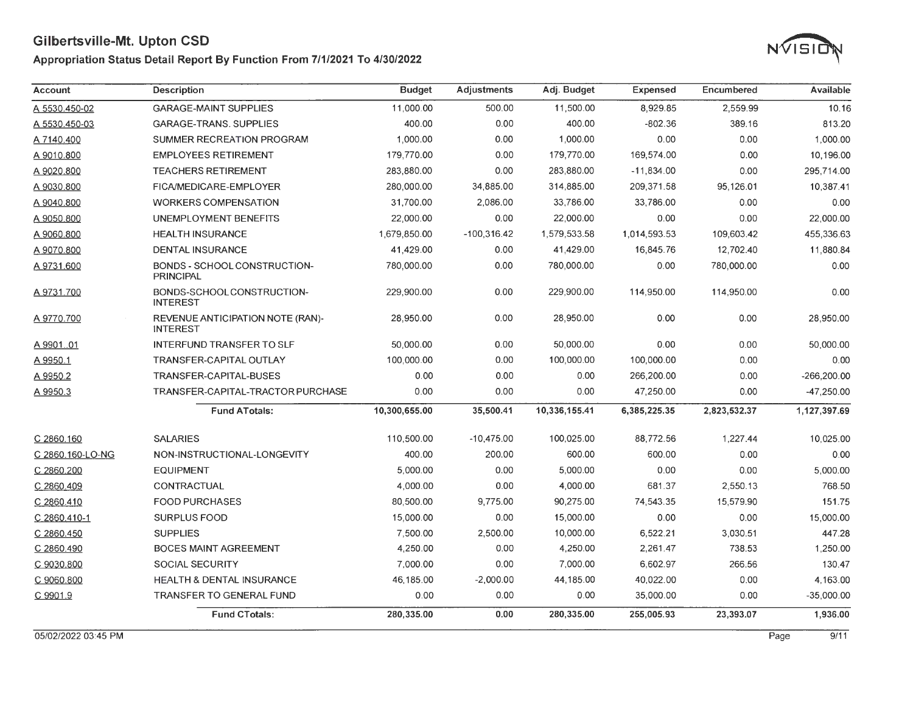# Gilbertsville-Mt. Upton CSD

## Appropriation Status Detail Report By Function From 7/1/2021 To 4/30/2022

| Account | Description | Budget | Adjustments | Adj. Budget | Expensed | Encumbered | Available |
|---|---|---|---|---|---|---|---|
| A 5530.450-02 | GARAGE-MAINT SUPPLIES | 11,000.00 | 500.00 | 11,500.00 | 8,929.85 | 2,559.99 | 10.16 |
| A 5530.450-03 | GARAGE-TRANS. SUPPLIES | 400.00 | 0.00 | 400.00 | -802.36 | 389.16 | 813.20 |
| A 7140.400 | SUMMER RECREATION PROGRAM | 1,000.00 | 0.00 | 1,000.00 | 0.00 | 0.00 | 1,000.00 |
| A 9010.800 | EMPLOYEES RETIREMENT | 179,770.00 | 0.00 | 179,770.00 | 169,574.00 | 0.00 | 10,196.00 |
| A 9020.800 | TEACHERS RETIREMENT | 283,880.00 | 0.00 | 283,880.00 | -11,834.00 | 0.00 | 295,714.00 |
| A 9030.800 | FICA/MEDICARE-EMPLOYER | 280,000.00 | 34,885.00 | 314,885.00 | 209,371.58 | 95,126.01 | 10,387.41 |
| A 9040.800 | WORKERS COMPENSATION | 31,700.00 | 2,086.00 | 33,786.00 | 33,786.00 | 0.00 | 0.00 |
| A 9050.800 | UNEMPLOYMENT BENEFITS | 22,000.00 | 0.00 | 22,000.00 | 0.00 | 0.00 | 22,000.00 |
| A 9060.800 | HEALTH INSURANCE | 1,679,850.00 | -100,316.42 | 1,579,533.58 | 1,014,593.53 | 109,603.42 | 455,336.63 |
| A 9070.800 | DENTAL INSURANCE | 41,429.00 | 0.00 | 41,429.00 | 16,845.76 | 12,702.40 | 11,880.84 |
| A 9731.600 | BONDS - SCHOOL CONSTRUCTION-PRINCIPAL | 780,000.00 | 0.00 | 780,000.00 | 0.00 | 780,000.00 | 0.00 |
| A 9731.700 | BONDS-SCHOOL CONSTRUCTION-INTEREST | 229,900.00 | 0.00 | 229,900.00 | 114,950.00 | 114,950.00 | 0.00 |
| A 9770.700 | REVENUE ANTICIPATION NOTE (RAN)-INTEREST | 28,950.00 | 0.00 | 28,950.00 | 0.00 | 0.00 | 28,950.00 |
| A 9901..01 | INTERFUND TRANSFER TO SLF | 50,000.00 | 0.00 | 50,000.00 | 0.00 | 0.00 | 50,000.00 |
| A 9950.1 | TRANSFER-CAPITAL OUTLAY | 100,000.00 | 0.00 | 100,000.00 | 100,000.00 | 0.00 | 0.00 |
| A 9950.2 | TRANSFER-CAPITAL-BUSES | 0.00 | 0.00 | 0.00 | 266,200.00 | 0.00 | -266,200.00 |
| A 9950.3 | TRANSFER-CAPITAL-TRACTOR PURCHASE | 0.00 | 0.00 | 0.00 | 47,250.00 | 0.00 | -47,250.00 |
| | **Fund ATotals:** | **10,300,655.00** | **35,500.41** | **10,336,155.41** | **6,385,225.35** | **2,823,532.37** | **1,127,397.69** |
| C 2860.160 | SALARIES | 110,500.00 | -10,475.00 | 100,025.00 | 88,772.56 | 1,227.44 | 10,025.00 |
| C 2860.160-LO-NG | NON-INSTRUCTIONAL-LONGEVITY | 400.00 | 200.00 | 600.00 | 600.00 | 0.00 | 0.00 |
| C 2860.200 | EQUIPMENT | 5,000.00 | 0.00 | 5,000.00 | 0.00 | 0.00 | 5,000.00 |
| C 2860.409 | CONTRACTUAL | 4,000.00 | 0.00 | 4,000.00 | 681.37 | 2,550.13 | 768.50 |
| C 2860.410 | FOOD PURCHASES | 80,500.00 | 9,775.00 | 90,275.00 | 74,543.35 | 15,579.90 | 151.75 |
| C 2860.410-1 | SURPLUS FOOD | 15,000.00 | 0.00 | 15,000.00 | 0.00 | 0.00 | 15,000.00 |
| C 2860.450 | SUPPLIES | 7,500.00 | 2,500.00 | 10,000.00 | 6,522.21 | 3,030.51 | 447.28 |
| C 2860.490 | BOCES MAINT AGREEMENT | 4,250.00 | 0.00 | 4,250.00 | 2,261.47 | 738.53 | 1,250.00 |
| C 9030.800 | SOCIAL SECURITY | 7,000.00 | 0.00 | 7,000.00 | 6,602.97 | 266.56 | 130.47 |
| C 9060.800 | HEALTH & DENTAL INSURANCE | 46,185.00 | -2,000.00 | 44,185.00 | 40,022.00 | 0.00 | 4,163.00 |
| C 9901.9 | TRANSFER TO GENERAL FUND | 0.00 | 0.00 | 0.00 | 35,000.00 | 0.00 | -35,000.00 |
| | **Fund CTotals:** | **280,335.00** | **0.00** | **280,335.00** | **255,005.93** | **23,393.07** | **1,936.00** |

05/02/2022 03:45 PM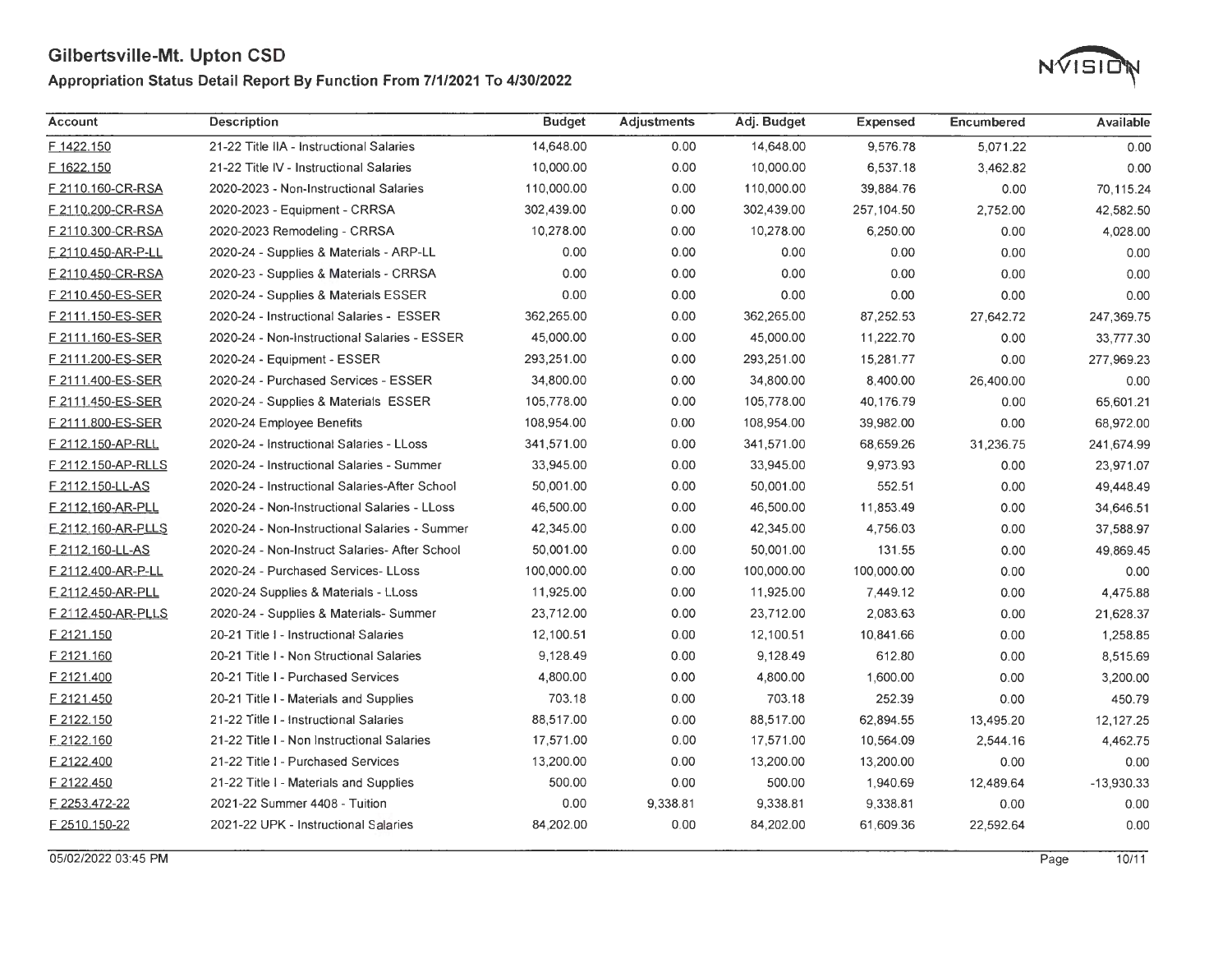# Gilbertsville-Mt. Upton CSD

## Appropriation Status Detail Report By Function From 7/1/2021 To 4/30/2022

| Account | Description | Budget | Adjustments | Adj. Budget | Expensed | Encumbered | Available |
|---|---|---|---|---|---|---|---|
| F 1422.150 | 21-22 Title IIA - Instructional Salaries | 14,648.00 | 0.00 | 14,648.00 | 9,576.78 | 5,071.22 | 0.00 |
| F 1622.150 | 21-22 Title IV - Instructional Salaries | 10,000.00 | 0.00 | 10,000.00 | 6,537.18 | 3,462.82 | 0.00 |
| F 2110.160-CR-RSA | 2020-2023 - Non-Instructional Salaries | 110,000.00 | 0.00 | 110,000.00 | 39,884.76 | 0.00 | 70,115.24 |
| F 2110.200-CR-RSA | 2020-2023 - Equipment - CRRSA | 302,439.00 | 0.00 | 302,439.00 | 257,104.50 | 2,752.00 | 42,582.50 |
| F 2110.300-CR-RSA | 2020-2023 Remodeling - CRRSA | 10,278.00 | 0.00 | 10,278.00 | 6,250.00 | 0.00 | 4,028.00 |
| F 2110.450-AR-P-LL | 2020-24 - Supplies & Materials - ARP-LL | 0.00 | 0.00 | 0.00 | 0.00 | 0.00 | 0.00 |
| F 2110.450-CR-RSA | 2020-23 - Supplies & Materials - CRRSA | 0.00 | 0.00 | 0.00 | 0.00 | 0.00 | 0.00 |
| F 2110.450-ES-SER | 2020-24 - Supplies & Materials ESSER | 0.00 | 0.00 | 0.00 | 0.00 | 0.00 | 0.00 |
| F 2111.150-ES-SER | 2020-24 - Instructional Salaries - ESSER | 362,265.00 | 0.00 | 362,265.00 | 87,252.53 | 27,642.72 | 247,369.75 |
| F 2111.160-ES-SER | 2020-24 - Non-Instructional Salaries - ESSER | 45,000.00 | 0.00 | 45,000.00 | 11,222.70 | 0.00 | 33,777.30 |
| F 2111.200-ES-SER | 2020-24 - Equipment - ESSER | 293,251.00 | 0.00 | 293,251.00 | 15,281.77 | 0.00 | 277,969.23 |
| F 2111.400-ES-SER | 2020-24 - Purchased Services - ESSER | 34,800.00 | 0.00 | 34,800.00 | 8,400.00 | 26,400.00 | 0.00 |
| F 2111.450-ES-SER | 2020-24 - Supplies & Materials ESSER | 105,778.00 | 0.00 | 105,778.00 | 40,176.79 | 0.00 | 65,601.21 |
| F 2111.800-ES-SER | 2020-24 Employee Benefits | 108,954.00 | 0.00 | 108,954.00 | 39,982.00 | 0.00 | 68,972.00 |
| F 2112.150-AP-RLL | 2020-24 - Instructional Salaries - LLoss | 341,571.00 | 0.00 | 341,571.00 | 68,659.26 | 31,236.75 | 241,674.99 |
| F 2112.150-AP-RLLS | 2020-24 - Instructional Salaries - Summer | 33,945.00 | 0.00 | 33,945.00 | 9,973.93 | 0.00 | 23,971.07 |
| F 2112.150-LL-AS | 2020-24 - Instructional Salaries-After School | 50,001.00 | 0.00 | 50,001.00 | 552.51 | 0.00 | 49,448.49 |
| F 2112.160-AR-PLL | 2020-24 - Non-Instructional Salaries - LLoss | 46,500.00 | 0.00 | 46,500.00 | 11,853.49 | 0.00 | 34,646.51 |
| F 2112.160-AR-PLLS | 2020-24 - Non-Instructional Salaries - Summer | 42,345.00 | 0.00 | 42,345.00 | 4,756.03 | 0.00 | 37,588.97 |
| F 2112.160-LL-AS | 2020-24 - Non-Instruct Salaries- After School | 50,001.00 | 0.00 | 50,001.00 | 131.55 | 0.00 | 49,869.45 |
| F 2112.400-AR-P-LL | 2020-24 - Purchased Services- LLoss | 100,000.00 | 0.00 | 100,000.00 | 100,000.00 | 0.00 | 0.00 |
| F 2112.450-AR-PLL | 2020-24 Supplies & Materials - LLoss | 11,925.00 | 0.00 | 11,925.00 | 7,449.12 | 0.00 | 4,475.88 |
| F 2112.450-AR-PLLS | 2020-24 - Supplies & Materials- Summer | 23,712.00 | 0.00 | 23,712.00 | 2,083.63 | 0.00 | 21,628.37 |
| F 2121.150 | 20-21 Title I - Instructional Salaries | 12,100.51 | 0.00 | 12,100.51 | 10,841.66 | 0.00 | 1,258.85 |
| F 2121.160 | 20-21 Title I - Non Structional Salaries | 9,128.49 | 0.00 | 9,128.49 | 612.80 | 0.00 | 8,515.69 |
| F 2121.400 | 20-21 Title I - Purchased Services | 4,800.00 | 0.00 | 4,800.00 | 1,600.00 | 0.00 | 3,200.00 |
| F 2121.450 | 20-21 Title I - Materials and Supplies | 703.18 | 0.00 | 703.18 | 252.39 | 0.00 | 450.79 |
| F 2122.150 | 21-22 Title I - Instructional Salaries | 88,517.00 | 0.00 | 88,517.00 | 62,894.55 | 13,495.20 | 12,127.25 |
| F 2122.160 | 21-22 Title I - Non Instructional Salaries | 17,571.00 | 0.00 | 17,571.00 | 10,564.09 | 2,544.16 | 4,462.75 |
| F 2122.400 | 21-22 Title I - Purchased Services | 13,200.00 | 0.00 | 13,200.00 | 13,200.00 | 0.00 | 0.00 |
| F 2122.450 | 21-22 Title I - Materials and Supplies | 500.00 | 0.00 | 500.00 | 1,940.69 | 12,489.64 | -13,930.33 |
| F 2253.472-22 | 2021-22 Summer 4408 - Tuition | 0.00 | 9,338.81 | 9,338.81 | 9,338.81 | 0.00 | 0.00 |
| F 2510.150-22 | 2021-22 UPK - Instructional Salaries | 84,202.00 | 0.00 | 84,202.00 | 61,609.36 | 22,592.64 | 0.00 |

05/02/2022 03:45 PM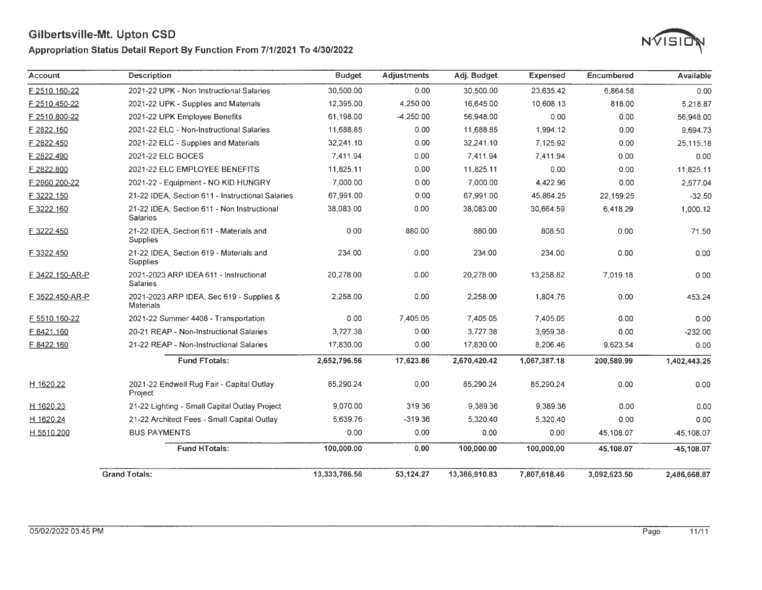# Gilbertsville-Mt. Upton CSD

## Appropriation Status Detail Report By Function From 7/1/2021 To 4/30/2022

| Account | Description | Budget | Adjustments | Adj. Budget | Expensed | Encumbered | Available |
|---|---|---|---|---|---|---|---|
| F 2510.160-22 | 2021-22 UPK - Non Instructional Salaries | 30,500.00 | 0.00 | 30,500.00 | 23,635.42 | 6,864.58 | 0.00 |
| F 2510.450-22 | 2021-22 UPK - Supplies and Materials | 12,395.00 | 4,250.00 | 16,645.00 | 10,608.13 | 818.00 | 5,218.87 |
| F 2510.800-22 | 2021-22 UPK Employee Benefits | 61,198.00 | -4,250.00 | 56,948.00 | 0.00 | 0.00 | 56,948.00 |
| F 2822.160 | 2021-22 ELC - Non-Instructional Salaries | 11,688.85 | 0.00 | 11,688.85 | 1,994.12 | 0.00 | 9,694.73 |
| F 2822.450 | 2021-22 ELC - Supplies and Materials | 32,241.10 | 0.00 | 32,241.10 | 7,125.92 | 0.00 | 25,115.18 |
| F 2822.490 | 2021-22 ELC BOCES | 7,411.94 | 0.00 | 7,411.94 | 7,411.94 | 0.00 | 0.00 |
| F 2822.800 | 2021-22 ELC EMPLOYEE BENEFITS | 11,825.11 | 0.00 | 11,825.11 | 0.00 | 0.00 | 11,825.11 |
| F 2860.200-22 | 2021-22 - Equipment - NO KID HUNGRY | 7,000.00 | 0.00 | 7,000.00 | 4,422.96 | 0.00 | 2,577.04 |
| F 3222.150 | 21-22 IDEA, Section 611 - Instructional Salaries | 67,991.00 | 0.00 | 67,991.00 | 45,864.25 | 22,159.25 | -32.50 |
| F 3222.160 | 21-22 IDEA, Section 611 - Non Instructional Salaries | 38,083.00 | 0.00 | 38,083.00 | 30,664.59 | 6,418.29 | 1,000.12 |
| F 3222.450 | 21-22 IDEA, Section 611 - Materials and Supplies | 0.00 | 880.00 | 880.00 | 808.50 | 0.00 | 71.50 |
| F 3322.450 | 21-22 IDEA, Section 619 - Materials and Supplies | 234.00 | 0.00 | 234.00 | 234.00 | 0.00 | 0.00 |
| F 3422.150-AR-P | 2021-2023 ARP IDEA 611 - Instructional Salaries | 20,278.00 | 0.00 | 20,278.00 | 13,258.82 | 7,019.18 | 0.00 |
| F 3522.450-AR-P | 2021-2023 ARP IDEA, Sec 619 - Supplies & Materials | 2,258.00 | 0.00 | 2,258.00 | 1,804.76 | 0.00 | 453.24 |
| F 5510.160-22 | 2021-22 Summer 4408 - Transportation | 0.00 | 7,405.05 | 7,405.05 | 7,405.05 | 0.00 | 0.00 |
| F 8421.160 | 20-21 REAP - Non-Instructional Salaries | 3,727.38 | 0.00 | 3,727.38 | 3,959.38 | 0.00 | -232.00 |
| F 8422.160 | 21-22 REAP - Non-Instructional Salaries | 17,830.00 | 0.00 | 17,830.00 | 8,206.46 | 9,623.54 | 0.00 |
| | **Fund FTotals:** | **2,652,796.56** | **17,623.86** | **2,670,420.42** | **1,067,387.18** | **200,589.99** | **1,402,443.25** |
| H 1620.22 | 2021-22 Endwell Rug Fair - Capital Outlay Project | 85,290.24 | 0.00 | 85,290.24 | 85,290.24 | 0.00 | 0.00 |
| H 1620.23 | 21-22 Lighting - Small Capital Outlay Project | 9,070.00 | 319.36 | 9,389.36 | 9,389.36 | 0.00 | 0.00 |
| H 1620.24 | 21-22 Architect Fees - Small Capital Outlay | 5,639.76 | -319.36 | 5,320.40 | 5,320.40 | 0.00 | 0.00 |
| H 5510.200 | BUS PAYMENTS | 0.00 | 0.00 | 0.00 | 0.00 | 45,108.07 | -45,108.07 |
| | **Fund HTotals:** | **100,000.00** | **0.00** | **100,000.00** | **100,000.00** | **45,108.07** | **-45,108.07** |
| **Grand Totals:** | | **13,333,786.56** | **53,124.27** | **13,386,910.83** | **7,807,618.46** | **3,092,623.50** | **2,486,668.87** |

05/02/2022 03:45 PM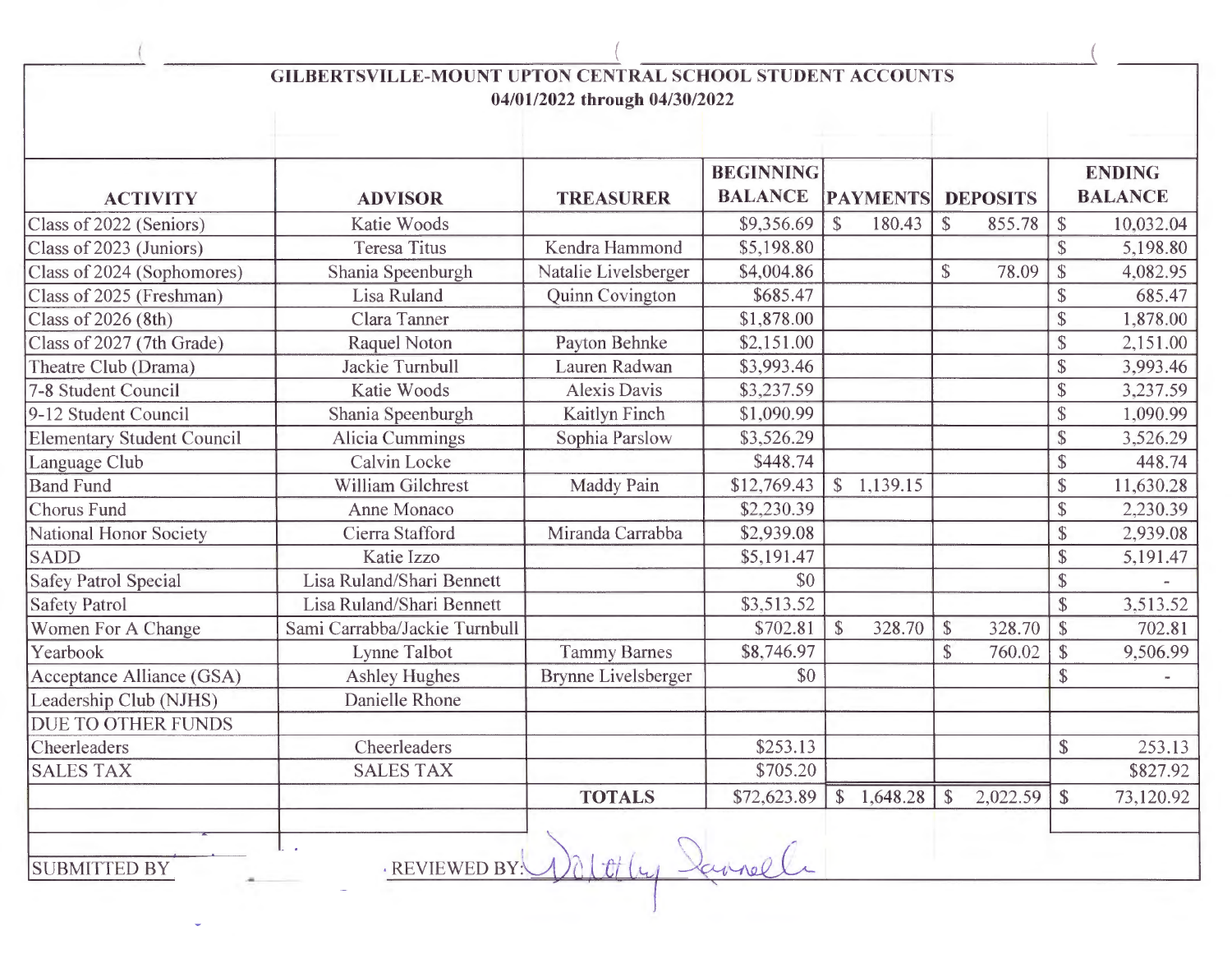**GILBERTSVILLE-MOUNT UPTON CENTRAL SCHOOL STUDENT ACCOUNTS**
**04/01/2022 through 04/30/2022**

| ACTIVITY | ADVISOR | TREASURER | BEGINNING BALANCE | PAYMENTS | DEPOSITS | ENDING BALANCE |
|---|---|---|---|---|---|---|
| Class of 2022 (Seniors) | Katie Woods | | $9,356.69 | $ 180.43 | $ 855.78 | $ 10,032.04 |
| Class of 2023 (Juniors) | Teresa Titus | Kendra Hammond | $5,198.80 | | | $ 5,198.80 |
| Class of 2024 (Sophomores) | Shania Speenburgh | Natalie Livelsberger | $4,004.86 | | $ 78.09 | $ 4,082.95 |
| Class of 2025 (Freshman) | Lisa Ruland | Quinn Covington | $685.47 | | | $ 685.47 |
| Class of 2026 (8th) | Clara Tanner | | $1,878.00 | | | $ 1,878.00 |
| Class of 2027 (7th Grade) | Raquel Noton | Payton Behnke | $2,151.00 | | | $ 2,151.00 |
| Theatre Club (Drama) | Jackie Turnbull | Lauren Radwan | $3,993.46 | | | $ 3,993.46 |
| 7-8 Student Council | Katie Woods | Alexis Davis | $3,237.59 | | | $ 3,237.59 |
| 9-12 Student Council | Shania Speenburgh | Kaitlyn Finch | $1,090.99 | | | $ 1,090.99 |
| Elementary Student Council | Alicia Cummings | Sophia Parslow | $3,526.29 | | | $ 3,526.29 |
| Language Club | Calvin Locke | | $448.74 | | | $ 448.74 |
| Band Fund | William Gilchrest | Maddy Pain | $12,769.43 | $ 1,139.15 | | $ 11,630.28 |
| Chorus Fund | Anne Monaco | | $2,230.39 | | | $ 2,230.39 |
| National Honor Society | Cierra Stafford | Miranda Carrabba | $2,939.08 | | | $ 2,939.08 |
| SADD | Katie Izzo | | $5,191.47 | | | $ 5,191.47 |
| Safey Patrol Special | Lisa Ruland/Shari Bennett | | $0 | | | $ - |
| Safety Patrol | Lisa Ruland/Shari Bennett | | $3,513.52 | | | $ 3,513.52 |
| Women For A Change | Sami Carrabba/Jackie Turnbull | | $702.81 | $ 328.70 | $ 328.70 | $ 702.81 |
| Yearbook | Lynne Talbot | Tammy Barnes | $8,746.97 | | $ 760.02 | $ 9,506.99 |
| Acceptance Alliance (GSA) | Ashley Hughes | Brynne Livelsberger | $0 | | | $ - |
| Leadership Club (NJHS) | Danielle Rhone | | | | | |
| DUE TO OTHER FUNDS | | | | | | |
| Cheerleaders | Cheerleaders | | $253.13 | | | $ 253.13 |
| SALES TAX | SALES TAX | | $705.20 | | | $827.92 |
| | | **TOTALS** | $72,623.89 | $ 1,648.28 | $ 2,022.59 | $ 73,120.92 |

SUBMITTED BY

REVIEWED BY: Dorothy Durrell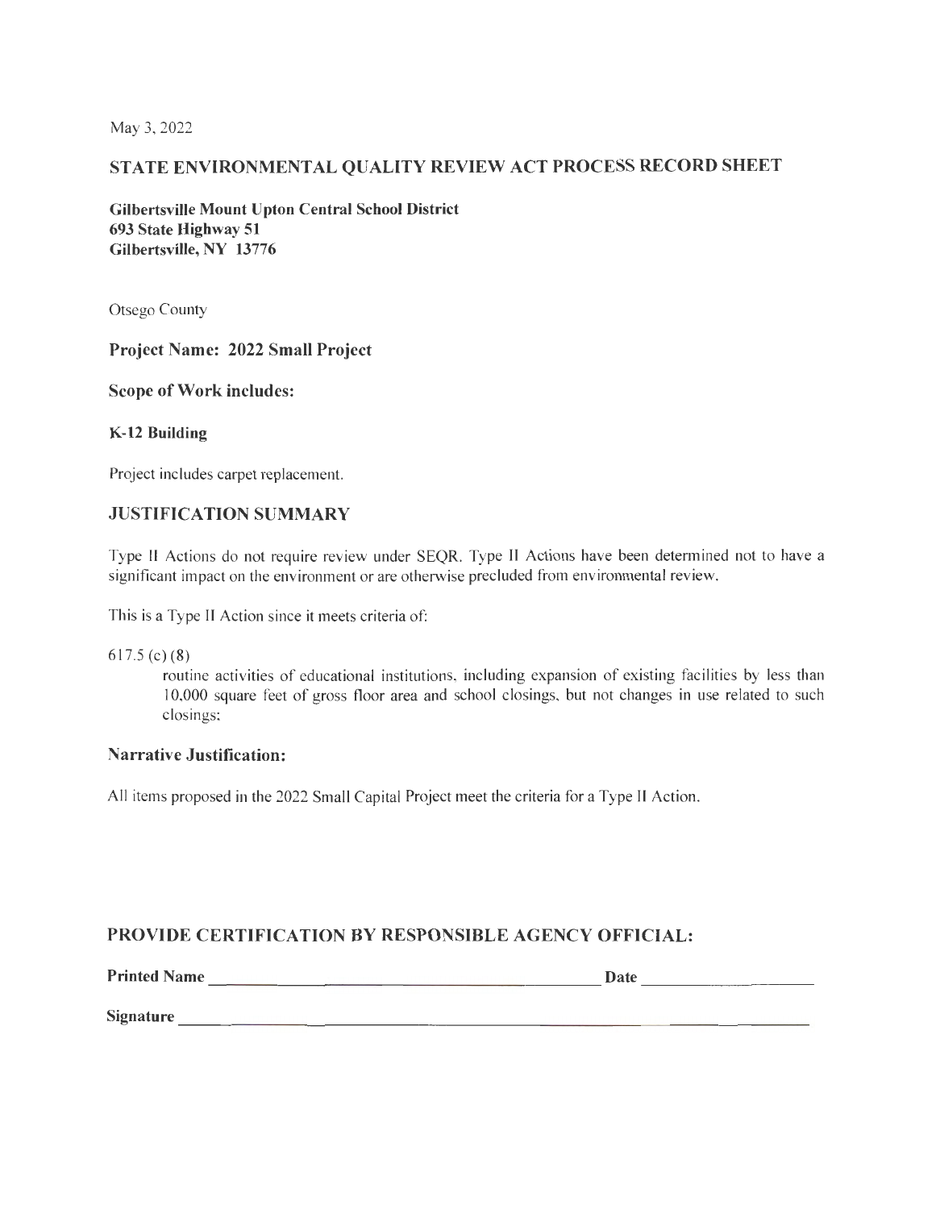May 3, 2022

## STATE ENVIRONMENTAL QUALITY REVIEW ACT PROCESS RECORD SHEET

**Gilbertsville Mount Upton Central School District**
**693 State Highway 51**
**Gilbertsville, NY 13776**

Otsego County

### Project Name: 2022 Small Project

### Scope of Work includes:

**K-12 Building**

Project includes carpet replacement.

## JUSTIFICATION SUMMARY

Type II Actions do not require review under SEQR. Type II Actions have been determined not to have a significant impact on the environment or are otherwise precluded from environmental review.

This is a Type II Action since it meets criteria of:

617.5 (c) (8)

> routine activities of educational institutions, including expansion of existing facilities by less than 10,000 square feet of gross floor area and school closings, but not changes in use related to such closings;

### Narrative Justification:

All items proposed in the 2022 Small Capital Project meet the criteria for a Type II Action.

## PROVIDE CERTIFICATION BY RESPONSIBLE AGENCY OFFICIAL:

**Printed Name** ______________________________________________ **Date** ____________________

**Signature** ________________________________________________________________________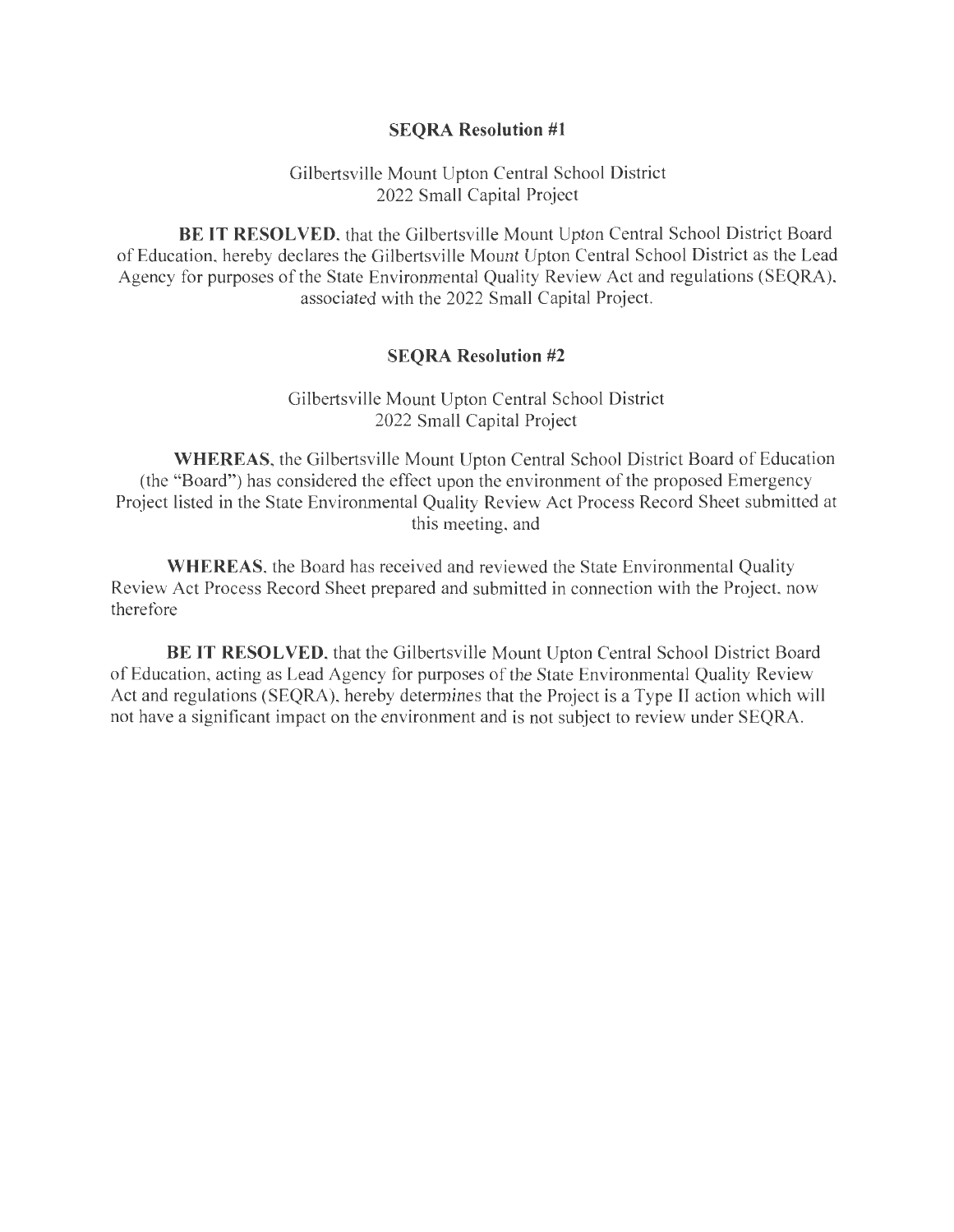## SEQRA Resolution #1

Gilbertsville Mount Upton Central School District
2022 Small Capital Project

**BE IT RESOLVED**, that the Gilbertsville Mount Upton Central School District Board of Education, hereby declares the Gilbertsville Mount Upton Central School District as the Lead Agency for purposes of the State Environmental Quality Review Act and regulations (SEQRA), associated with the 2022 Small Capital Project.

## SEQRA Resolution #2

Gilbertsville Mount Upton Central School District
2022 Small Capital Project

**WHEREAS**, the Gilbertsville Mount Upton Central School District Board of Education (the "Board") has considered the effect upon the environment of the proposed Emergency Project listed in the State Environmental Quality Review Act Process Record Sheet submitted at this meeting, and

**WHEREAS**, the Board has received and reviewed the State Environmental Quality Review Act Process Record Sheet prepared and submitted in connection with the Project, now therefore

**BE IT RESOLVED**, that the Gilbertsville Mount Upton Central School District Board of Education, acting as Lead Agency for purposes of the State Environmental Quality Review Act and regulations (SEQRA), hereby determines that the Project is a Type II action which will not have a significant impact on the environment and is not subject to review under SEQRA.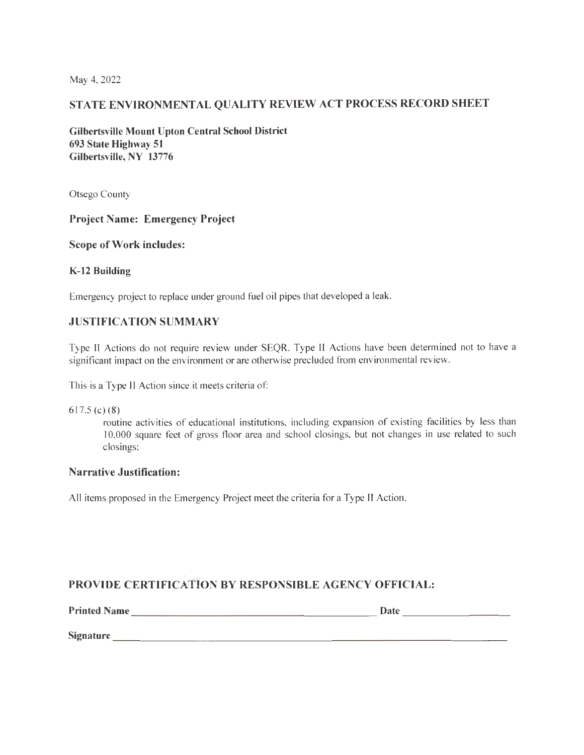May 4, 2022

## STATE ENVIRONMENTAL QUALITY REVIEW ACT PROCESS RECORD SHEET

**Gilbertsville Mount Upton Central School District**
**693 State Highway 51**
**Gilbertsville, NY 13776**

Otsego County

### Project Name: Emergency Project

### Scope of Work includes:

**K-12 Building**

Emergency project to replace under ground fuel oil pipes that developed a leak.

### JUSTIFICATION SUMMARY

Type II Actions do not require review under SEQR. Type II Actions have been determined not to have a significant impact on the environment or are otherwise precluded from environmental review.

This is a Type II Action since it meets criteria of:

617.5 (c) (8)

> routine activities of educational institutions, including expansion of existing facilities by less than 10,000 square feet of gross floor area and school closings, but not changes in use related to such closings:

### Narrative Justification:

All items proposed in the Emergency Project meet the criteria for a Type II Action.

### PROVIDE CERTIFICATION BY RESPONSIBLE AGENCY OFFICIAL:

**Printed Name** ______________________________ **Date** ______________

**Signature** ______________________________________________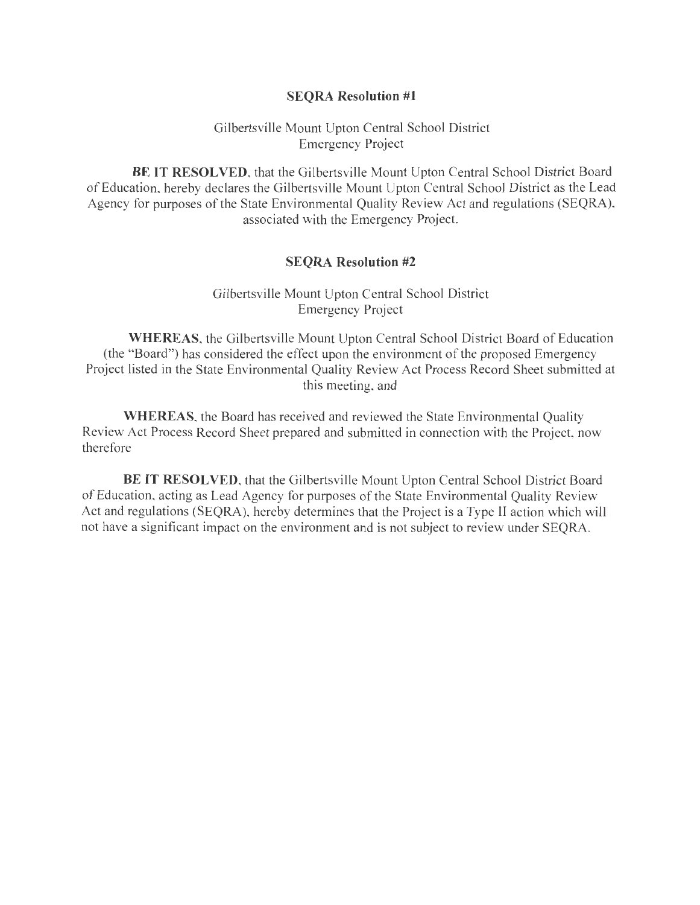## SEQRA Resolution #1

Gilbertsville Mount Upton Central School District
Emergency Project

**BE IT RESOLVED**, that the Gilbertsville Mount Upton Central School District Board of Education, hereby declares the Gilbertsville Mount Upton Central School District as the Lead Agency for purposes of the State Environmental Quality Review Act and regulations (SEQRA), associated with the Emergency Project.

## SEQRA Resolution #2

Gilbertsville Mount Upton Central School District
Emergency Project

**WHEREAS**, the Gilbertsville Mount Upton Central School District Board of Education (the "Board") has considered the effect upon the environment of the proposed Emergency Project listed in the State Environmental Quality Review Act Process Record Sheet submitted at this meeting, and

**WHEREAS**, the Board has received and reviewed the State Environmental Quality Review Act Process Record Sheet prepared and submitted in connection with the Project, now therefore

**BE IT RESOLVED**, that the Gilbertsville Mount Upton Central School District Board of Education, acting as Lead Agency for purposes of the State Environmental Quality Review Act and regulations (SEQRA), hereby determines that the Project is a Type II action which will not have a significant impact on the environment and is not subject to review under SEQRA.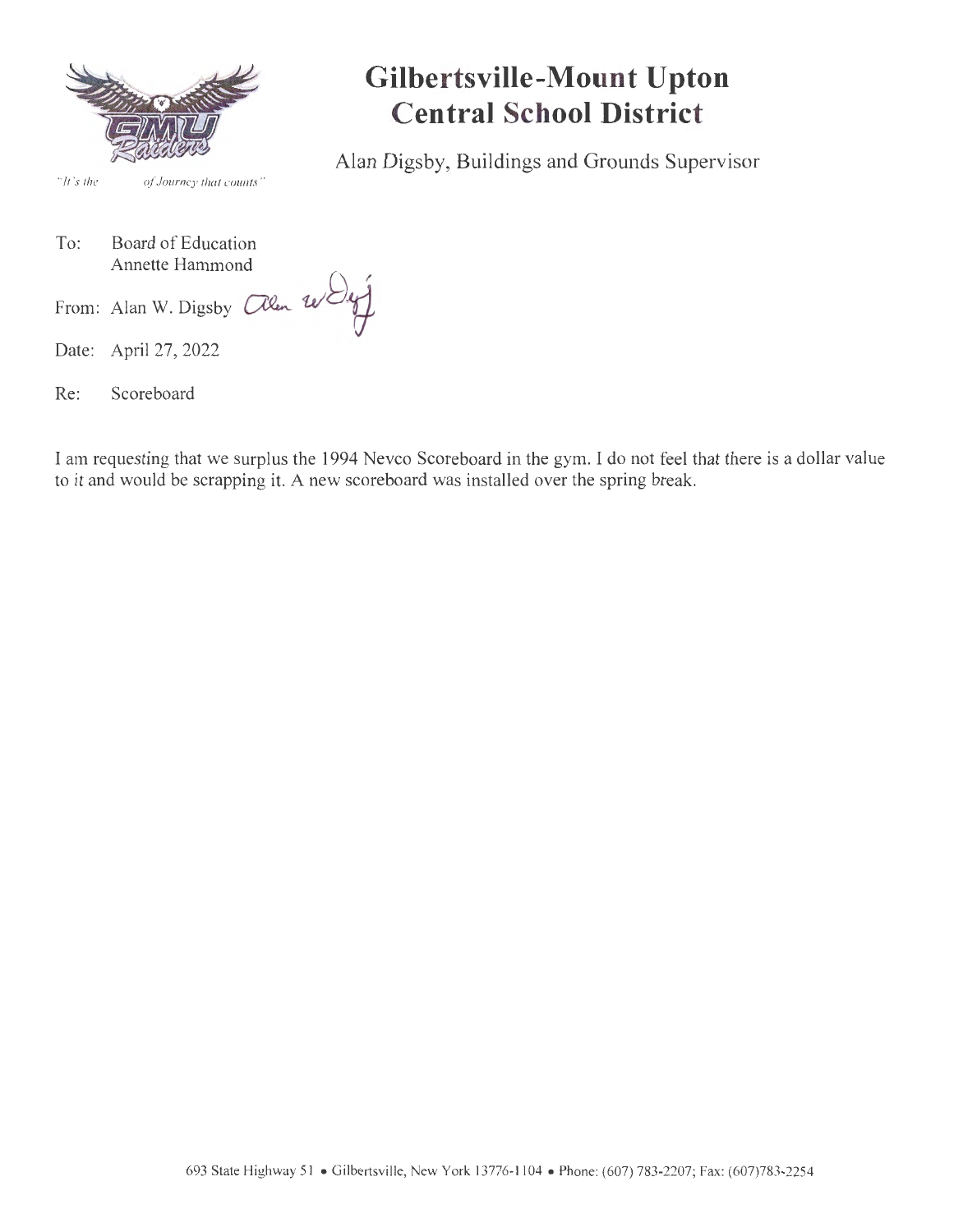# Gilbertsville-Mount Upton Central School District

Alan Digsby, Buildings and Grounds Supervisor

"It's the of Journey that counts"

To: Board of Education
Annette Hammond

From: Alan W. Digsby

Date: April 27, 2022

Re: Scoreboard

I am requesting that we surplus the 1994 Nevco Scoreboard in the gym. I do not feel that there is a dollar value to it and would be scrapping it. A new scoreboard was installed over the spring break.

693 State Highway 51 • Gilbertsville, New York 13776-1104 • Phone: (607) 783-2207; Fax: (607)783-2254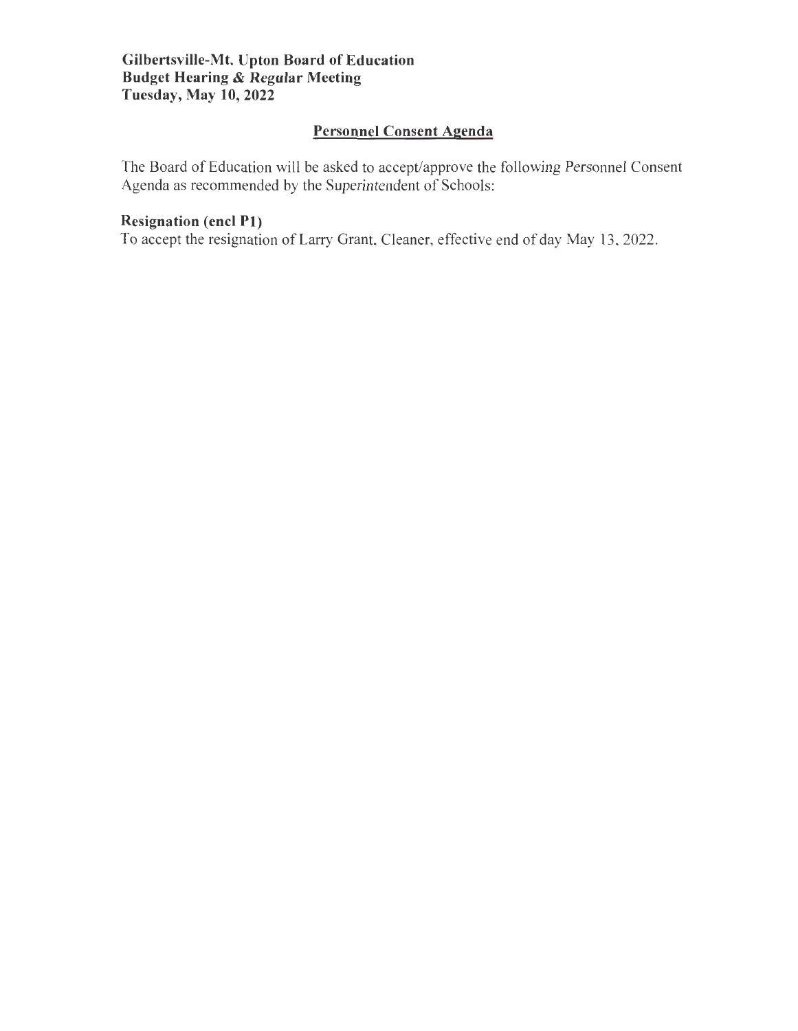**Gilbertsville-Mt. Upton Board of Education**
**Budget Hearing & Regular Meeting**
**Tuesday, May 10, 2022**

## Personnel Consent Agenda

The Board of Education will be asked to accept/approve the following Personnel Consent Agenda as recommended by the Superintendent of Schools:

**Resignation (encl P1)**
To accept the resignation of Larry Grant, Cleaner, effective end of day May 13, 2022.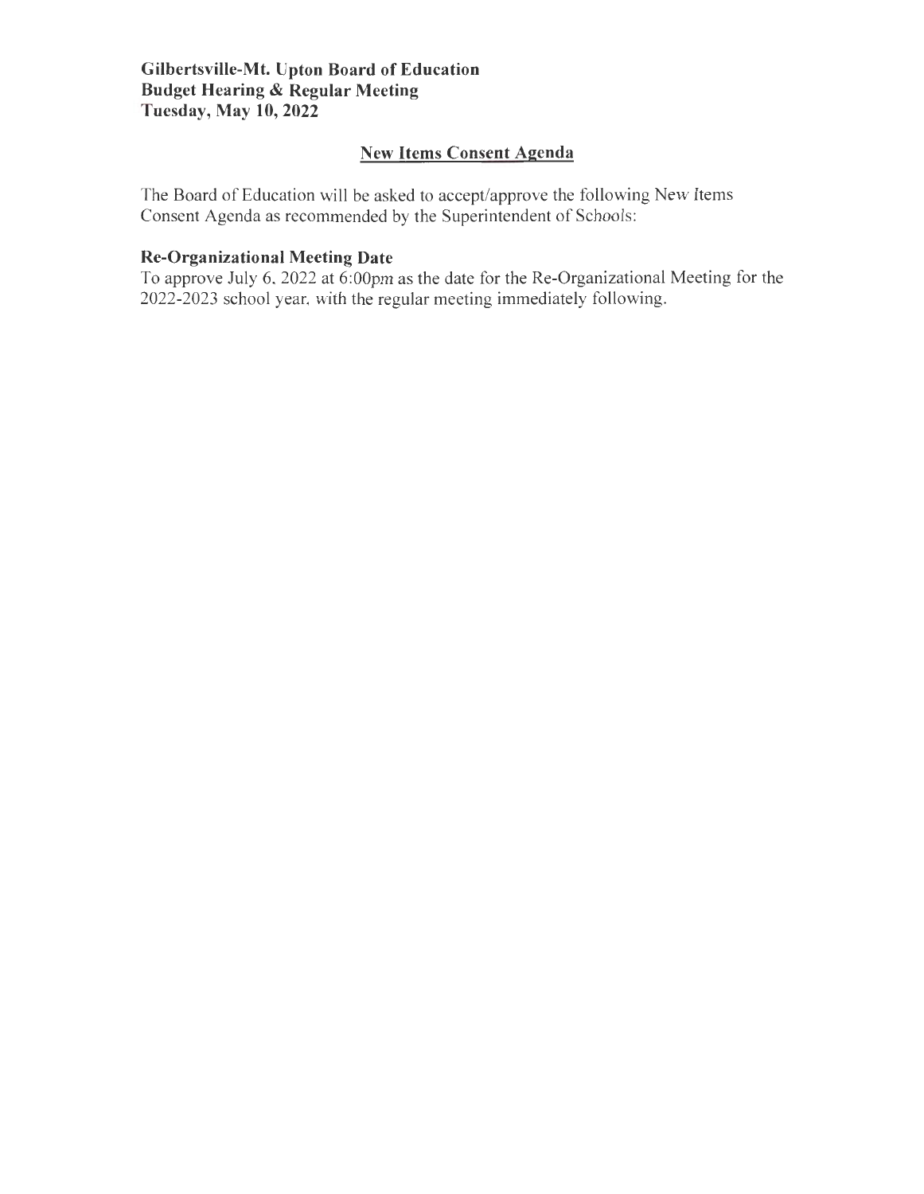**Gilbertsville-Mt. Upton Board of Education**
**Budget Hearing & Regular Meeting**
**Tuesday, May 10, 2022**

## New Items Consent Agenda

The Board of Education will be asked to accept/approve the following New Items Consent Agenda as recommended by the Superintendent of Schools:

### Re-Organizational Meeting Date

To approve July 6, 2022 at 6:00pm as the date for the Re-Organizational Meeting for the 2022-2023 school year, with the regular meeting immediately following.